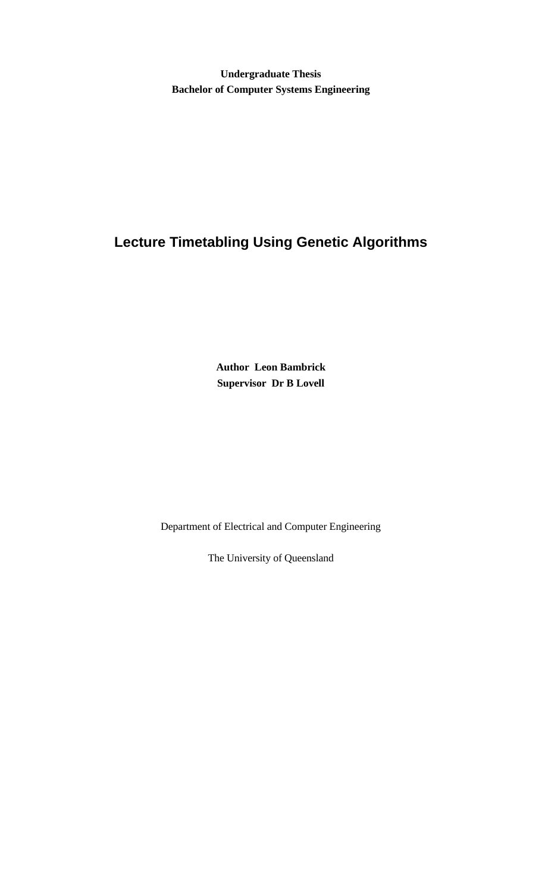**Undergraduate Thesis**
**Bachelor of Computer Systems Engineering**

# Lecture Timetabling Using Genetic Algorithms

**Author Leon Bambrick**
**Supervisor Dr B Lovell**

Department of Electrical and Computer Engineering

The University of Queensland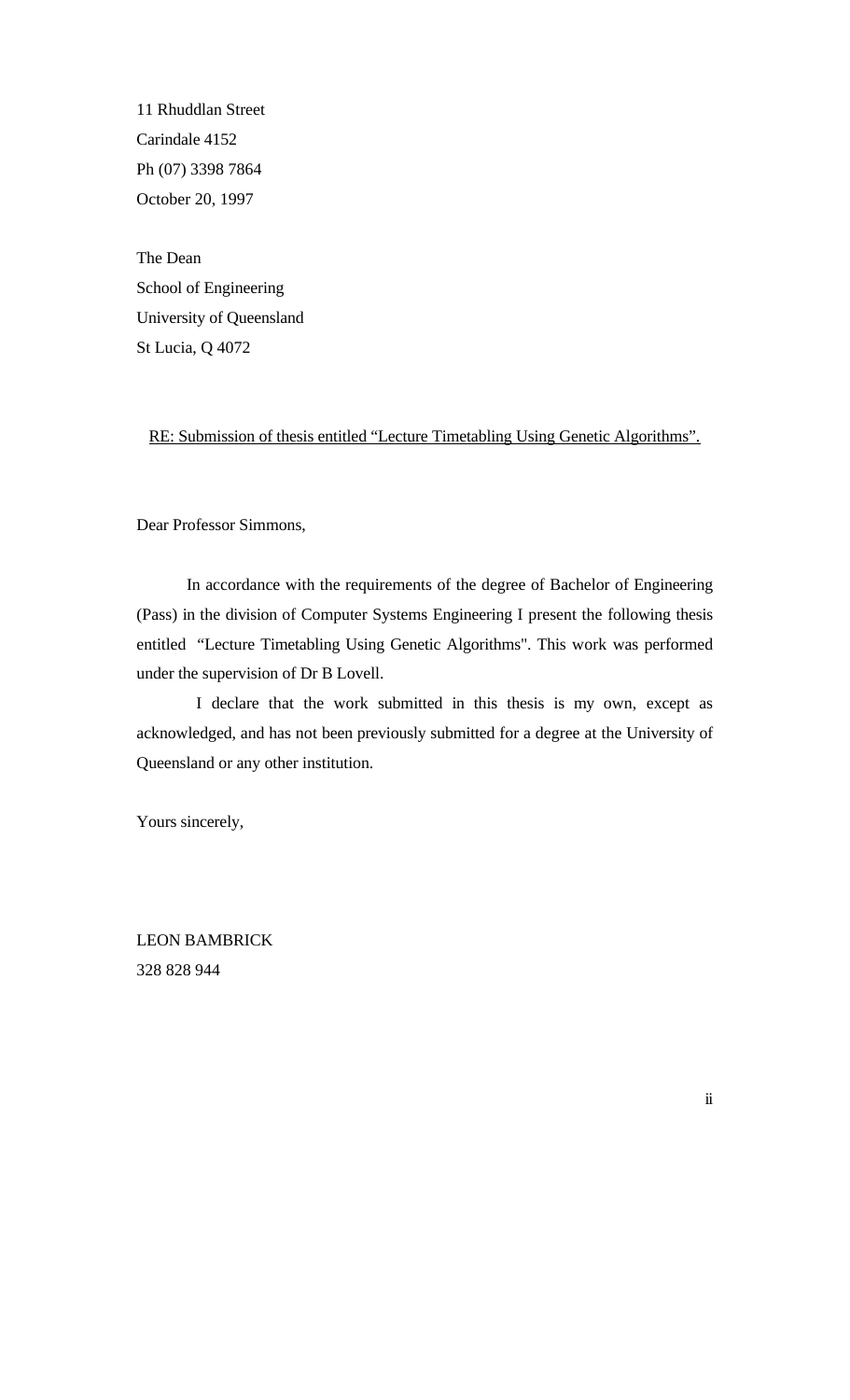11 Rhuddlan Street

Carindale 4152

Ph (07) 3398 7864

October 20, 1997

The Dean

School of Engineering

University of Queensland

St Lucia, Q 4072

RE: Submission of thesis entitled "Lecture Timetabling Using Genetic Algorithms".

Dear Professor Simmons,

In accordance with the requirements of the degree of Bachelor of Engineering (Pass) in the division of Computer Systems Engineering I present the following thesis entitled "Lecture Timetabling Using Genetic Algorithms". This work was performed under the supervision of Dr B Lovell.

I declare that the work submitted in this thesis is my own, except as acknowledged, and has not been previously submitted for a degree at the University of Queensland or any other institution.

Yours sincerely,

LEON BAMBRICK

328 828 944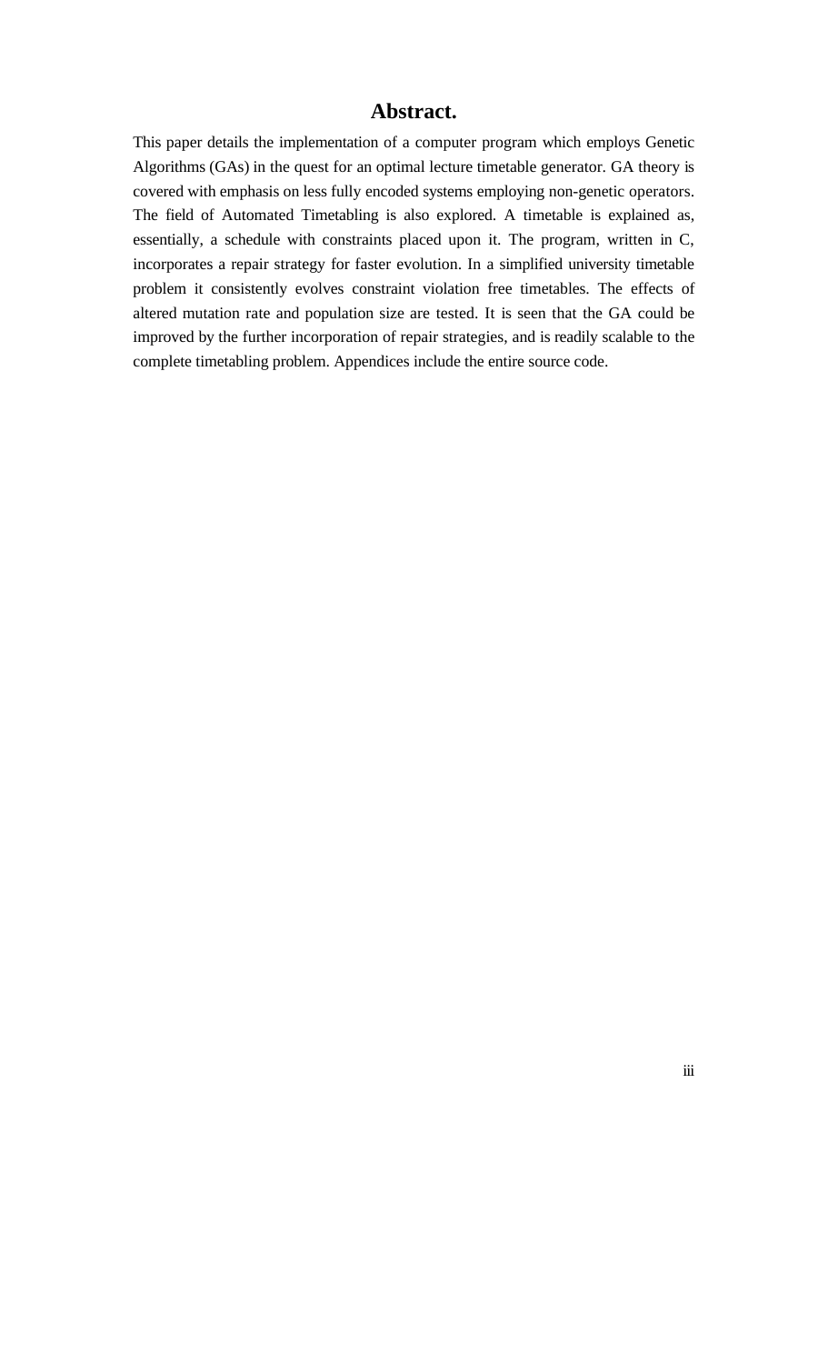# Abstract.

This paper details the implementation of a computer program which employs Genetic Algorithms (GAs) in the quest for an optimal lecture timetable generator. GA theory is covered with emphasis on less fully encoded systems employing non-genetic operators. The field of Automated Timetabling is also explored. A timetable is explained as, essentially, a schedule with constraints placed upon it. The program, written in C, incorporates a repair strategy for faster evolution. In a simplified university timetable problem it consistently evolves constraint violation free timetables. The effects of altered mutation rate and population size are tested. It is seen that the GA could be improved by the further incorporation of repair strategies, and is readily scalable to the complete timetabling problem. Appendices include the entire source code.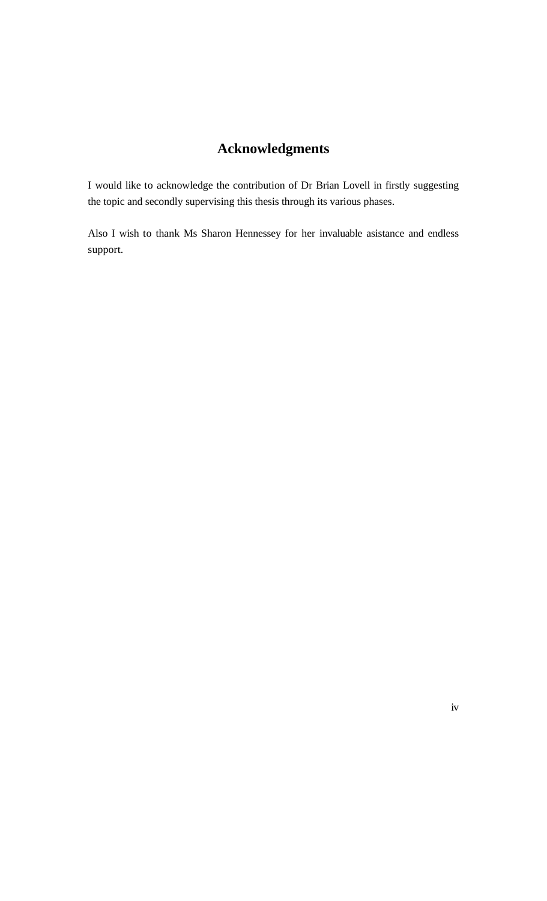# Acknowledgments

I would like to acknowledge the contribution of Dr Brian Lovell in firstly suggesting the topic and secondly supervising this thesis through its various phases.

Also I wish to thank Ms Sharon Hennessey for her invaluable asistance and endless support.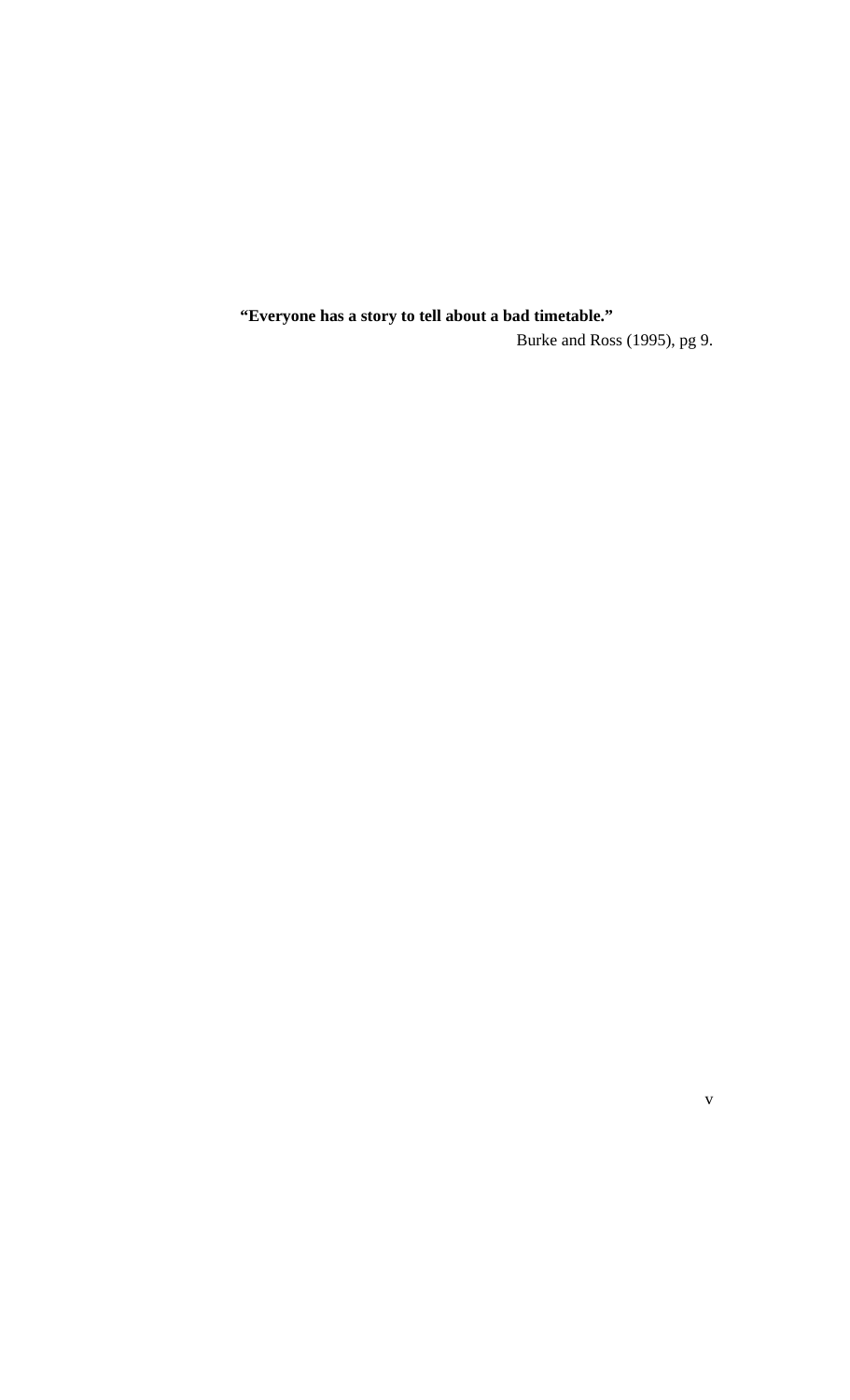**“Everyone has a story to tell about a bad timetable.”**

Burke and Ross (1995), pg 9.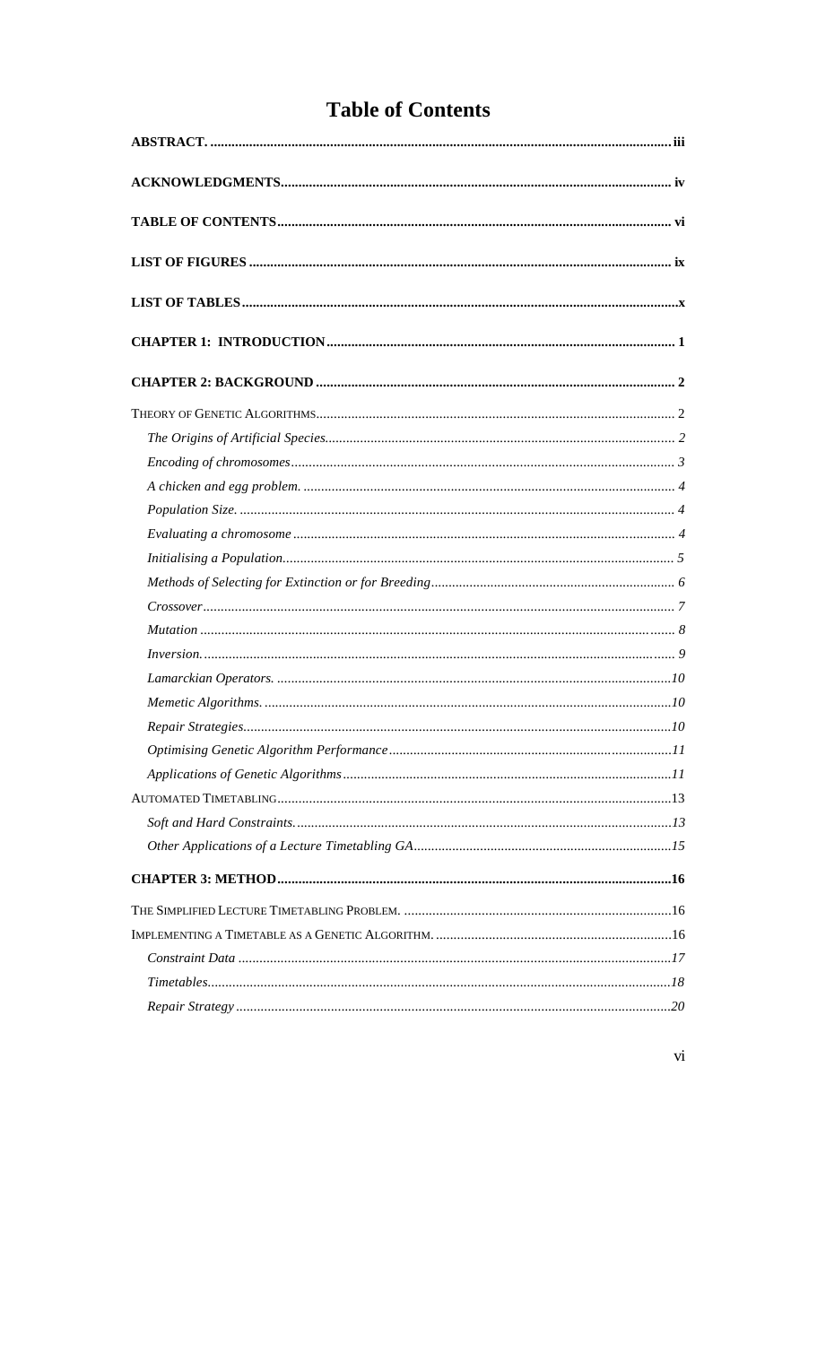# Table of Contents

**ABSTRACT.** ........ **iii**

**ACKNOWLEDGMENTS** ........ **iv**

**TABLE OF CONTENTS** ........ **vi**

**LIST OF FIGURES** ........ **ix**

**LIST OF TABLES** ........ **x**

**CHAPTER 1: INTRODUCTION** ........ **1**

**CHAPTER 2: BACKGROUND** ........ **2**

THEORY OF GENETIC ALGORITHMS ........ 2

- *The Origins of Artificial Species* ........ *2*
- *Encoding of chromosomes* ........ *3*
- *A chicken and egg problem.* ........ *4*
- *Population Size.* ........ *4*
- *Evaluating a chromosome* ........ *4*
- *Initialising a Population* ........ *5*
- *Methods of Selecting for Extinction or for Breeding* ........ *6*
- *Crossover* ........ *7*
- *Mutation* ........ *8*
- *Inversion.* ........ *9*
- *Lamarckian Operators.* ........ *10*
- *Memetic Algorithms.* ........ *10*
- *Repair Strategies* ........ *10*
- *Optimising Genetic Algorithm Performance* ........ *11*
- *Applications of Genetic Algorithms* ........ *11*

AUTOMATED TIMETABLING ........ 13

- *Soft and Hard Constraints.* ........ *13*
- *Other Applications of a Lecture Timetabling GA* ........ *15*

**CHAPTER 3: METHOD** ........ **16**

THE SIMPLIFIED LECTURE TIMETABLING PROBLEM. ........ 16

IMPLEMENTING A TIMETABLE AS A GENETIC ALGORITHM. ........ 16

- *Constraint Data* ........ *17*
- *Timetables* ........ *18*
- *Repair Strategy* ........ *20*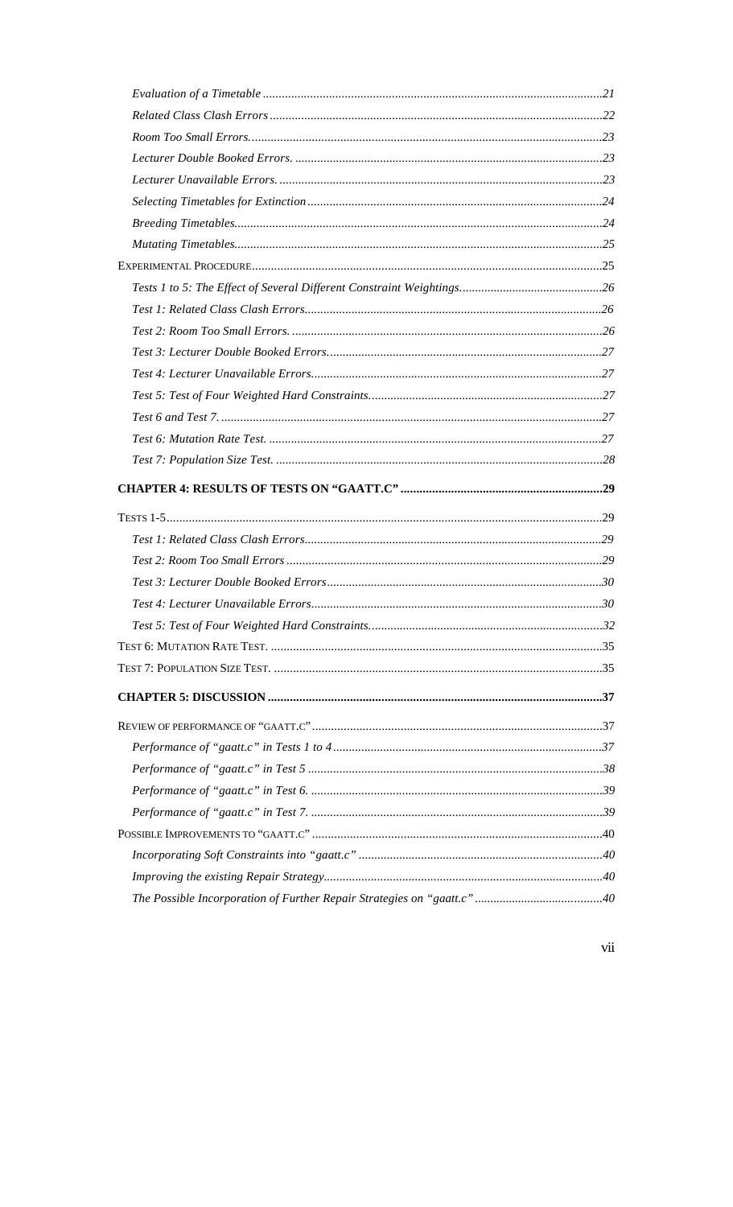*Evaluation of a Timetable* ............................................................................................................*21*

*Related Class Clash Errors* ..........................................................................................................*22*

*Room Too Small Errors.* ..............................................................................................................*23*

*Lecturer Double Booked Errors.* .................................................................................................*23*

*Lecturer Unavailable Errors.* .......................................................................................................*23*

*Selecting Timetables for Extinction* .............................................................................................*24*

*Breeding Timetables.* ....................................................................................................................*24*

*Mutating Timetables.* ....................................................................................................................*25*

EXPERIMENTAL PROCEDURE...............................................................................................................25

*Tests 1 to 5: The Effect of Several Different Constraint Weightings.* ............................................*26*

*Test 1: Related Class Clash Errors* ..............................................................................................*26*

*Test 2: Room Too Small Errors.* ...................................................................................................*26*

*Test 3: Lecturer Double Booked Errors.* .......................................................................................*27*

*Test 4: Lecturer Unavailable Errors.* ............................................................................................*27*

*Test 5: Test of Four Weighted Hard Constraints.* ..........................................................................*27*

*Test 6 and Test 7.* .........................................................................................................................*27*

*Test 6: Mutation Rate Test.* ..........................................................................................................*27*

*Test 7: Population Size Test.* ........................................................................................................*28*

**CHAPTER 4: RESULTS OF TESTS ON "GAATT.C" ...............................................................29**

TESTS 1-5..........................................................................................................................................29

*Test 1: Related Class Clash Errors* ..............................................................................................*29*

*Test 2: Room Too Small Errors* ....................................................................................................*29*

*Test 3: Lecturer Double Booked Errors* .......................................................................................*30*

*Test 4: Lecturer Unavailable Errors* ............................................................................................*30*

*Test 5: Test of Four Weighted Hard Constraints.* ..........................................................................*32*

TEST 6: MUTATION RATE TEST. .........................................................................................................35

TEST 7: POPULATION SIZE TEST. ........................................................................................................35

**CHAPTER 5: DISCUSSION .........................................................................................................37**

REVIEW OF PERFORMANCE OF "GAATT.C" ..........................................................................................37

*Performance of "gaatt.c" in Tests 1 to 4* .....................................................................................*37*

*Performance of "gaatt.c" in Test 5* ..............................................................................................*38*

*Performance of "gaatt.c" in Test 6.* .............................................................................................*39*

*Performance of "gaatt.c" in Test 7.* .............................................................................................*39*

POSSIBLE IMPROVEMENTS TO "GAATT.C" ...........................................................................................40

*Incorporating Soft Constraints into "gaatt.c"* .............................................................................*40*

*Improving the existing Repair Strategy.* .......................................................................................*40*

*The Possible Incorporation of Further Repair Strategies on "gaatt.c"* .........................................*40*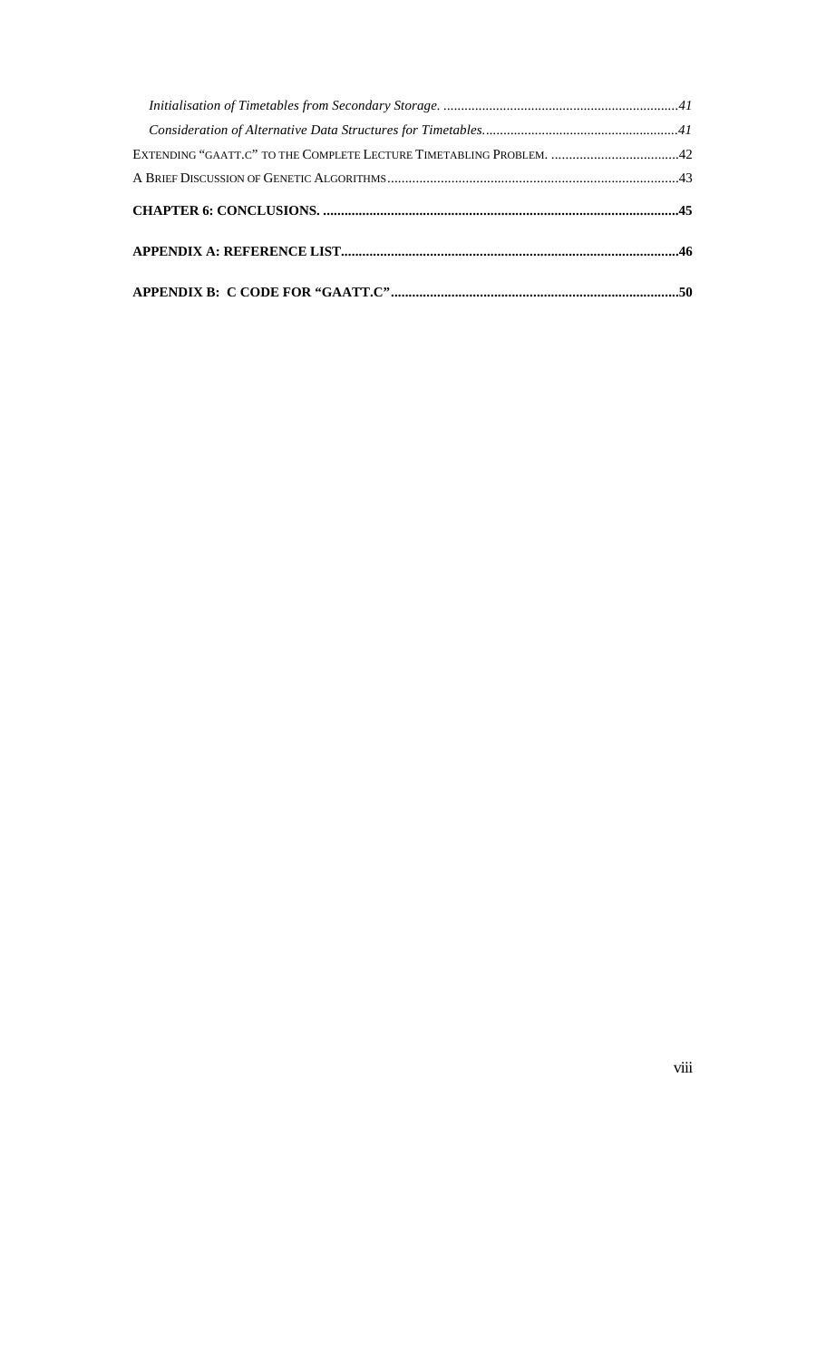*Initialisation of Timetables from Secondary Storage.* ....................................................................*41*

*Consideration of Alternative Data Structures for Timetables*........................................................*41*

EXTENDING "GAATT.C" TO THE COMPLETE LECTURE TIMETABLING PROBLEM. ....................................42

A BRIEF DISCUSSION OF GENETIC ALGORITHMS..................................................................................43

**CHAPTER 6: CONCLUSIONS. ....................................................................................................45**

**APPENDIX A: REFERENCE LIST................................................................................................46**

**APPENDIX B: C CODE FOR "GAATT.C"...................................................................................50**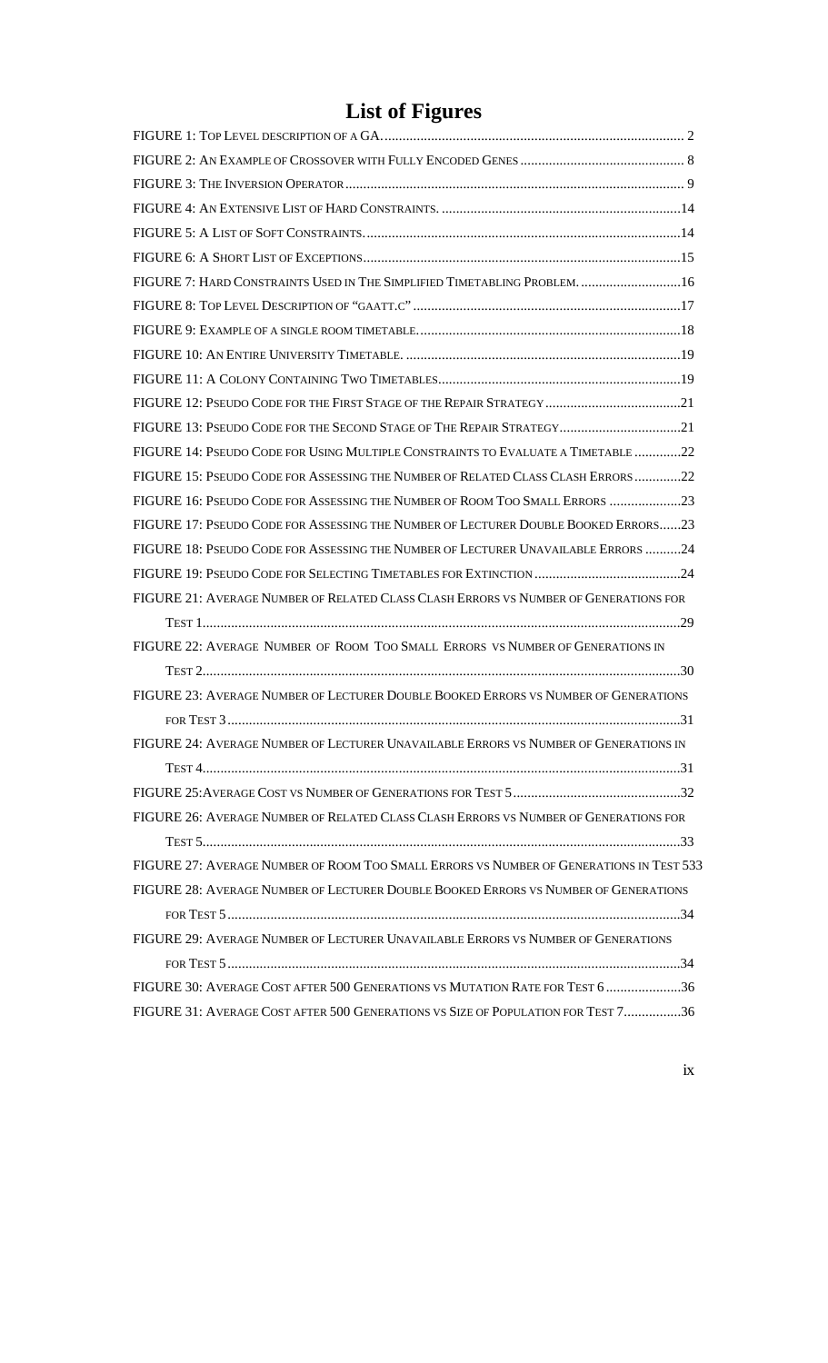# List of Figures

FIGURE 1: TOP LEVEL DESCRIPTION OF A GA. .................................................................................... 2

FIGURE 2: AN EXAMPLE OF CROSSOVER WITH FULLY ENCODED GENES ............................................. 8

FIGURE 3: THE INVERSION OPERATOR ............................................................................................. 9

FIGURE 4: AN EXTENSIVE LIST OF HARD CONSTRAINTS. ..................................................................14

FIGURE 5: A LIST OF SOFT CONSTRAINTS. .......................................................................................14

FIGURE 6: A SHORT LIST OF EXCEPTIONS ........................................................................................15

FIGURE 7: HARD CONSTRAINTS USED IN THE SIMPLIFIED TIMETABLING PROBLEM. ............................16

FIGURE 8: TOP LEVEL DESCRIPTION OF "GAATT.C" ..........................................................................17

FIGURE 9: EXAMPLE OF A SINGLE ROOM TIMETABLE. ........................................................................18

FIGURE 10: AN ENTIRE UNIVERSITY TIMETABLE. ............................................................................19

FIGURE 11: A COLONY CONTAINING TWO TIMETABLES ...................................................................19

FIGURE 12: PSEUDO CODE FOR THE FIRST STAGE OF THE REPAIR STRATEGY .....................................21

FIGURE 13: PSEUDO CODE FOR THE SECOND STAGE OF THE REPAIR STRATEGY .................................21

FIGURE 14: PSEUDO CODE FOR USING MULTIPLE CONSTRAINTS TO EVALUATE A TIMETABLE .............22

FIGURE 15: PSEUDO CODE FOR ASSESSING THE NUMBER OF RELATED CLASS CLASH ERRORS .............22

FIGURE 16: PSEUDO CODE FOR ASSESSING THE NUMBER OF ROOM TOO SMALL ERRORS ....................23

FIGURE 17: PSEUDO CODE FOR ASSESSING THE NUMBER OF LECTURER DOUBLE BOOKED ERRORS......23

FIGURE 18: PSEUDO CODE FOR ASSESSING THE NUMBER OF LECTURER UNAVAILABLE ERRORS ..........24

FIGURE 19: PSEUDO CODE FOR SELECTING TIMETABLES FOR EXTINCTION .........................................24

FIGURE 21: AVERAGE NUMBER OF RELATED CLASS CLASH ERRORS VS NUMBER OF GENERATIONS FOR TEST 1......................................................................................................................................29

FIGURE 22: AVERAGE NUMBER OF ROOM TOO SMALL ERRORS VS NUMBER OF GENERATIONS IN TEST 2......................................................................................................................................30

FIGURE 23: AVERAGE NUMBER OF LECTURER DOUBLE BOOKED ERRORS VS NUMBER OF GENERATIONS FOR TEST 3...............................................................................................................................31

FIGURE 24: AVERAGE NUMBER OF LECTURER UNAVAILABLE ERRORS VS NUMBER OF GENERATIONS IN TEST 4......................................................................................................................................31

FIGURE 25:AVERAGE COST VS NUMBER OF GENERATIONS FOR TEST 5...............................................32

FIGURE 26: AVERAGE NUMBER OF RELATED CLASS CLASH ERRORS VS NUMBER OF GENERATIONS FOR TEST 5......................................................................................................................................33

FIGURE 27: AVERAGE NUMBER OF ROOM TOO SMALL ERRORS VS NUMBER OF GENERATIONS IN TEST 533

FIGURE 28: AVERAGE NUMBER OF LECTURER DOUBLE BOOKED ERRORS VS NUMBER OF GENERATIONS FOR TEST 5...............................................................................................................................34

FIGURE 29: AVERAGE NUMBER OF LECTURER UNAVAILABLE ERRORS VS NUMBER OF GENERATIONS FOR TEST 5...............................................................................................................................34

FIGURE 30: AVERAGE COST AFTER 500 GENERATIONS VS MUTATION RATE FOR TEST 6 .....................36

FIGURE 31: AVERAGE COST AFTER 500 GENERATIONS VS SIZE OF POPULATION FOR TEST 7................36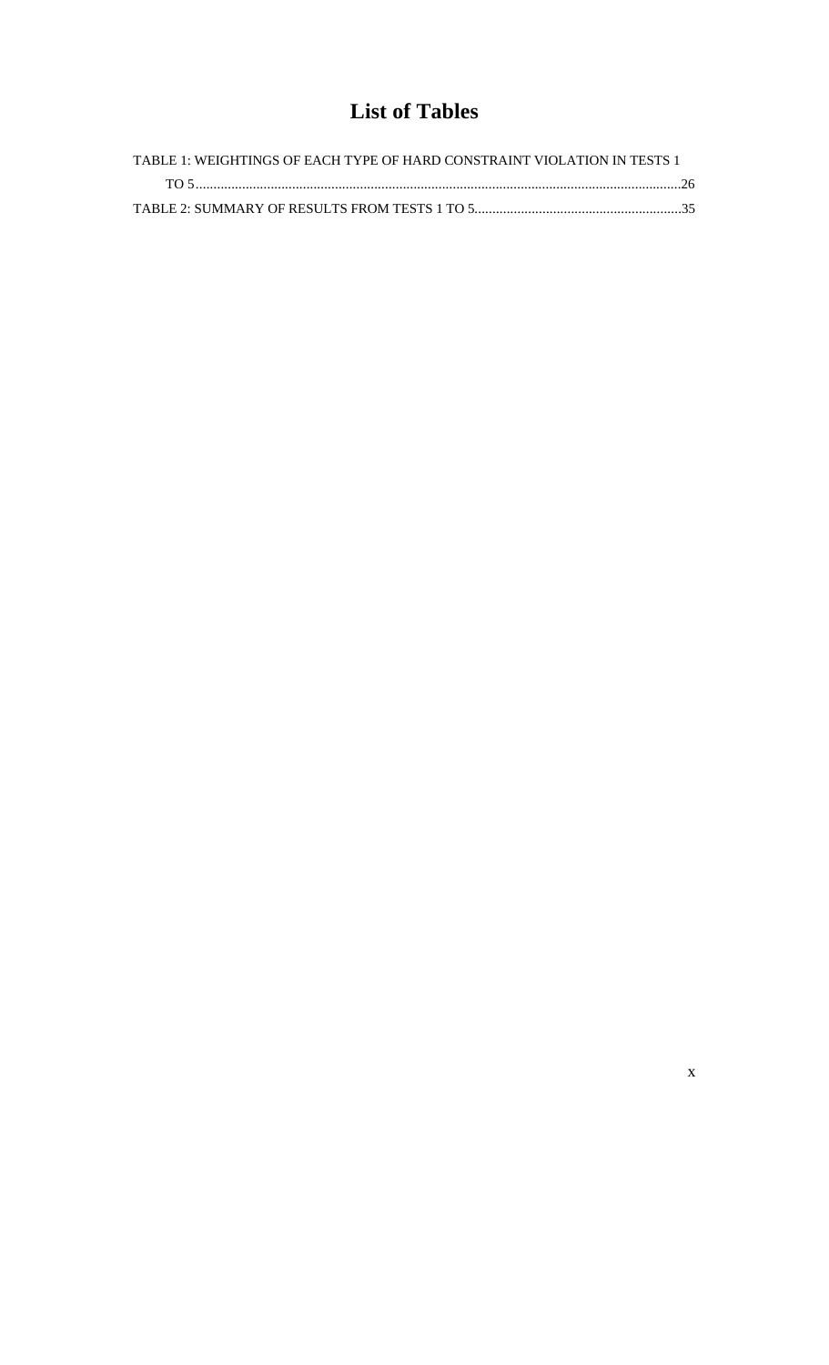# List of Tables

TABLE 1: WEIGHTINGS OF EACH TYPE OF HARD CONSTRAINT VIOLATION IN TESTS 1 TO 5 ........................................................................................................................26

TABLE 2: SUMMARY OF RESULTS FROM TESTS 1 TO 5..........................................................35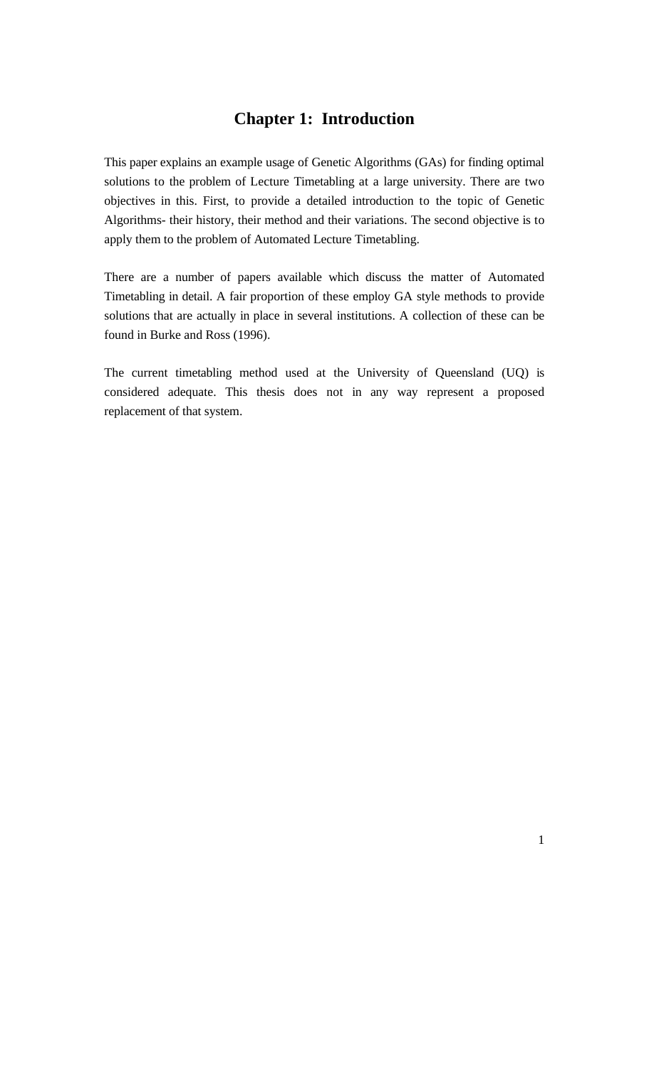# Chapter 1: Introduction

This paper explains an example usage of Genetic Algorithms (GAs) for finding optimal solutions to the problem of Lecture Timetabling at a large university. There are two objectives in this. First, to provide a detailed introduction to the topic of Genetic Algorithms- their history, their method and their variations. The second objective is to apply them to the problem of Automated Lecture Timetabling.

There are a number of papers available which discuss the matter of Automated Timetabling in detail. A fair proportion of these employ GA style methods to provide solutions that are actually in place in several institutions. A collection of these can be found in Burke and Ross (1996).

The current timetabling method used at the University of Queensland (UQ) is considered adequate. This thesis does not in any way represent a proposed replacement of that system.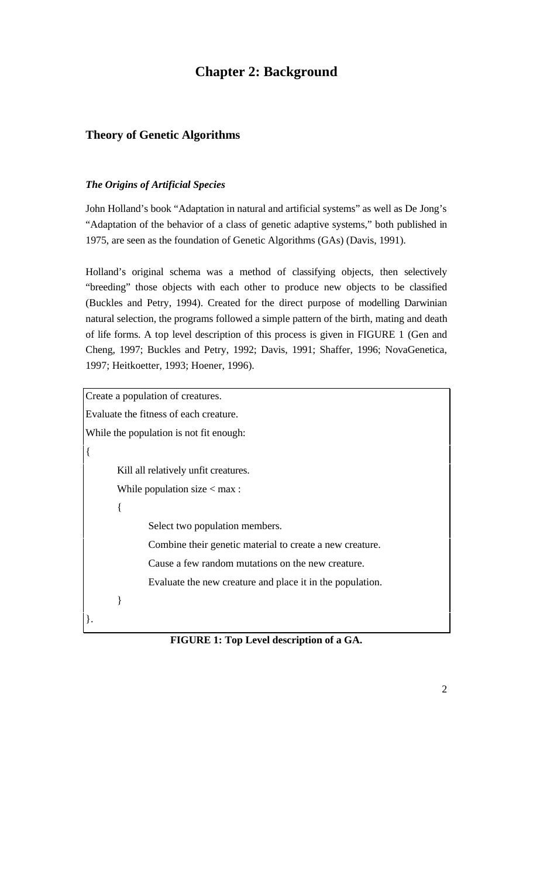# Chapter 2: Background

## Theory of Genetic Algorithms

### *The Origins of Artificial Species*

John Holland's book "Adaptation in natural and artificial systems" as well as De Jong's "Adaptation of the behavior of a class of genetic adaptive systems," both published in 1975, are seen as the foundation of Genetic Algorithms (GAs) (Davis, 1991).

Holland's original schema was a method of classifying objects, then selectively "breeding" those objects with each other to produce new objects to be classified (Buckles and Petry, 1994). Created for the direct purpose of modelling Darwinian natural selection, the programs followed a simple pattern of the birth, mating and death of life forms. A top level description of this process is given in FIGURE 1 (Gen and Cheng, 1997; Buckles and Petry, 1992; Davis, 1991; Shaffer, 1996; NovaGenetica, 1997; Heitkoetter, 1993; Hoener, 1996).

```
Create a population of creatures.
Evaluate the fitness of each creature.
While the population is not fit enough:
{
        Kill all relatively unfit creatures.
        While population size < max :
        {
                Select two population members.
                Combine their genetic material to create a new creature.
                Cause a few random mutations on the new creature.
                Evaluate the new creature and place it in the population.
        }
}.
```

**FIGURE 1: Top Level description of a GA.**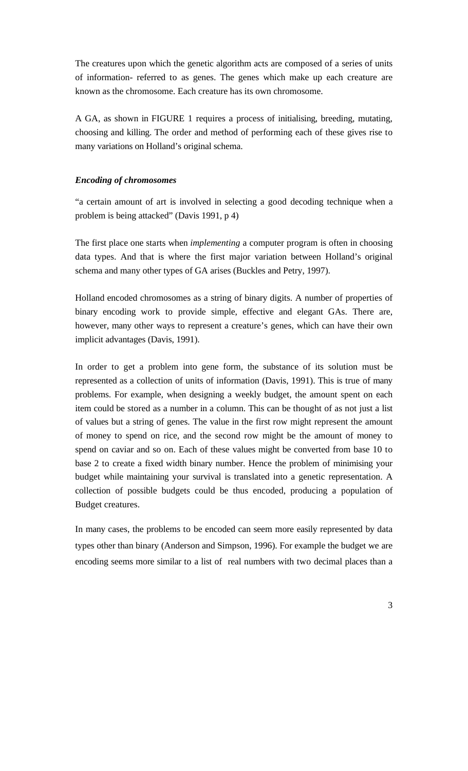The creatures upon which the genetic algorithm acts are composed of a series of units of information- referred to as genes. The genes which make up each creature are known as the chromosome. Each creature has its own chromosome.

A GA, as shown in FIGURE 1 requires a process of initialising, breeding, mutating, choosing and killing. The order and method of performing each of these gives rise to many variations on Holland's original schema.

### *Encoding of chromosomes*

"a certain amount of art is involved in selecting a good decoding technique when a problem is being attacked" (Davis 1991, p 4)

The first place one starts when *implementing* a computer program is often in choosing data types. And that is where the first major variation between Holland's original schema and many other types of GA arises (Buckles and Petry, 1997).

Holland encoded chromosomes as a string of binary digits. A number of properties of binary encoding work to provide simple, effective and elegant GAs. There are, however, many other ways to represent a creature's genes, which can have their own implicit advantages (Davis, 1991).

In order to get a problem into gene form, the substance of its solution must be represented as a collection of units of information (Davis, 1991). This is true of many problems. For example, when designing a weekly budget, the amount spent on each item could be stored as a number in a column. This can be thought of as not just a list of values but a string of genes. The value in the first row might represent the amount of money to spend on rice, and the second row might be the amount of money to spend on caviar and so on. Each of these values might be converted from base 10 to base 2 to create a fixed width binary number. Hence the problem of minimising your budget while maintaining your survival is translated into a genetic representation. A collection of possible budgets could be thus encoded, producing a population of Budget creatures.

In many cases, the problems to be encoded can seem more easily represented by data types other than binary (Anderson and Simpson, 1996). For example the budget we are encoding seems more similar to a list of real numbers with two decimal places than a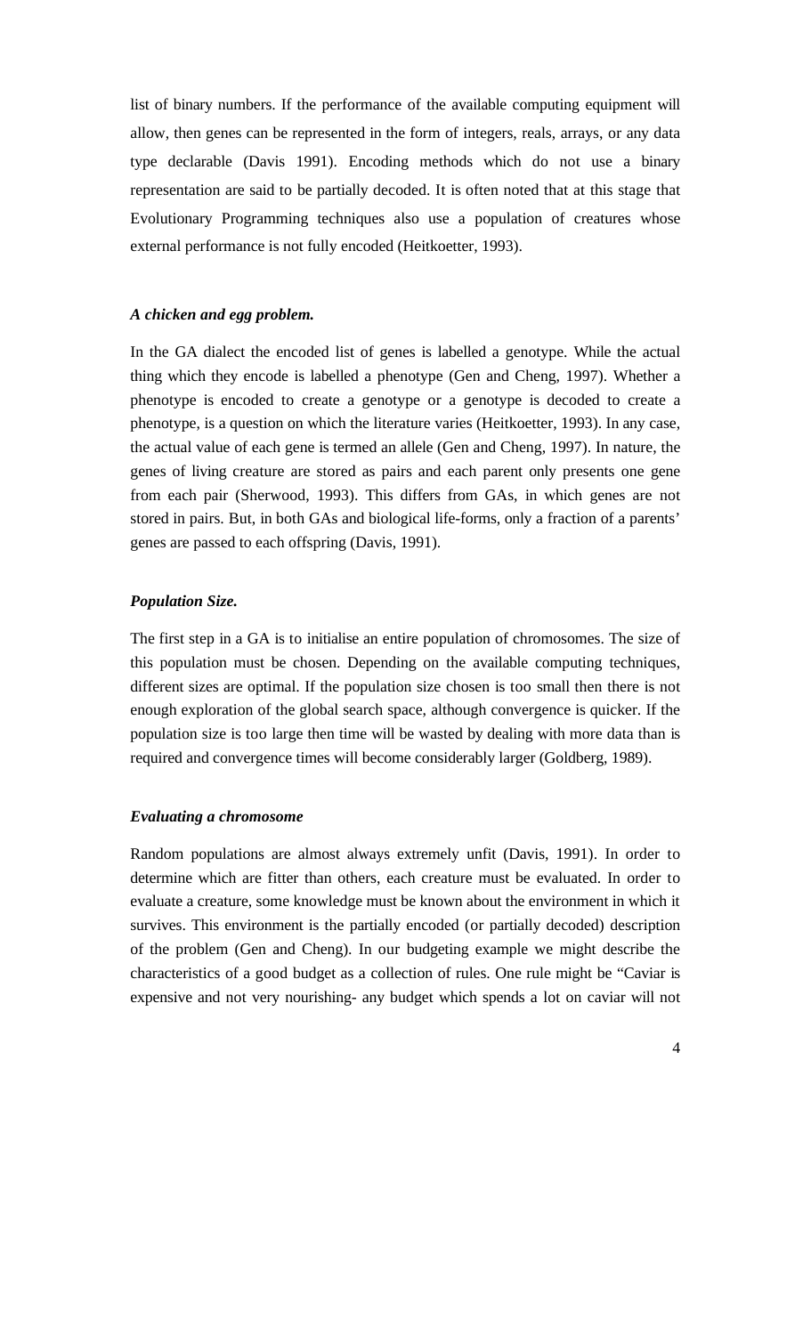list of binary numbers. If the performance of the available computing equipment will allow, then genes can be represented in the form of integers, reals, arrays, or any data type declarable (Davis 1991). Encoding methods which do not use a binary representation are said to be partially decoded. It is often noted that at this stage that Evolutionary Programming techniques also use a population of creatures whose external performance is not fully encoded (Heitkoetter, 1993).

### *A chicken and egg problem.*

In the GA dialect the encoded list of genes is labelled a genotype. While the actual thing which they encode is labelled a phenotype (Gen and Cheng, 1997). Whether a phenotype is encoded to create a genotype or a genotype is decoded to create a phenotype, is a question on which the literature varies (Heitkoetter, 1993). In any case, the actual value of each gene is termed an allele (Gen and Cheng, 1997). In nature, the genes of living creature are stored as pairs and each parent only presents one gene from each pair (Sherwood, 1993). This differs from GAs, in which genes are not stored in pairs. But, in both GAs and biological life-forms, only a fraction of a parents' genes are passed to each offspring (Davis, 1991).

### *Population Size.*

The first step in a GA is to initialise an entire population of chromosomes. The size of this population must be chosen. Depending on the available computing techniques, different sizes are optimal. If the population size chosen is too small then there is not enough exploration of the global search space, although convergence is quicker. If the population size is too large then time will be wasted by dealing with more data than is required and convergence times will become considerably larger (Goldberg, 1989).

### *Evaluating a chromosome*

Random populations are almost always extremely unfit (Davis, 1991). In order to determine which are fitter than others, each creature must be evaluated. In order to evaluate a creature, some knowledge must be known about the environment in which it survives. This environment is the partially encoded (or partially decoded) description of the problem (Gen and Cheng). In our budgeting example we might describe the characteristics of a good budget as a collection of rules. One rule might be "Caviar is expensive and not very nourishing- any budget which spends a lot on caviar will not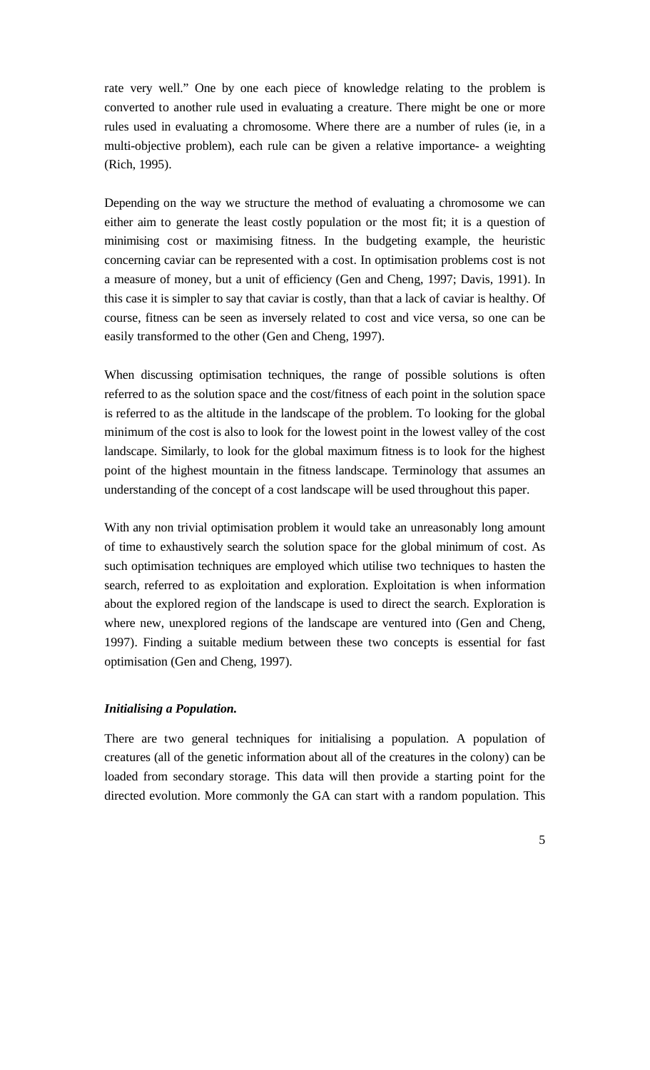rate very well." One by one each piece of knowledge relating to the problem is converted to another rule used in evaluating a creature. There might be one or more rules used in evaluating a chromosome. Where there are a number of rules (ie, in a multi-objective problem), each rule can be given a relative importance- a weighting (Rich, 1995).

Depending on the way we structure the method of evaluating a chromosome we can either aim to generate the least costly population or the most fit; it is a question of minimising cost or maximising fitness. In the budgeting example, the heuristic concerning caviar can be represented with a cost. In optimisation problems cost is not a measure of money, but a unit of efficiency (Gen and Cheng, 1997; Davis, 1991). In this case it is simpler to say that caviar is costly, than that a lack of caviar is healthy. Of course, fitness can be seen as inversely related to cost and vice versa, so one can be easily transformed to the other (Gen and Cheng, 1997).

When discussing optimisation techniques, the range of possible solutions is often referred to as the solution space and the cost/fitness of each point in the solution space is referred to as the altitude in the landscape of the problem. To looking for the global minimum of the cost is also to look for the lowest point in the lowest valley of the cost landscape. Similarly, to look for the global maximum fitness is to look for the highest point of the highest mountain in the fitness landscape. Terminology that assumes an understanding of the concept of a cost landscape will be used throughout this paper.

With any non trivial optimisation problem it would take an unreasonably long amount of time to exhaustively search the solution space for the global minimum of cost. As such optimisation techniques are employed which utilise two techniques to hasten the search, referred to as exploitation and exploration. Exploitation is when information about the explored region of the landscape is used to direct the search. Exploration is where new, unexplored regions of the landscape are ventured into (Gen and Cheng, 1997). Finding a suitable medium between these two concepts is essential for fast optimisation (Gen and Cheng, 1997).

### *Initialising a Population.*

There are two general techniques for initialising a population. A population of creatures (all of the genetic information about all of the creatures in the colony) can be loaded from secondary storage. This data will then provide a starting point for the directed evolution. More commonly the GA can start with a random population. This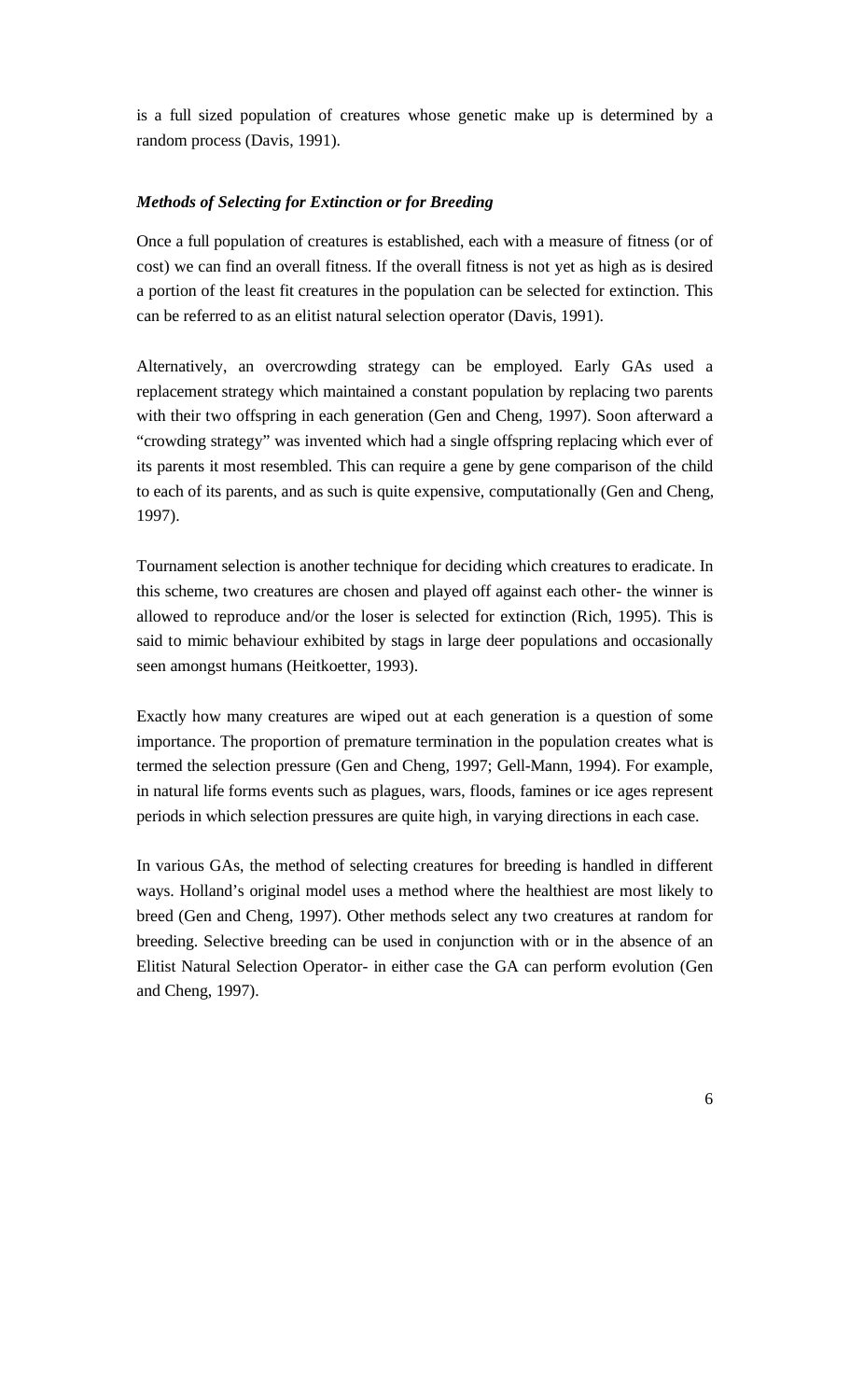is a full sized population of creatures whose genetic make up is determined by a random process (Davis, 1991).

### *Methods of Selecting for Extinction or for Breeding*

Once a full population of creatures is established, each with a measure of fitness (or of cost) we can find an overall fitness. If the overall fitness is not yet as high as is desired a portion of the least fit creatures in the population can be selected for extinction. This can be referred to as an elitist natural selection operator (Davis, 1991).

Alternatively, an overcrowding strategy can be employed. Early GAs used a replacement strategy which maintained a constant population by replacing two parents with their two offspring in each generation (Gen and Cheng, 1997). Soon afterward a "crowding strategy" was invented which had a single offspring replacing which ever of its parents it most resembled. This can require a gene by gene comparison of the child to each of its parents, and as such is quite expensive, computationally (Gen and Cheng, 1997).

Tournament selection is another technique for deciding which creatures to eradicate. In this scheme, two creatures are chosen and played off against each other- the winner is allowed to reproduce and/or the loser is selected for extinction (Rich, 1995). This is said to mimic behaviour exhibited by stags in large deer populations and occasionally seen amongst humans (Heitkoetter, 1993).

Exactly how many creatures are wiped out at each generation is a question of some importance. The proportion of premature termination in the population creates what is termed the selection pressure (Gen and Cheng, 1997; Gell-Mann, 1994). For example, in natural life forms events such as plagues, wars, floods, famines or ice ages represent periods in which selection pressures are quite high, in varying directions in each case.

In various GAs, the method of selecting creatures for breeding is handled in different ways. Holland's original model uses a method where the healthiest are most likely to breed (Gen and Cheng, 1997). Other methods select any two creatures at random for breeding. Selective breeding can be used in conjunction with or in the absence of an Elitist Natural Selection Operator- in either case the GA can perform evolution (Gen and Cheng, 1997).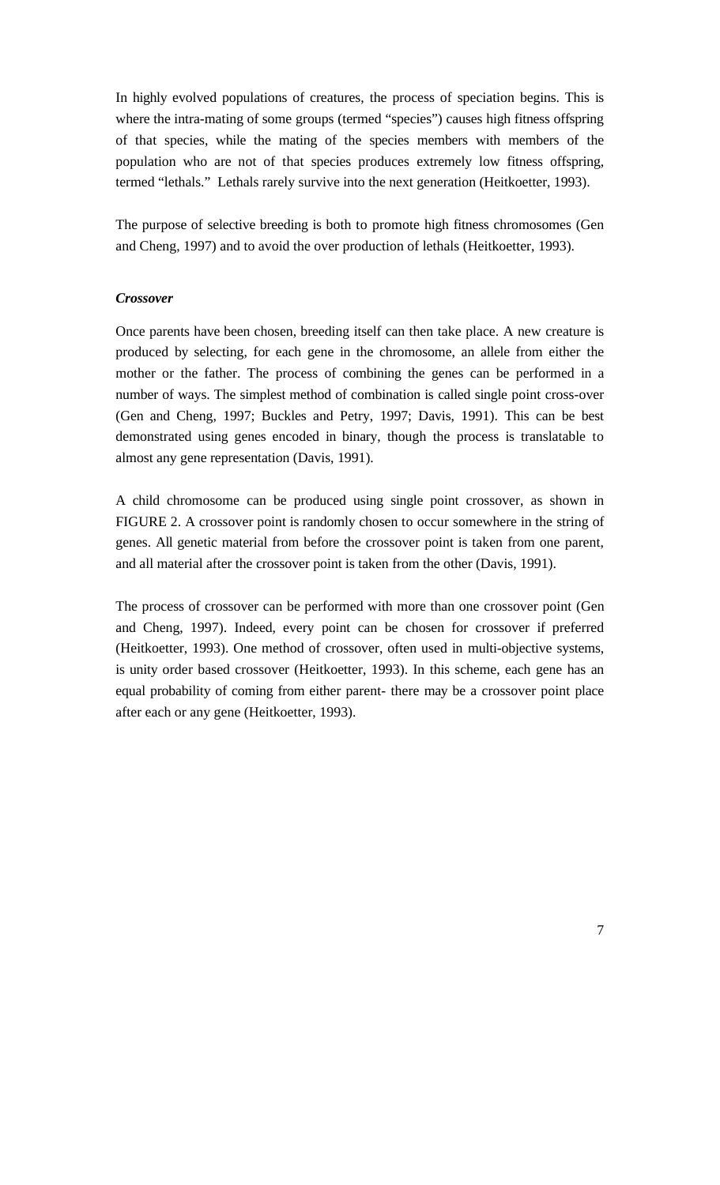In highly evolved populations of creatures, the process of speciation begins. This is where the intra-mating of some groups (termed "species") causes high fitness offspring of that species, while the mating of the species members with members of the population who are not of that species produces extremely low fitness offspring, termed "lethals." Lethals rarely survive into the next generation (Heitkoetter, 1993).

The purpose of selective breeding is both to promote high fitness chromosomes (Gen and Cheng, 1997) and to avoid the over production of lethals (Heitkoetter, 1993).

***Crossover***

Once parents have been chosen, breeding itself can then take place. A new creature is produced by selecting, for each gene in the chromosome, an allele from either the mother or the father. The process of combining the genes can be performed in a number of ways. The simplest method of combination is called single point cross-over (Gen and Cheng, 1997; Buckles and Petry, 1997; Davis, 1991). This can be best demonstrated using genes encoded in binary, though the process is translatable to almost any gene representation (Davis, 1991).

A child chromosome can be produced using single point crossover, as shown in FIGURE 2. A crossover point is randomly chosen to occur somewhere in the string of genes. All genetic material from before the crossover point is taken from one parent, and all material after the crossover point is taken from the other (Davis, 1991).

The process of crossover can be performed with more than one crossover point (Gen and Cheng, 1997). Indeed, every point can be chosen for crossover if preferred (Heitkoetter, 1993). One method of crossover, often used in multi-objective systems, is unity order based crossover (Heitkoetter, 1993). In this scheme, each gene has an equal probability of coming from either parent- there may be a crossover point place after each or any gene (Heitkoetter, 1993).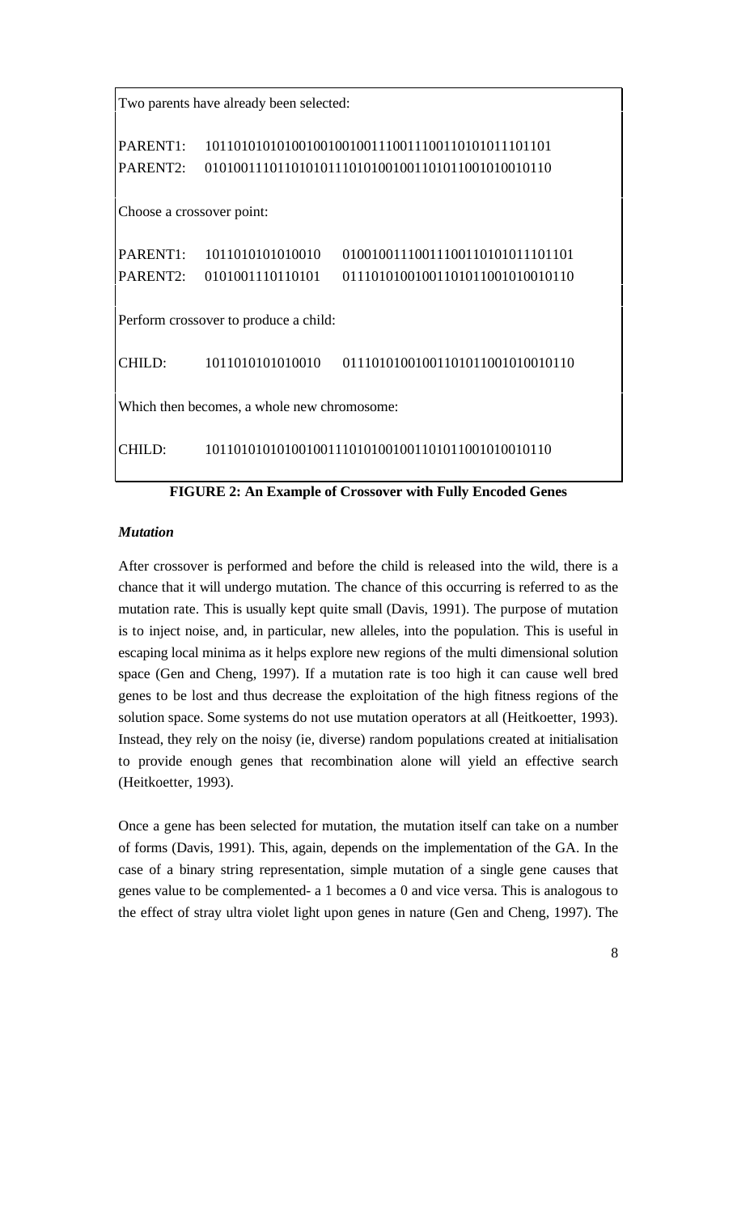```
Two parents have already been selected:

PARENT1:   101101010101001001001001110011100110101011101101
PARENT2:   010100111011010101110101001001101011001010010110

Choose a crossover point:

PARENT1:   1011010101010010   01001001110011100110101011101101
PARENT2:   0101001110110101   01110101001001101011001010010110

Perform crossover to produce a child:

CHILD:     1011010101010010   01110101001001101011001010010110

Which then becomes, a whole new chromosome:

CHILD:     101101010101001001110101001001101011001010010110
```

**FIGURE 2: An Example of Crossover with Fully Encoded Genes**

***Mutation***

After crossover is performed and before the child is released into the wild, there is a chance that it will undergo mutation. The chance of this occurring is referred to as the mutation rate. This is usually kept quite small (Davis, 1991). The purpose of mutation is to inject noise, and, in particular, new alleles, into the population. This is useful in escaping local minima as it helps explore new regions of the multi dimensional solution space (Gen and Cheng, 1997). If a mutation rate is too high it can cause well bred genes to be lost and thus decrease the exploitation of the high fitness regions of the solution space. Some systems do not use mutation operators at all (Heitkoetter, 1993). Instead, they rely on the noisy (ie, diverse) random populations created at initialisation to provide enough genes that recombination alone will yield an effective search (Heitkoetter, 1993).

Once a gene has been selected for mutation, the mutation itself can take on a number of forms (Davis, 1991). This, again, depends on the implementation of the GA. In the case of a binary string representation, simple mutation of a single gene causes that genes value to be complemented- a 1 becomes a 0 and vice versa. This is analogous to the effect of stray ultra violet light upon genes in nature (Gen and Cheng, 1997). The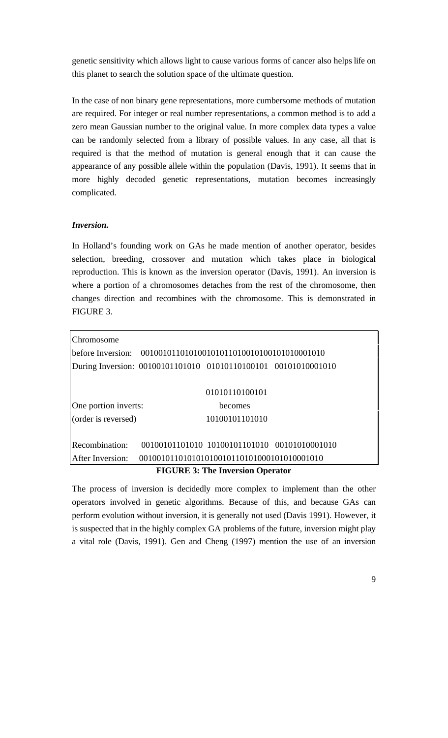genetic sensitivity which allows light to cause various forms of cancer also helps life on this planet to search the solution space of the ultimate question.

In the case of non binary gene representations, more cumbersome methods of mutation are required. For integer or real number representations, a common method is to add a zero mean Gaussian number to the original value. In more complex data types a value can be randomly selected from a library of possible values. In any case, all that is required is that the method of mutation is general enough that it can cause the appearance of any possible allele within the population (Davis, 1991). It seems that in more highly decoded genetic representations, mutation becomes increasingly complicated.

***Inversion.***

In Holland's founding work on GAs he made mention of another operator, besides selection, breeding, crossover and mutation which takes place in biological reproduction. This is known as the inversion operator (Davis, 1991). An inversion is where a portion of a chromosomes detaches from the rest of the chromosome, then changes direction and recombines with the chromosome. This is demonstrated in FIGURE 3.

```
Chromosome
before Inversion:   001001011010100101011010010100101010001010
During Inversion: 00100101101010  01010110100101  00101010001010

                                  01010110100101
One portion inverts:                 becomes
(order is reversed)               10100101101010

Recombination:    00100101101010  10100101101010  00101010001010
After Inversion:  001001011010101001011010100010101000101 0
```

**FIGURE 3: The Inversion Operator**

The process of inversion is decidedly more complex to implement than the other operators involved in genetic algorithms. Because of this, and because GAs can perform evolution without inversion, it is generally not used (Davis 1991). However, it is suspected that in the highly complex GA problems of the future, inversion might play a vital role (Davis, 1991). Gen and Cheng (1997) mention the use of an inversion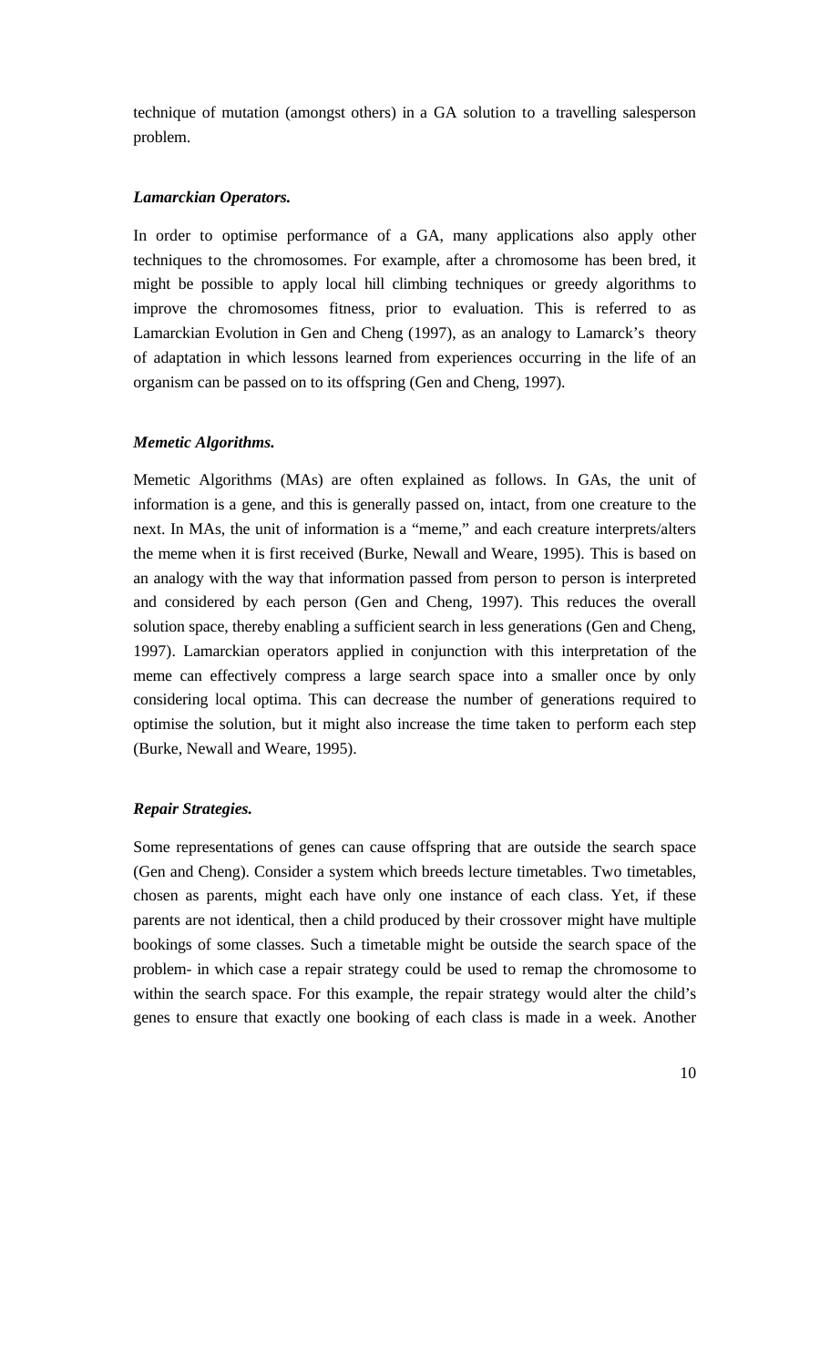technique of mutation (amongst others) in a GA solution to a travelling salesperson problem.

***Lamarckian Operators.***

In order to optimise performance of a GA, many applications also apply other techniques to the chromosomes. For example, after a chromosome has been bred, it might be possible to apply local hill climbing techniques or greedy algorithms to improve the chromosomes fitness, prior to evaluation. This is referred to as Lamarckian Evolution in Gen and Cheng (1997), as an analogy to Lamarck's theory of adaptation in which lessons learned from experiences occurring in the life of an organism can be passed on to its offspring (Gen and Cheng, 1997).

***Memetic Algorithms.***

Memetic Algorithms (MAs) are often explained as follows. In GAs, the unit of information is a gene, and this is generally passed on, intact, from one creature to the next. In MAs, the unit of information is a "meme," and each creature interprets/alters the meme when it is first received (Burke, Newall and Weare, 1995). This is based on an analogy with the way that information passed from person to person is interpreted and considered by each person (Gen and Cheng, 1997). This reduces the overall solution space, thereby enabling a sufficient search in less generations (Gen and Cheng, 1997). Lamarckian operators applied in conjunction with this interpretation of the meme can effectively compress a large search space into a smaller once by only considering local optima. This can decrease the number of generations required to optimise the solution, but it might also increase the time taken to perform each step (Burke, Newall and Weare, 1995).

***Repair Strategies.***

Some representations of genes can cause offspring that are outside the search space (Gen and Cheng). Consider a system which breeds lecture timetables. Two timetables, chosen as parents, might each have only one instance of each class. Yet, if these parents are not identical, then a child produced by their crossover might have multiple bookings of some classes. Such a timetable might be outside the search space of the problem- in which case a repair strategy could be used to remap the chromosome to within the search space. For this example, the repair strategy would alter the child's genes to ensure that exactly one booking of each class is made in a week. Another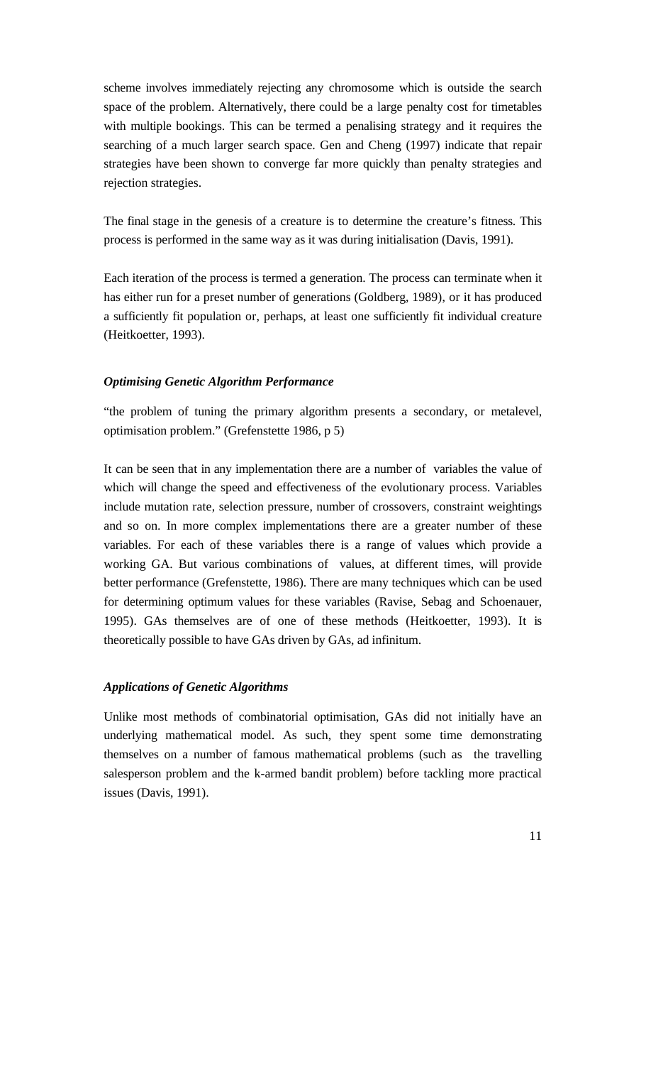scheme involves immediately rejecting any chromosome which is outside the search space of the problem. Alternatively, there could be a large penalty cost for timetables with multiple bookings. This can be termed a penalising strategy and it requires the searching of a much larger search space. Gen and Cheng (1997) indicate that repair strategies have been shown to converge far more quickly than penalty strategies and rejection strategies.

The final stage in the genesis of a creature is to determine the creature's fitness. This process is performed in the same way as it was during initialisation (Davis, 1991).

Each iteration of the process is termed a generation. The process can terminate when it has either run for a preset number of generations (Goldberg, 1989), or it has produced a sufficiently fit population or, perhaps, at least one sufficiently fit individual creature (Heitkoetter, 1993).

### *Optimising Genetic Algorithm Performance*

"the problem of tuning the primary algorithm presents a secondary, or metalevel, optimisation problem." (Grefenstette 1986, p 5)

It can be seen that in any implementation there are a number of variables the value of which will change the speed and effectiveness of the evolutionary process. Variables include mutation rate, selection pressure, number of crossovers, constraint weightings and so on. In more complex implementations there are a greater number of these variables. For each of these variables there is a range of values which provide a working GA. But various combinations of values, at different times, will provide better performance (Grefenstette, 1986). There are many techniques which can be used for determining optimum values for these variables (Ravise, Sebag and Schoenauer, 1995). GAs themselves are of one of these methods (Heitkoetter, 1993). It is theoretically possible to have GAs driven by GAs, ad infinitum.

### *Applications of Genetic Algorithms*

Unlike most methods of combinatorial optimisation, GAs did not initially have an underlying mathematical model. As such, they spent some time demonstrating themselves on a number of famous mathematical problems (such as the travelling salesperson problem and the k-armed bandit problem) before tackling more practical issues (Davis, 1991).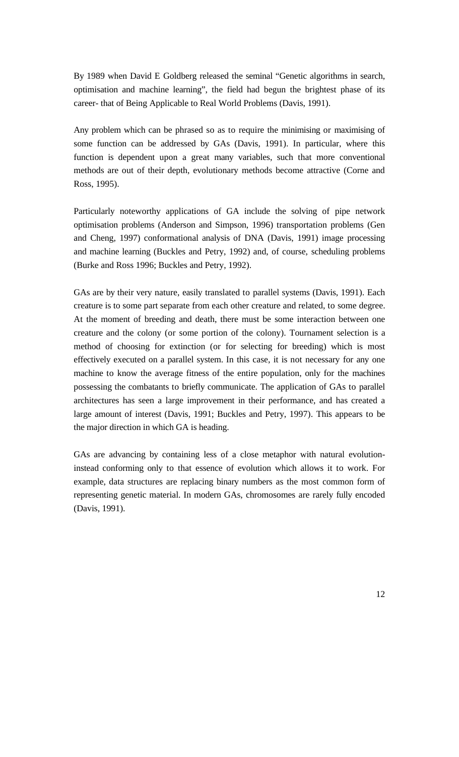By 1989 when David E Goldberg released the seminal "Genetic algorithms in search, optimisation and machine learning", the field had begun the brightest phase of its career- that of Being Applicable to Real World Problems (Davis, 1991).

Any problem which can be phrased so as to require the minimising or maximising of some function can be addressed by GAs (Davis, 1991). In particular, where this function is dependent upon a great many variables, such that more conventional methods are out of their depth, evolutionary methods become attractive (Corne and Ross, 1995).

Particularly noteworthy applications of GA include the solving of pipe network optimisation problems (Anderson and Simpson, 1996) transportation problems (Gen and Cheng, 1997) conformational analysis of DNA (Davis, 1991) image processing and machine learning (Buckles and Petry, 1992) and, of course, scheduling problems (Burke and Ross 1996; Buckles and Petry, 1992).

GAs are by their very nature, easily translated to parallel systems (Davis, 1991). Each creature is to some part separate from each other creature and related, to some degree. At the moment of breeding and death, there must be some interaction between one creature and the colony (or some portion of the colony). Tournament selection is a method of choosing for extinction (or for selecting for breeding) which is most effectively executed on a parallel system. In this case, it is not necessary for any one machine to know the average fitness of the entire population, only for the machines possessing the combatants to briefly communicate. The application of GAs to parallel architectures has seen a large improvement in their performance, and has created a large amount of interest (Davis, 1991; Buckles and Petry, 1997). This appears to be the major direction in which GA is heading.

GAs are advancing by containing less of a close metaphor with natural evolution- instead conforming only to that essence of evolution which allows it to work. For example, data structures are replacing binary numbers as the most common form of representing genetic material. In modern GAs, chromosomes are rarely fully encoded (Davis, 1991).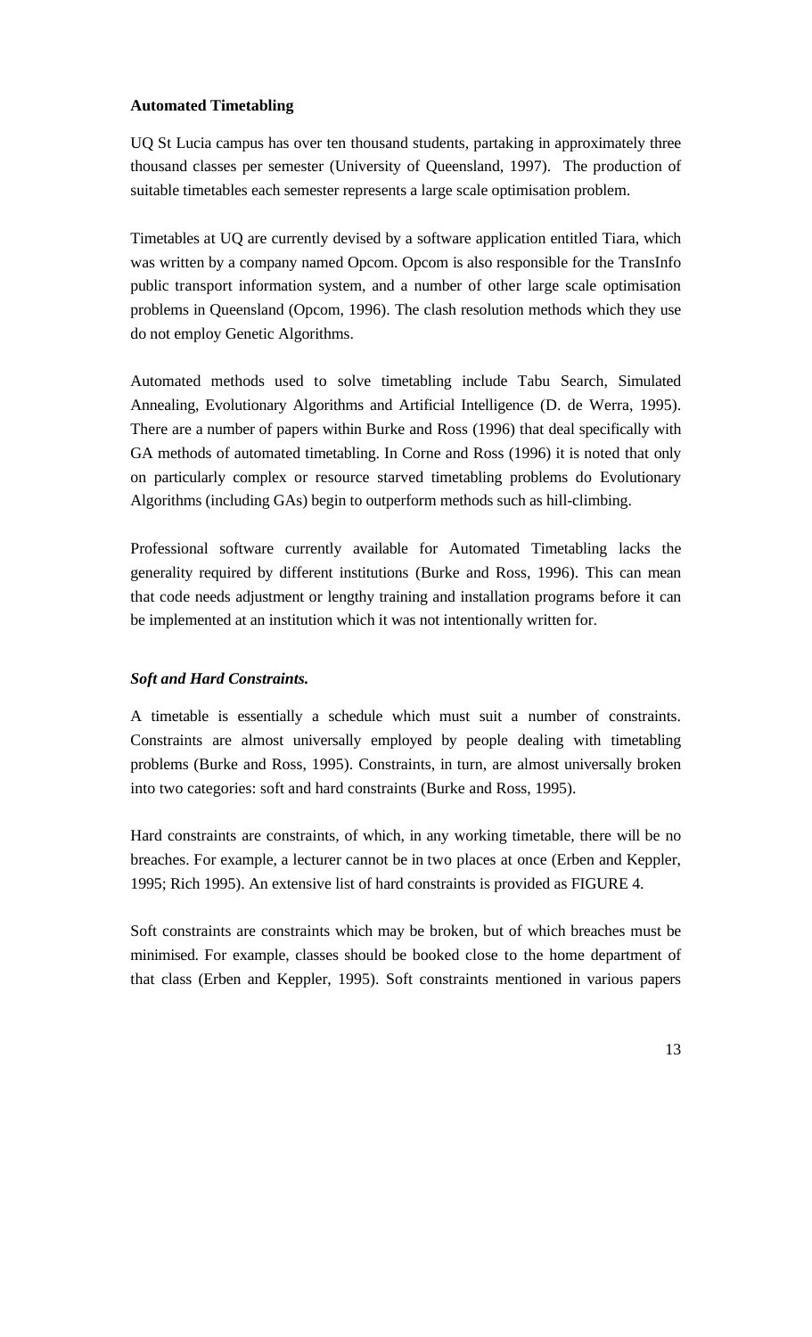**Automated Timetabling**

UQ St Lucia campus has over ten thousand students, partaking in approximately three thousand classes per semester (University of Queensland, 1997). The production of suitable timetables each semester represents a large scale optimisation problem.

Timetables at UQ are currently devised by a software application entitled Tiara, which was written by a company named Opcom. Opcom is also responsible for the TransInfo public transport information system, and a number of other large scale optimisation problems in Queensland (Opcom, 1996). The clash resolution methods which they use do not employ Genetic Algorithms.

Automated methods used to solve timetabling include Tabu Search, Simulated Annealing, Evolutionary Algorithms and Artificial Intelligence (D. de Werra, 1995). There are a number of papers within Burke and Ross (1996) that deal specifically with GA methods of automated timetabling. In Corne and Ross (1996) it is noted that only on particularly complex or resource starved timetabling problems do Evolutionary Algorithms (including GAs) begin to outperform methods such as hill-climbing.

Professional software currently available for Automated Timetabling lacks the generality required by different institutions (Burke and Ross, 1996). This can mean that code needs adjustment or lengthy training and installation programs before it can be implemented at an institution which it was not intentionally written for.

***Soft and Hard Constraints.***

A timetable is essentially a schedule which must suit a number of constraints. Constraints are almost universally employed by people dealing with timetabling problems (Burke and Ross, 1995). Constraints, in turn, are almost universally broken into two categories: soft and hard constraints (Burke and Ross, 1995).

Hard constraints are constraints, of which, in any working timetable, there will be no breaches. For example, a lecturer cannot be in two places at once (Erben and Keppler, 1995; Rich 1995). An extensive list of hard constraints is provided as FIGURE 4.

Soft constraints are constraints which may be broken, but of which breaches must be minimised. For example, classes should be booked close to the home department of that class (Erben and Keppler, 1995). Soft constraints mentioned in various papers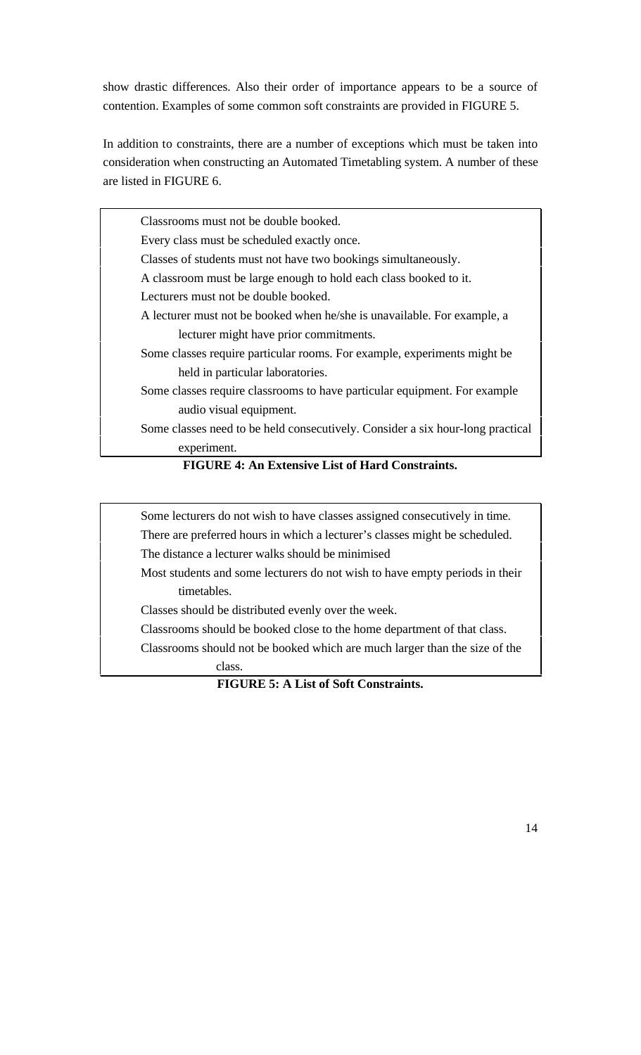show drastic differences. Also their order of importance appears to be a source of contention. Examples of some common soft constraints are provided in FIGURE 5.

In addition to constraints, there are a number of exceptions which must be taken into consideration when constructing an Automated Timetabling system. A number of these are listed in FIGURE 6.

Classrooms must not be double booked.
Every class must be scheduled exactly once.
Classes of students must not have two bookings simultaneously.
A classroom must be large enough to hold each class booked to it.
Lecturers must not be double booked.
A lecturer must not be booked when he/she is unavailable. For example, a lecturer might have prior commitments.
Some classes require particular rooms. For example, experiments might be held in particular laboratories.
Some classes require classrooms to have particular equipment. For example audio visual equipment.
Some classes need to be held consecutively. Consider a six hour-long practical experiment.

**FIGURE 4: An Extensive List of Hard Constraints.**

Some lecturers do not wish to have classes assigned consecutively in time.
There are preferred hours in which a lecturer's classes might be scheduled.
The distance a lecturer walks should be minimised
Most students and some lecturers do not wish to have empty periods in their timetables.
Classes should be distributed evenly over the week.
Classrooms should be booked close to the home department of that class.
Classrooms should not be booked which are much larger than the size of the class.

**FIGURE 5: A List of Soft Constraints.**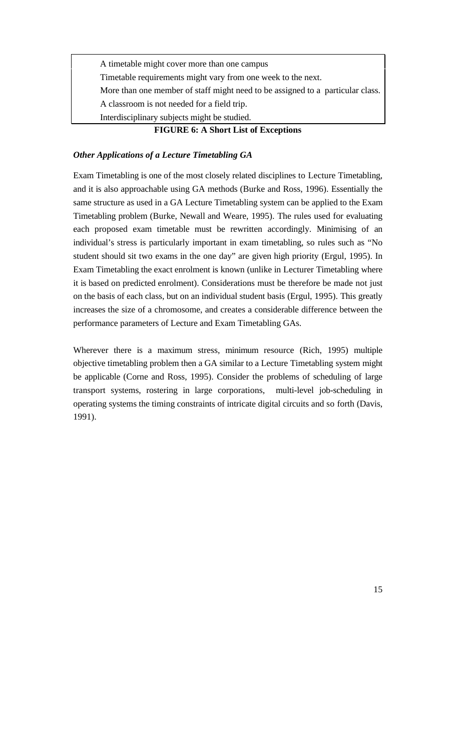A timetable might cover more than one campus

Timetable requirements might vary from one week to the next.

More than one member of staff might need to be assigned to a particular class.

A classroom is not needed for a field trip.

Interdisciplinary subjects might be studied.

**FIGURE 6: A Short List of Exceptions**

***Other Applications of a Lecture Timetabling GA***

Exam Timetabling is one of the most closely related disciplines to Lecture Timetabling, and it is also approachable using GA methods (Burke and Ross, 1996). Essentially the same structure as used in a GA Lecture Timetabling system can be applied to the Exam Timetabling problem (Burke, Newall and Weare, 1995). The rules used for evaluating each proposed exam timetable must be rewritten accordingly. Minimising of an individual's stress is particularly important in exam timetabling, so rules such as "No student should sit two exams in the one day" are given high priority (Ergul, 1995). In Exam Timetabling the exact enrolment is known (unlike in Lecturer Timetabling where it is based on predicted enrolment). Considerations must be therefore be made not just on the basis of each class, but on an individual student basis (Ergul, 1995). This greatly increases the size of a chromosome, and creates a considerable difference between the performance parameters of Lecture and Exam Timetabling GAs.

Wherever there is a maximum stress, minimum resource (Rich, 1995) multiple objective timetabling problem then a GA similar to a Lecture Timetabling system might be applicable (Corne and Ross, 1995). Consider the problems of scheduling of large transport systems, rostering in large corporations, multi-level job-scheduling in operating systems the timing constraints of intricate digital circuits and so forth (Davis, 1991).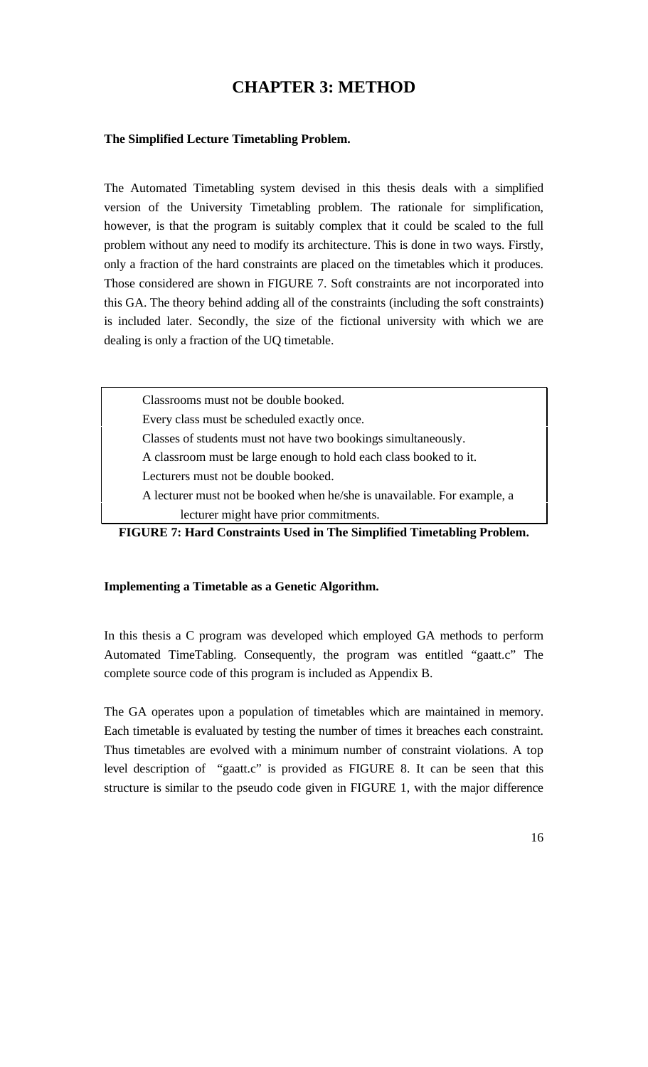# CHAPTER 3: METHOD

**The Simplified Lecture Timetabling Problem.**

The Automated Timetabling system devised in this thesis deals with a simplified version of the University Timetabling problem. The rationale for simplification, however, is that the program is suitably complex that it could be scaled to the full problem without any need to modify its architecture. This is done in two ways. Firstly, only a fraction of the hard constraints are placed on the timetables which it produces. Those considered are shown in FIGURE 7. Soft constraints are not incorporated into this GA. The theory behind adding all of the constraints (including the soft constraints) is included later. Secondly, the size of the fictional university with which we are dealing is only a fraction of the UQ timetable.

| |
|---|
| Classrooms must not be double booked. |
| Every class must be scheduled exactly once. |
| Classes of students must not have two bookings simultaneously. |
| A classroom must be large enough to hold each class booked to it. |
| Lecturers must not be double booked. |
| A lecturer must not be booked when he/she is unavailable. For example, a lecturer might have prior commitments. |

**FIGURE 7: Hard Constraints Used in The Simplified Timetabling Problem.**

**Implementing a Timetable as a Genetic Algorithm.**

In this thesis a C program was developed which employed GA methods to perform Automated TimeTabling. Consequently, the program was entitled "gaatt.c" The complete source code of this program is included as Appendix B.

The GA operates upon a population of timetables which are maintained in memory. Each timetable is evaluated by testing the number of times it breaches each constraint. Thus timetables are evolved with a minimum number of constraint violations. A top level description of "gaatt.c" is provided as FIGURE 8. It can be seen that this structure is similar to the pseudo code given in FIGURE 1, with the major difference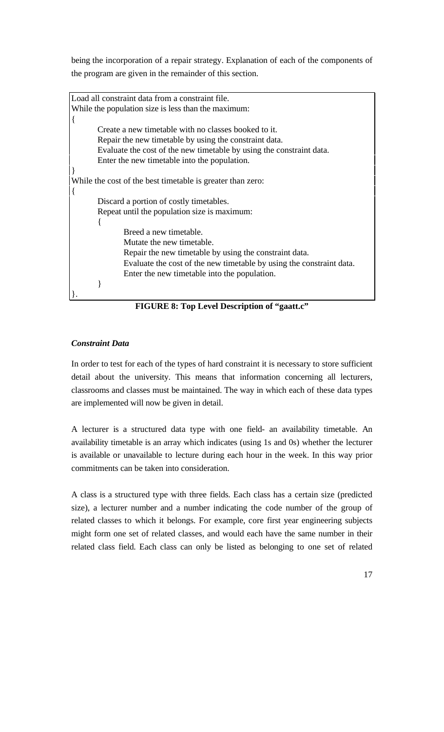being the incorporation of a repair strategy. Explanation of each of the components of the program are given in the remainder of this section.

```
Load all constraint data from a constraint file.
While the population size is less than the maximum:
{
        Create a new timetable with no classes booked to it.
        Repair the new timetable by using the constraint data.
        Evaluate the cost of the new timetable by using the constraint data.
        Enter the new timetable into the population.
}
While the cost of the best timetable is greater than zero:
{
        Discard a portion of costly timetables.
        Repeat until the population size is maximum:
        {
                Breed a new timetable.
                Mutate the new timetable.
                Repair the new timetable by using the constraint data.
                Evaluate the cost of the new timetable by using the constraint data.
                Enter the new timetable into the population.
        }
}.
```

**FIGURE 8: Top Level Description of "gaatt.c"**

### *Constraint Data*

In order to test for each of the types of hard constraint it is necessary to store sufficient detail about the university. This means that information concerning all lecturers, classrooms and classes must be maintained. The way in which each of these data types are implemented will now be given in detail.

A lecturer is a structured data type with one field- an availability timetable. An availability timetable is an array which indicates (using 1s and 0s) whether the lecturer is available or unavailable to lecture during each hour in the week. In this way prior commitments can be taken into consideration.

A class is a structured type with three fields. Each class has a certain size (predicted size), a lecturer number and a number indicating the code number of the group of related classes to which it belongs. For example, core first year engineering subjects might form one set of related classes, and would each have the same number in their related class field. Each class can only be listed as belonging to one set of related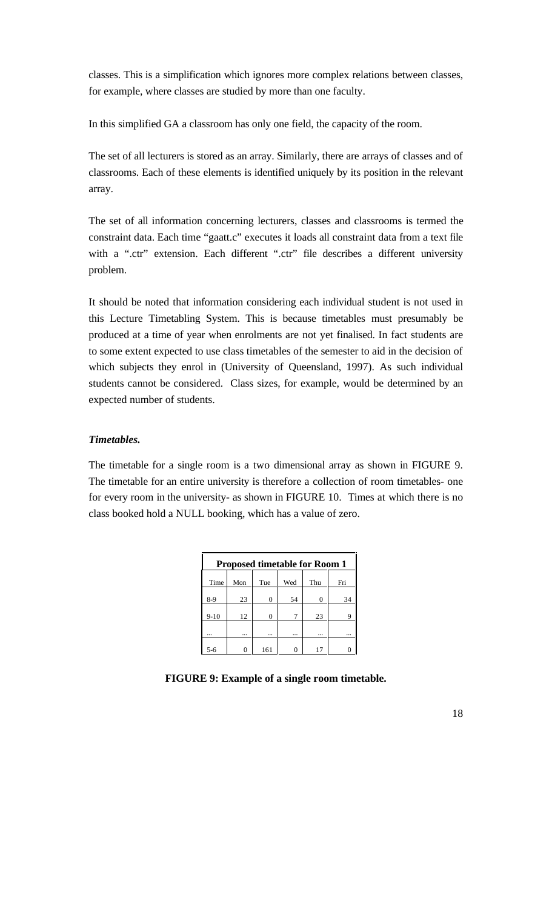classes. This is a simplification which ignores more complex relations between classes, for example, where classes are studied by more than one faculty.

In this simplified GA a classroom has only one field, the capacity of the room.

The set of all lecturers is stored as an array. Similarly, there are arrays of classes and of classrooms. Each of these elements is identified uniquely by its position in the relevant array.

The set of all information concerning lecturers, classes and classrooms is termed the constraint data. Each time "gaatt.c" executes it loads all constraint data from a text file with a ".ctr" extension. Each different ".ctr" file describes a different university problem.

It should be noted that information considering each individual student is not used in this Lecture Timetabling System. This is because timetables must presumably be produced at a time of year when enrolments are not yet finalised. In fact students are to some extent expected to use class timetables of the semester to aid in the decision of which subjects they enrol in (University of Queensland, 1997). As such individual students cannot be considered. Class sizes, for example, would be determined by an expected number of students.

***Timetables.***

The timetable for a single room is a two dimensional array as shown in FIGURE 9. The timetable for an entire university is therefore a collection of room timetables- one for every room in the university- as shown in FIGURE 10. Times at which there is no class booked hold a NULL booking, which has a value of zero.

| **Proposed timetable for Room 1** | | | | | |
|---|---|---|---|---|---|
| Time | Mon | Tue | Wed | Thu | Fri |
| 8-9 | 23 | 0 | 54 | 0 | 34 |
| 9-10 | 12 | 0 | 7 | 23 | 9 |
| ... | ... | ... | ... | ... | ... |
| 5-6 | 0 | 161 | 0 | 17 | 0 |

**FIGURE 9: Example of a single room timetable.**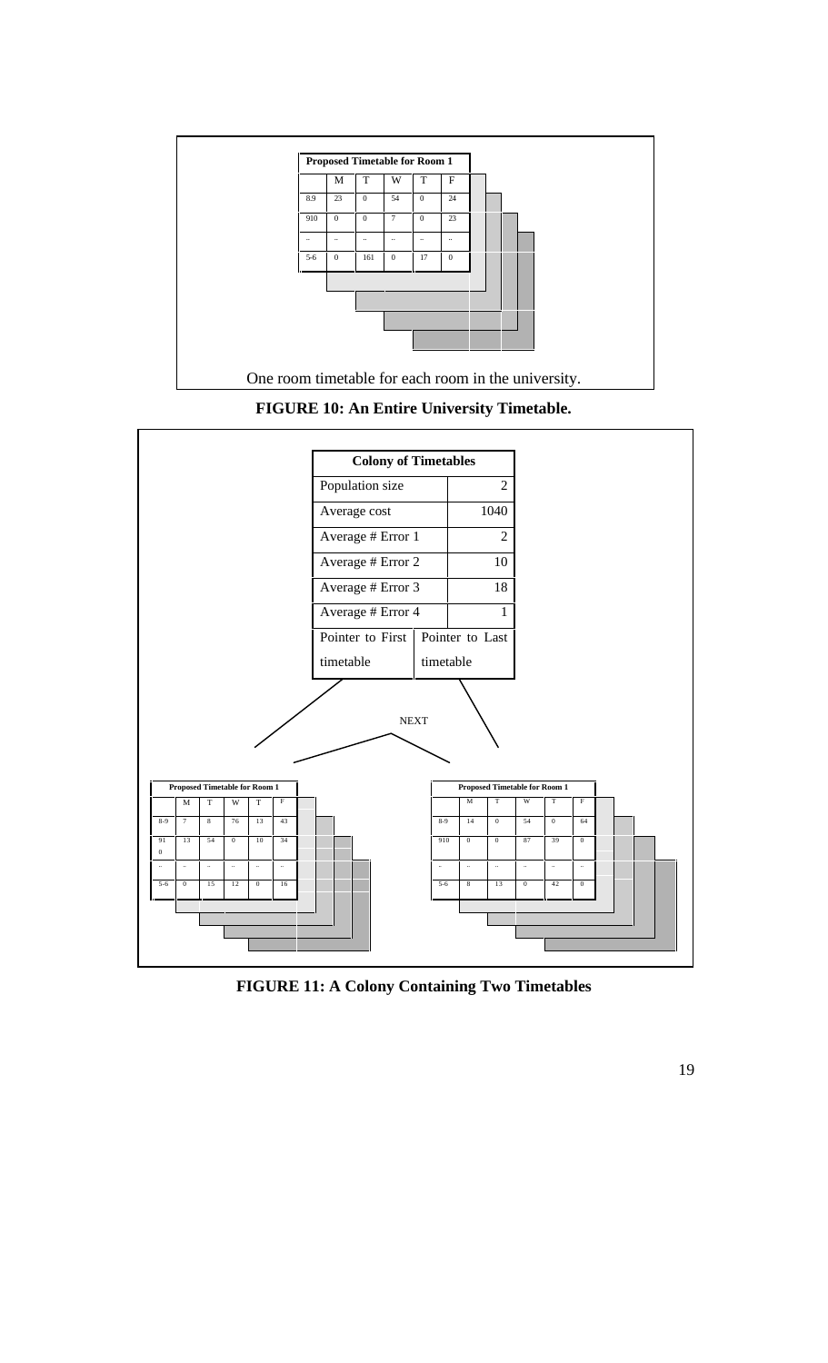**Proposed Timetable for Room 1**

| | M | T | W | T | F |
|---|---|---|---|---|---|
| 8.9 | 23 | 0 | 54 | 0 | 24 |
| 910 | 0 | 0 | 7 | 0 | 23 |
| .. | .. | .. | .. | .. | .. |
| 5-6 | 0 | 161 | 0 | 17 | 0 |

One room timetable for each room in the university.

**FIGURE 10: An Entire University Timetable.**

| Colony of Timetables | |
|---|---|
| Population size | 2 |
| Average cost | 1040 |
| Average # Error 1 | 2 |
| Average # Error 2 | 10 |
| Average # Error 3 | 18 |
| Average # Error 4 | 1 |
| Pointer to First timetable | Pointer to Last timetable |

NEXT

**Proposed Timetable for Room 1**

| | M | T | W | T | F |
|---|---|---|---|---|---|
| 8-9 | 7 | 8 | 76 | 13 | 43 |
| 910 | 13 | 54 | 0 | 10 | 34 |
| .. | .. | .. | .. | .. | .. |
| 5-6 | 0 | 15 | 12 | 0 | 16 |

**Proposed Timetable for Room 1**

| | M | T | W | T | F |
|---|---|---|---|---|---|
| 8-9 | 14 | 0 | 54 | 0 | 64 |
| 910 | 0 | 0 | 87 | 39 | 0 |
| .. | .. | .. | .. | .. | .. |
| 5-6 | 8 | 13 | 0 | 42 | 0 |

**FIGURE 11: A Colony Containing Two Timetables**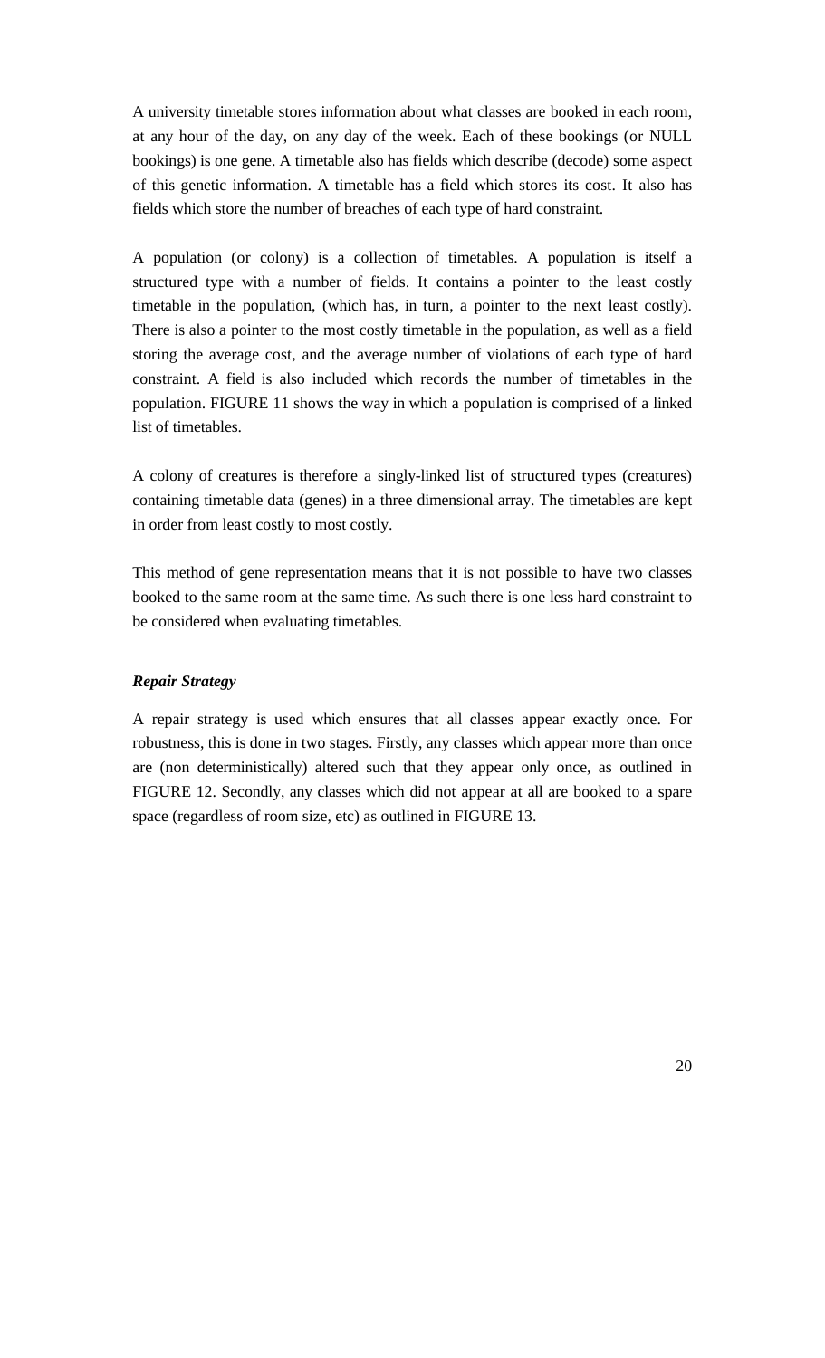A university timetable stores information about what classes are booked in each room, at any hour of the day, on any day of the week. Each of these bookings (or NULL bookings) is one gene. A timetable also has fields which describe (decode) some aspect of this genetic information. A timetable has a field which stores its cost. It also has fields which store the number of breaches of each type of hard constraint.

A population (or colony) is a collection of timetables. A population is itself a structured type with a number of fields. It contains a pointer to the least costly timetable in the population, (which has, in turn, a pointer to the next least costly). There is also a pointer to the most costly timetable in the population, as well as a field storing the average cost, and the average number of violations of each type of hard constraint. A field is also included which records the number of timetables in the population. FIGURE 11 shows the way in which a population is comprised of a linked list of timetables.

A colony of creatures is therefore a singly-linked list of structured types (creatures) containing timetable data (genes) in a three dimensional array. The timetables are kept in order from least costly to most costly.

This method of gene representation means that it is not possible to have two classes booked to the same room at the same time. As such there is one less hard constraint to be considered when evaluating timetables.

***Repair Strategy***

A repair strategy is used which ensures that all classes appear exactly once. For robustness, this is done in two stages. Firstly, any classes which appear more than once are (non deterministically) altered such that they appear only once, as outlined in FIGURE 12. Secondly, any classes which did not appear at all are booked to a spare space (regardless of room size, etc) as outlined in FIGURE 13.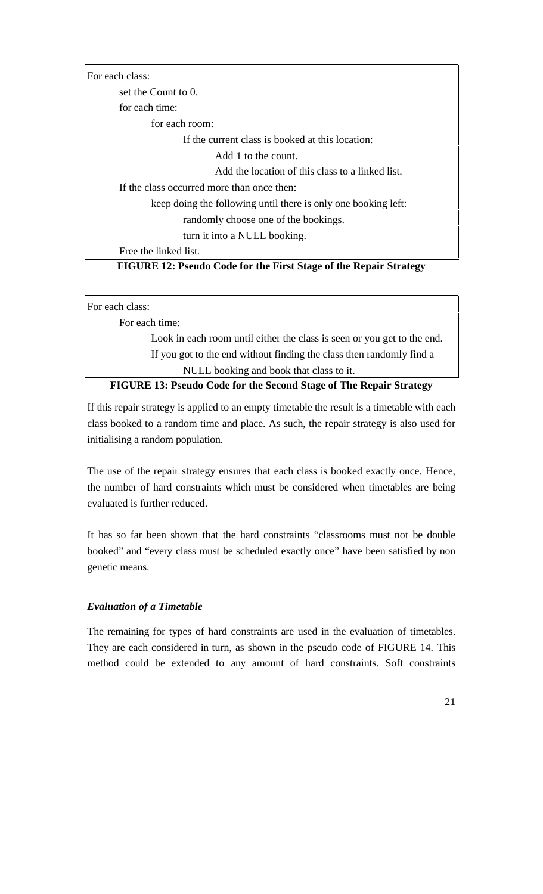```
For each class:
    set the Count to 0.
    for each time:
        for each room:
            If the current class is booked at this location:
                Add 1 to the count.
                Add the location of this class to a linked list.
    If the class occurred more than once then:
        keep doing the following until there is only one booking left:
            randomly choose one of the bookings.
            turn it into a NULL booking.
    Free the linked list.
```

**FIGURE 12: Pseudo Code for the First Stage of the Repair Strategy**

```
For each class:
    For each time:
        Look in each room until either the class is seen or you get to the end.
        If you got to the end without finding the class then randomly find a
            NULL booking and book that class to it.
```

**FIGURE 13: Pseudo Code for the Second Stage of The Repair Strategy**

If this repair strategy is applied to an empty timetable the result is a timetable with each class booked to a random time and place. As such, the repair strategy is also used for initialising a random population.

The use of the repair strategy ensures that each class is booked exactly once. Hence, the number of hard constraints which must be considered when timetables are being evaluated is further reduced.

It has so far been shown that the hard constraints "classrooms must not be double booked" and "every class must be scheduled exactly once" have been satisfied by non genetic means.

***Evaluation of a Timetable***

The remaining for types of hard constraints are used in the evaluation of timetables. They are each considered in turn, as shown in the pseudo code of FIGURE 14. This method could be extended to any amount of hard constraints. Soft constraints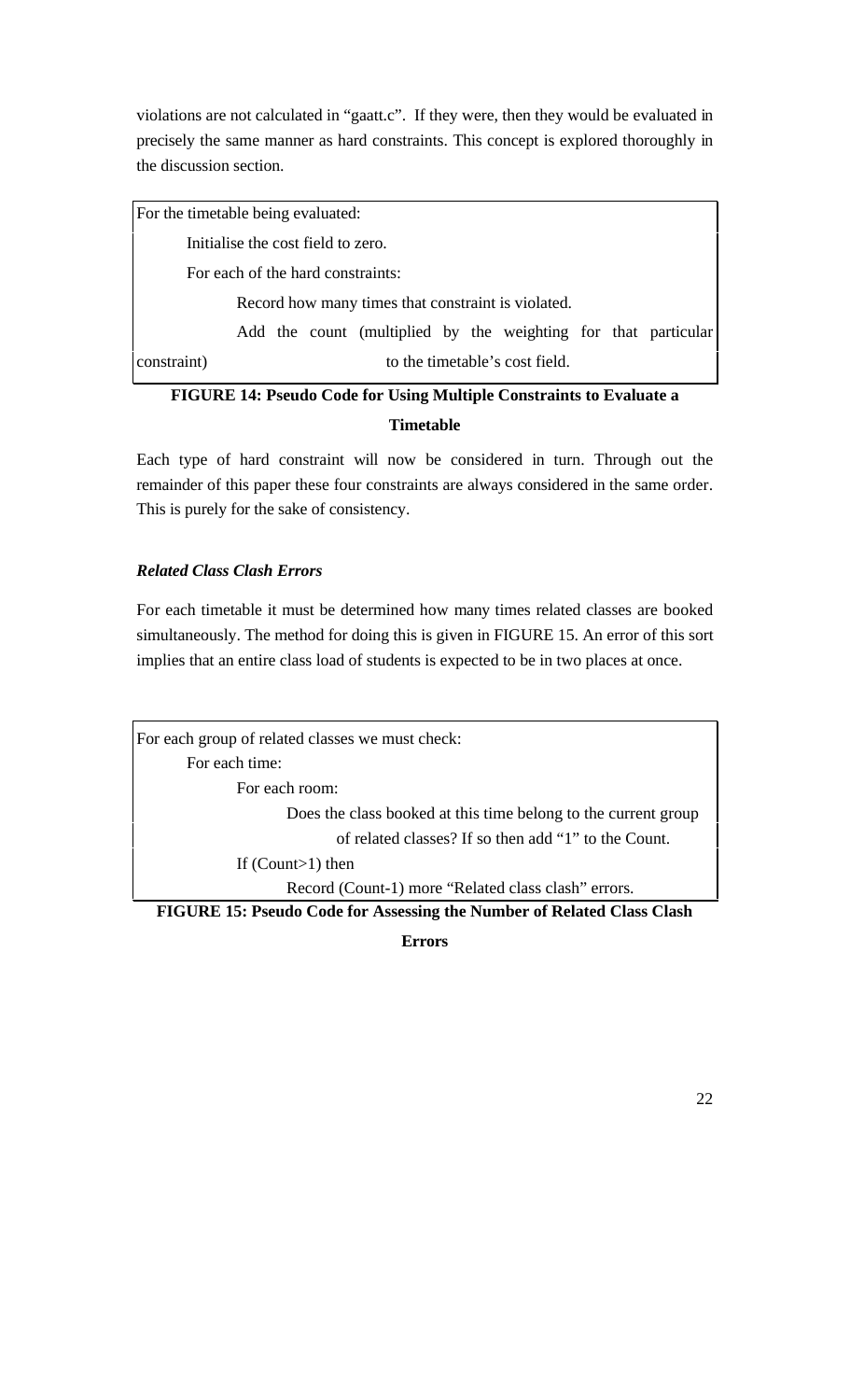violations are not calculated in "gaatt.c". If they were, then they would be evaluated in precisely the same manner as hard constraints. This concept is explored thoroughly in the discussion section.

```
For the timetable being evaluated:
    Initialise the cost field to zero.
    For each of the hard constraints:
        Record how many times that constraint is violated.
        Add the count (multiplied by the weighting for that particular constraint)
            to the timetable's cost field.
```

**FIGURE 14: Pseudo Code for Using Multiple Constraints to Evaluate a Timetable**

Each type of hard constraint will now be considered in turn. Through out the remainder of this paper these four constraints are always considered in the same order. This is purely for the sake of consistency.

***Related Class Clash Errors***

For each timetable it must be determined how many times related classes are booked simultaneously. The method for doing this is given in FIGURE 15. An error of this sort implies that an entire class load of students is expected to be in two places at once.

```
For each group of related classes we must check:
    For each time:
        For each room:
            Does the class booked at this time belong to the current group
                of related classes? If so then add "1" to the Count.
        If (Count>1) then
            Record (Count-1) more "Related class clash" errors.
```

**FIGURE 15: Pseudo Code for Assessing the Number of Related Class Clash Errors**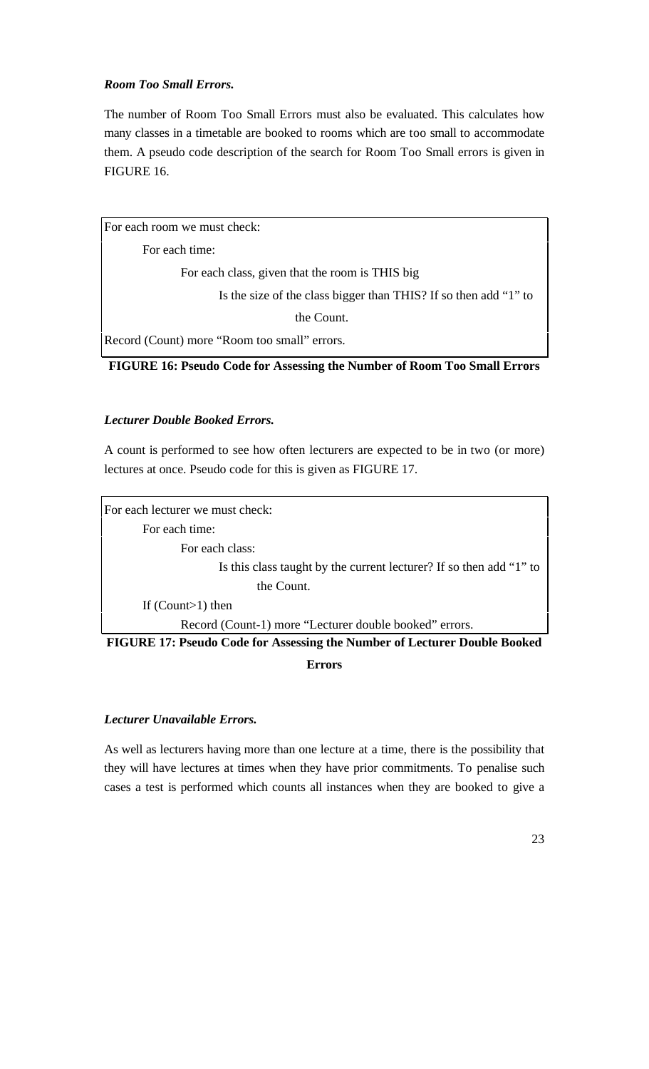***Room Too Small Errors.***

The number of Room Too Small Errors must also be evaluated. This calculates how many classes in a timetable are booked to rooms which are too small to accommodate them. A pseudo code description of the search for Room Too Small errors is given in FIGURE 16.

```
For each room we must check:
    For each time:
        For each class, given that the room is THIS big
            Is the size of the class bigger than THIS? If so then add "1" to
                the Count.
Record (Count) more "Room too small" errors.
```

**FIGURE 16: Pseudo Code for Assessing the Number of Room Too Small Errors**

***Lecturer Double Booked Errors.***

A count is performed to see how often lecturers are expected to be in two (or more) lectures at once. Pseudo code for this is given as FIGURE 17.

```
For each lecturer we must check:
    For each time:
        For each class:
            Is this class taught by the current lecturer? If so then add "1" to
                the Count.
    If (Count>1) then
        Record (Count-1) more "Lecturer double booked" errors.
```

**FIGURE 17: Pseudo Code for Assessing the Number of Lecturer Double Booked Errors**

***Lecturer Unavailable Errors.***

As well as lecturers having more than one lecture at a time, there is the possibility that they will have lectures at times when they have prior commitments. To penalise such cases a test is performed which counts all instances when they are booked to give a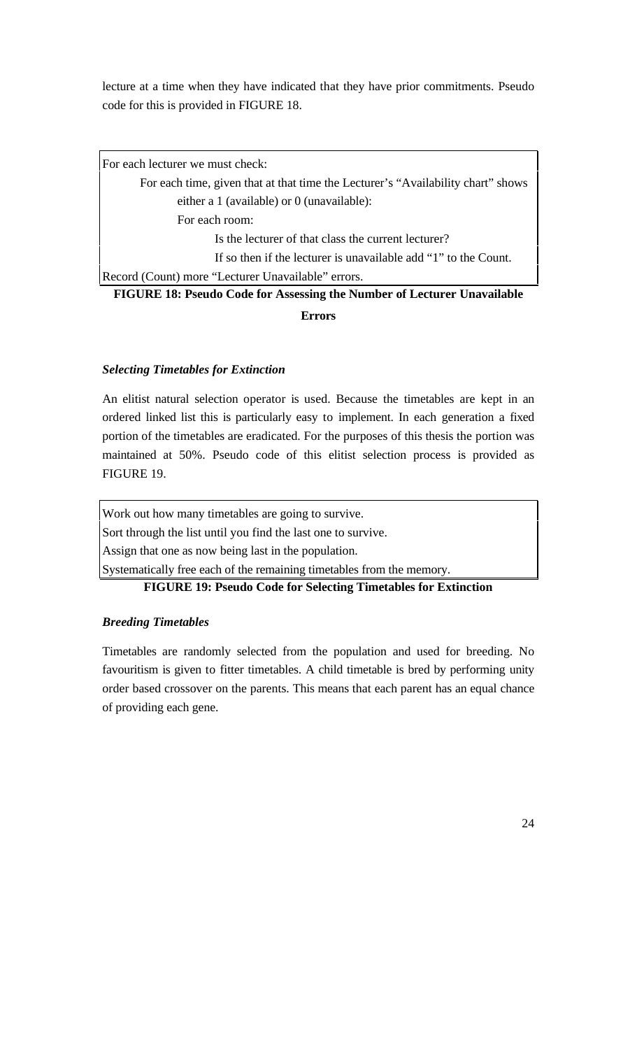lecture at a time when they have indicated that they have prior commitments. Pseudo code for this is provided in FIGURE 18.

```
For each lecturer we must check:
    For each time, given that at that time the Lecturer's "Availability chart" shows
        either a 1 (available) or 0 (unavailable):
        For each room:
            Is the lecturer of that class the current lecturer?
            If so then if the lecturer is unavailable add "1" to the Count.
Record (Count) more "Lecturer Unavailable" errors.
```

**FIGURE 18: Pseudo Code for Assessing the Number of Lecturer Unavailable Errors**

### *Selecting Timetables for Extinction*

An elitist natural selection operator is used. Because the timetables are kept in an ordered linked list this is particularly easy to implement. In each generation a fixed portion of the timetables are eradicated. For the purposes of this thesis the portion was maintained at 50%. Pseudo code of this elitist selection process is provided as FIGURE 19.

```
Work out how many timetables are going to survive.
Sort through the list until you find the last one to survive.
Assign that one as now being last in the population.
Systematically free each of the remaining timetables from the memory.
```

**FIGURE 19: Pseudo Code for Selecting Timetables for Extinction**

### *Breeding Timetables*

Timetables are randomly selected from the population and used for breeding. No favouritism is given to fitter timetables. A child timetable is bred by performing unity order based crossover on the parents. This means that each parent has an equal chance of providing each gene.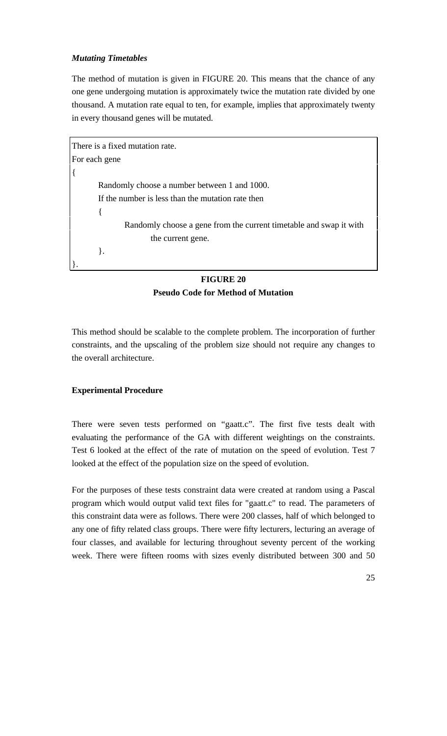***Mutating Timetables***

The method of mutation is given in FIGURE 20. This means that the chance of any one gene undergoing mutation is approximately twice the mutation rate divided by one thousand. A mutation rate equal to ten, for example, implies that approximately twenty in every thousand genes will be mutated.

```
There is a fixed mutation rate.
For each gene
{
        Randomly choose a number between 1 and 1000.
        If the number is less than the mutation rate then
        {
                Randomly choose a gene from the current timetable and swap it with
                        the current gene.
        }.
}.
```

**FIGURE 20**
**Pseudo Code for Method of Mutation**

This method should be scalable to the complete problem. The incorporation of further constraints, and the upscaling of the problem size should not require any changes to the overall architecture.

**Experimental Procedure**

There were seven tests performed on "gaatt.c". The first five tests dealt with evaluating the performance of the GA with different weightings on the constraints. Test 6 looked at the effect of the rate of mutation on the speed of evolution. Test 7 looked at the effect of the population size on the speed of evolution.

For the purposes of these tests constraint data were created at random using a Pascal program which would output valid text files for "gaatt.c" to read. The parameters of this constraint data were as follows. There were 200 classes, half of which belonged to any one of fifty related class groups. There were fifty lecturers, lecturing an average of four classes, and available for lecturing throughout seventy percent of the working week. There were fifteen rooms with sizes evenly distributed between 300 and 50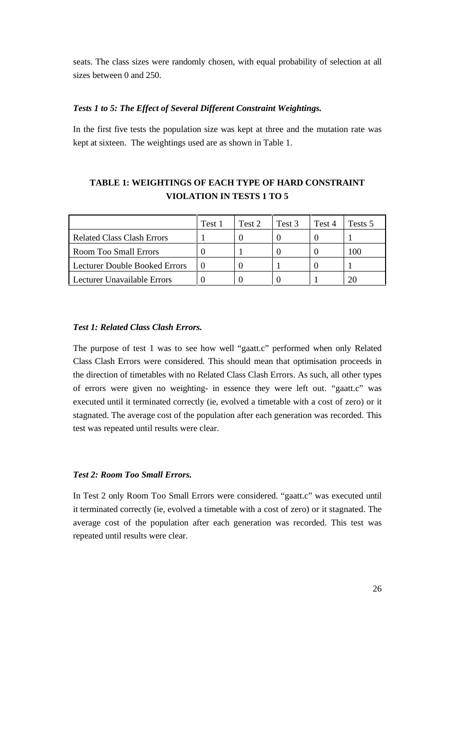seats. The class sizes were randomly chosen, with equal probability of selection at all sizes between 0 and 250.

### *Tests 1 to 5: The Effect of Several Different Constraint Weightings.*

In the first five tests the population size was kept at three and the mutation rate was kept at sixteen. The weightings used are as shown in Table 1.

**TABLE 1: WEIGHTINGS OF EACH TYPE OF HARD CONSTRAINT VIOLATION IN TESTS 1 TO 5**

| | Test 1 | Test 2 | Test 3 | Test 4 | Tests 5 |
|---|---|---|---|---|---|
| Related Class Clash Errors | 1 | 0 | 0 | 0 | 1 |
| Room Too Small Errors | 0 | 1 | 0 | 0 | 100 |
| Lecturer Double Booked Errors | 0 | 0 | 1 | 0 | 1 |
| Lecturer Unavailable Errors | 0 | 0 | 0 | 1 | 20 |

### *Test 1: Related Class Clash Errors.*

The purpose of test 1 was to see how well "gaatt.c" performed when only Related Class Clash Errors were considered. This should mean that optimisation proceeds in the direction of timetables with no Related Class Clash Errors. As such, all other types of errors were given no weighting- in essence they were left out. "gaatt.c" was executed until it terminated correctly (ie, evolved a timetable with a cost of zero) or it stagnated. The average cost of the population after each generation was recorded. This test was repeated until results were clear.

### *Test 2: Room Too Small Errors.*

In Test 2 only Room Too Small Errors were considered. "gaatt.c" was executed until it terminated correctly (ie, evolved a timetable with a cost of zero) or it stagnated. The average cost of the population after each generation was recorded. This test was repeated until results were clear.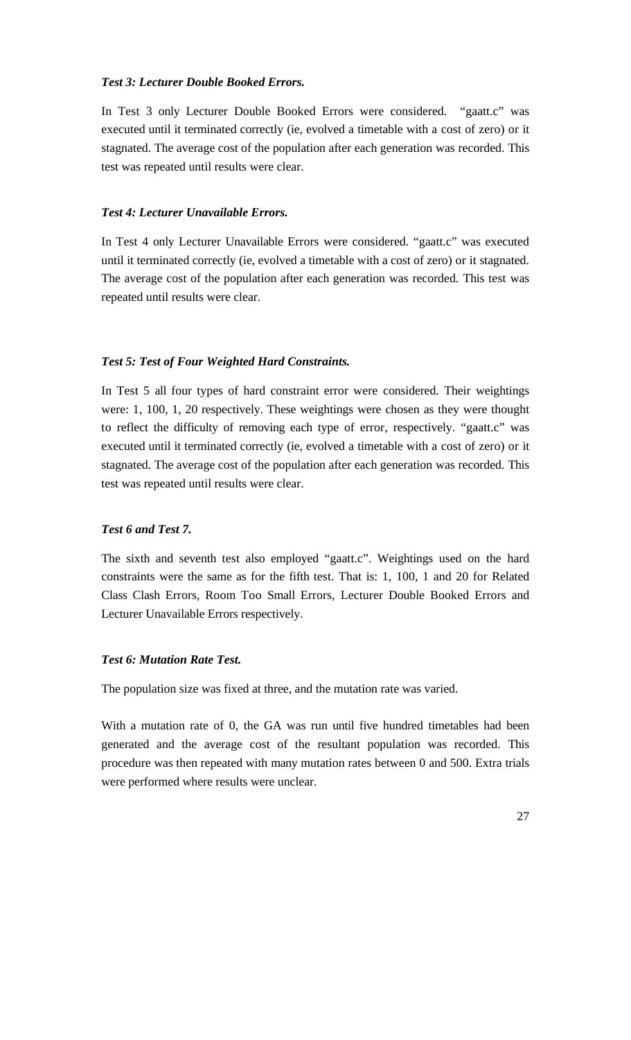***Test 3: Lecturer Double Booked Errors.***

In Test 3 only Lecturer Double Booked Errors were considered. "gaatt.c" was executed until it terminated correctly (ie, evolved a timetable with a cost of zero) or it stagnated. The average cost of the population after each generation was recorded. This test was repeated until results were clear.

***Test 4: Lecturer Unavailable Errors.***

In Test 4 only Lecturer Unavailable Errors were considered. "gaatt.c" was executed until it terminated correctly (ie, evolved a timetable with a cost of zero) or it stagnated. The average cost of the population after each generation was recorded. This test was repeated until results were clear.

***Test 5: Test of Four Weighted Hard Constraints.***

In Test 5 all four types of hard constraint error were considered. Their weightings were: 1, 100, 1, 20 respectively. These weightings were chosen as they were thought to reflect the difficulty of removing each type of error, respectively. "gaatt.c" was executed until it terminated correctly (ie, evolved a timetable with a cost of zero) or it stagnated. The average cost of the population after each generation was recorded. This test was repeated until results were clear.

***Test 6 and Test 7.***

The sixth and seventh test also employed "gaatt.c". Weightings used on the hard constraints were the same as for the fifth test. That is: 1, 100, 1 and 20 for Related Class Clash Errors, Room Too Small Errors, Lecturer Double Booked Errors and Lecturer Unavailable Errors respectively.

***Test 6: Mutation Rate Test.***

The population size was fixed at three, and the mutation rate was varied.

With a mutation rate of 0, the GA was run until five hundred timetables had been generated and the average cost of the resultant population was recorded. This procedure was then repeated with many mutation rates between 0 and 500. Extra trials were performed where results were unclear.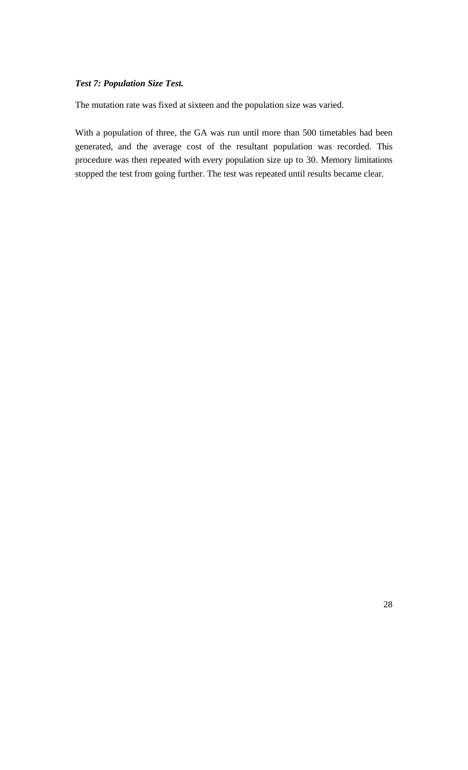***Test 7: Population Size Test.***

The mutation rate was fixed at sixteen and the population size was varied.

With a population of three, the GA was run until more than 500 timetables had been generated, and the average cost of the resultant population was recorded. This procedure was then repeated with every population size up to 30. Memory limitations stopped the test from going further. The test was repeated until results became clear.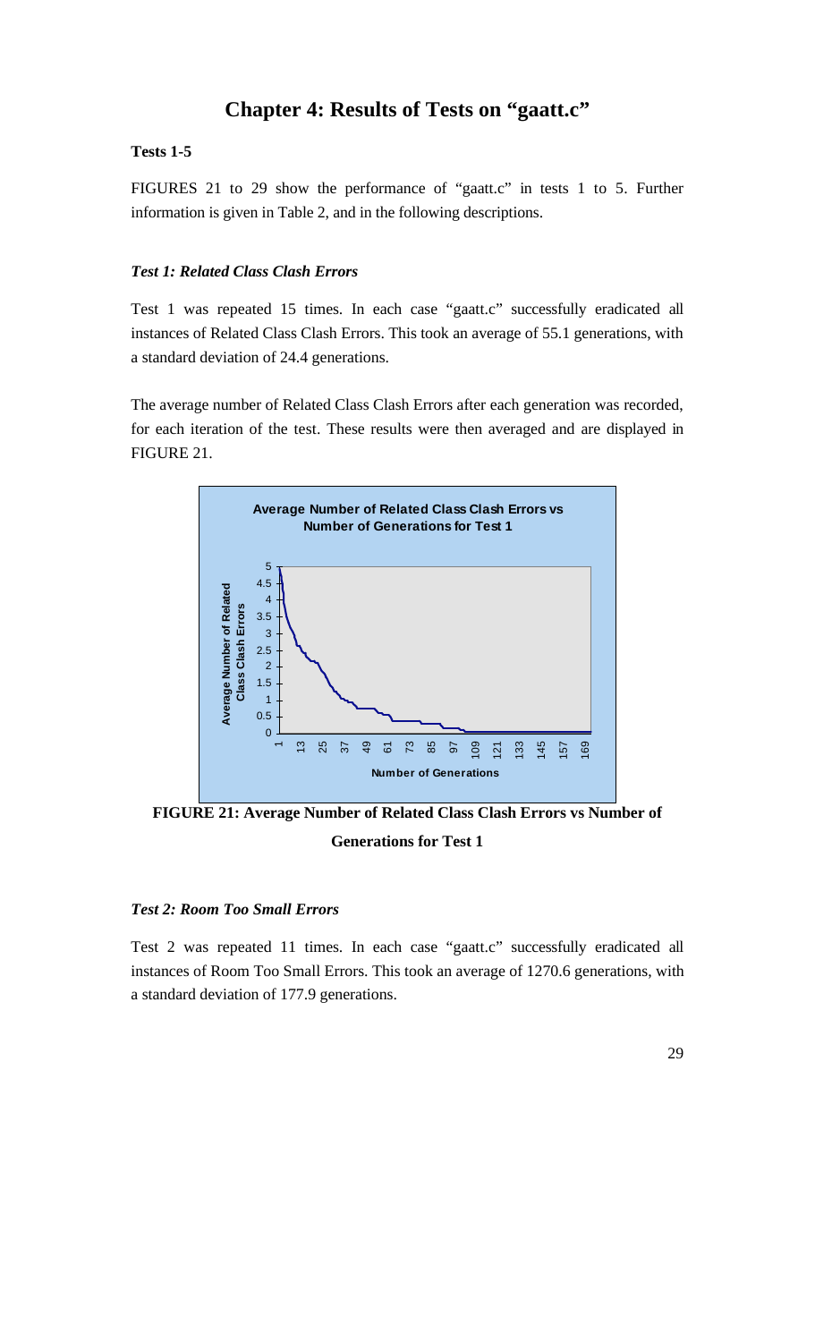# Chapter 4: Results of Tests on "gaatt.c"

**Tests 1-5**

FIGURES 21 to 29 show the performance of "gaatt.c" in tests 1 to 5. Further information is given in Table 2, and in the following descriptions.

***Test 1: Related Class Clash Errors***

Test 1 was repeated 15 times. In each case "gaatt.c" successfully eradicated all instances of Related Class Clash Errors. This took an average of 55.1 generations, with a standard deviation of 24.4 generations.

The average number of Related Class Clash Errors after each generation was recorded, for each iteration of the test. These results were then averaged and are displayed in FIGURE 21.

**FIGURE 21: Average Number of Related Class Clash Errors vs Number of Generations for Test 1**

***Test 2: Room Too Small Errors***

Test 2 was repeated 11 times. In each case "gaatt.c" successfully eradicated all instances of Room Too Small Errors. This took an average of 1270.6 generations, with a standard deviation of 177.9 generations.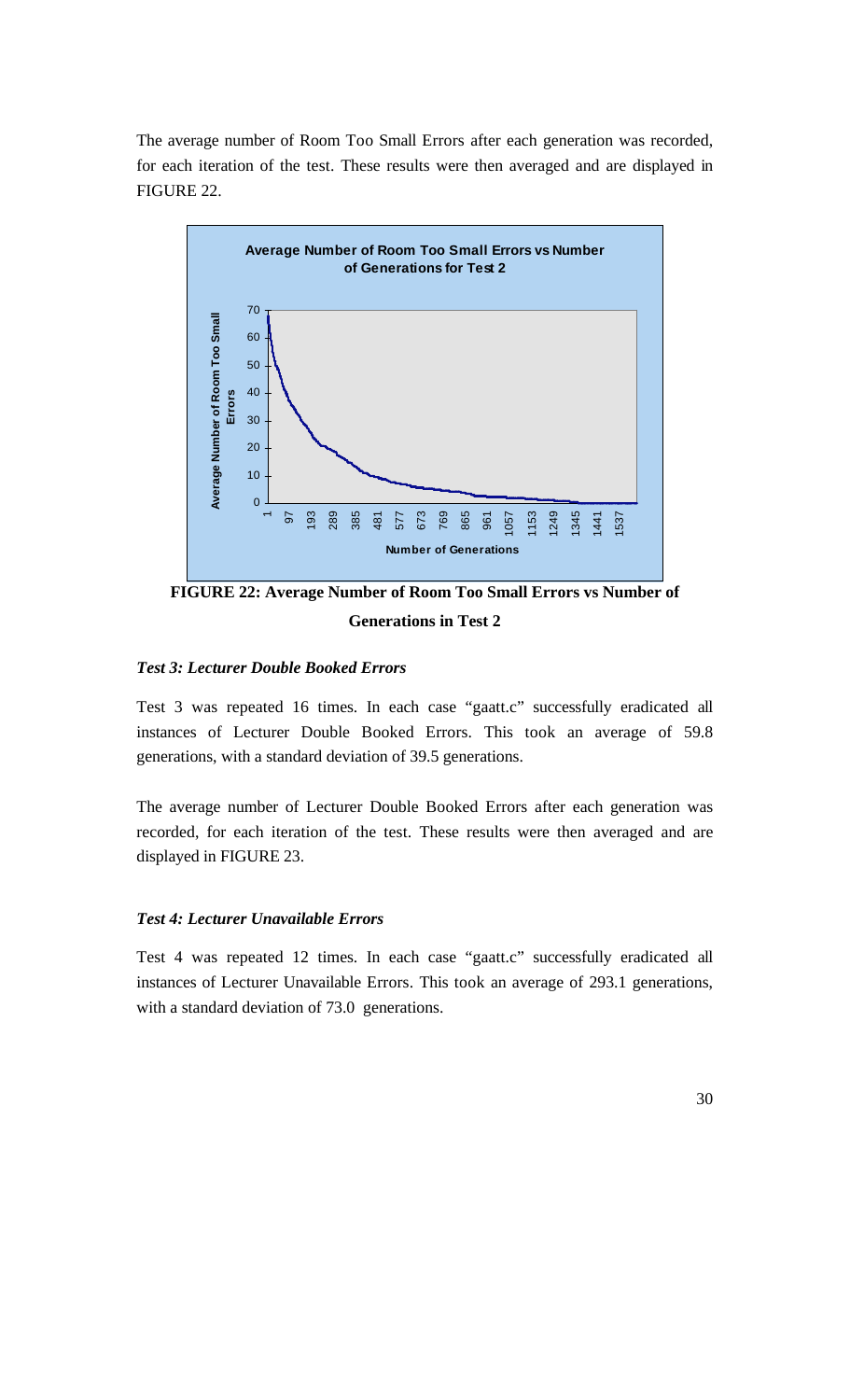The average number of Room Too Small Errors after each generation was recorded, for each iteration of the test. These results were then averaged and are displayed in FIGURE 22.

**FIGURE 22: Average Number of Room Too Small Errors vs Number of Generations in Test 2**

***Test 3: Lecturer Double Booked Errors***

Test 3 was repeated 16 times. In each case "gaatt.c" successfully eradicated all instances of Lecturer Double Booked Errors. This took an average of 59.8 generations, with a standard deviation of 39.5 generations.

The average number of Lecturer Double Booked Errors after each generation was recorded, for each iteration of the test. These results were then averaged and are displayed in FIGURE 23.

***Test 4: Lecturer Unavailable Errors***

Test 4 was repeated 12 times. In each case "gaatt.c" successfully eradicated all instances of Lecturer Unavailable Errors. This took an average of 293.1 generations, with a standard deviation of 73.0 generations.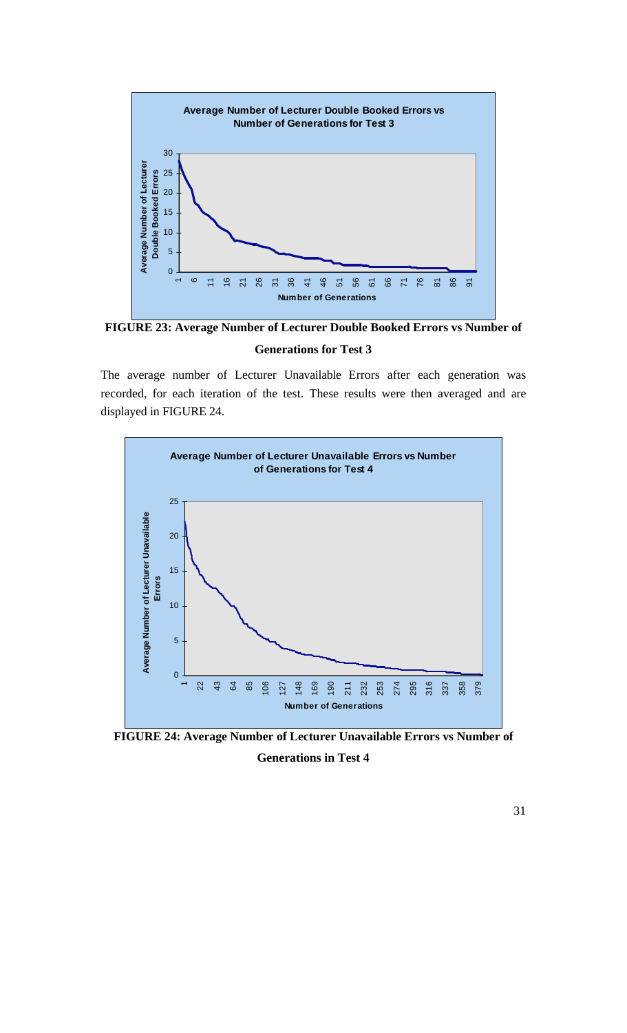**FIGURE 23: Average Number of Lecturer Double Booked Errors vs Number of Generations for Test 3**

The average number of Lecturer Unavailable Errors after each generation was recorded, for each iteration of the test. These results were then averaged and are displayed in FIGURE 24.

**FIGURE 24: Average Number of Lecturer Unavailable Errors vs Number of Generations in Test 4**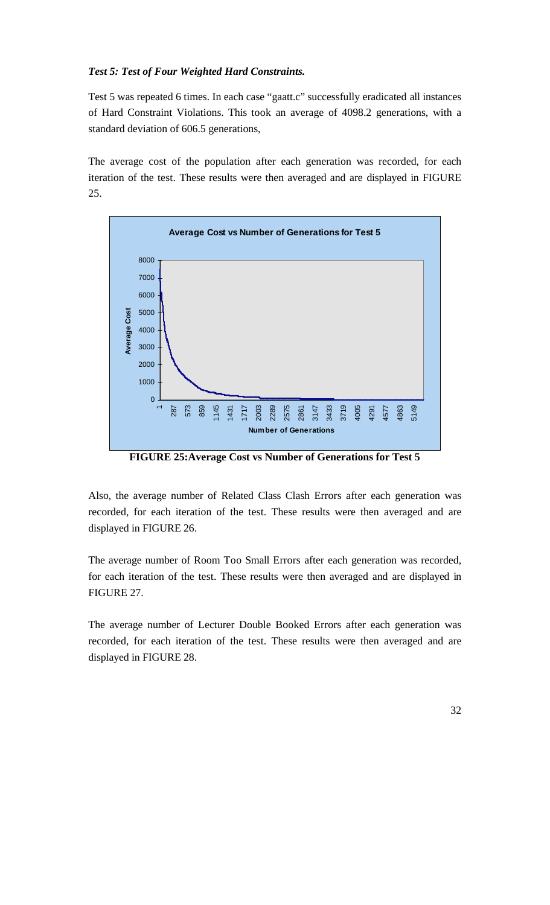### *Test 5: Test of Four Weighted Hard Constraints.*

Test 5 was repeated 6 times. In each case "gaatt.c" successfully eradicated all instances of Hard Constraint Violations. This took an average of 4098.2 generations, with a standard deviation of 606.5 generations,

The average cost of the population after each generation was recorded, for each iteration of the test. These results were then averaged and are displayed in FIGURE 25.

**FIGURE 25:Average Cost vs Number of Generations for Test 5**

Also, the average number of Related Class Clash Errors after each generation was recorded, for each iteration of the test. These results were then averaged and are displayed in FIGURE 26.

The average number of Room Too Small Errors after each generation was recorded, for each iteration of the test. These results were then averaged and are displayed in FIGURE 27.

The average number of Lecturer Double Booked Errors after each generation was recorded, for each iteration of the test. These results were then averaged and are displayed in FIGURE 28.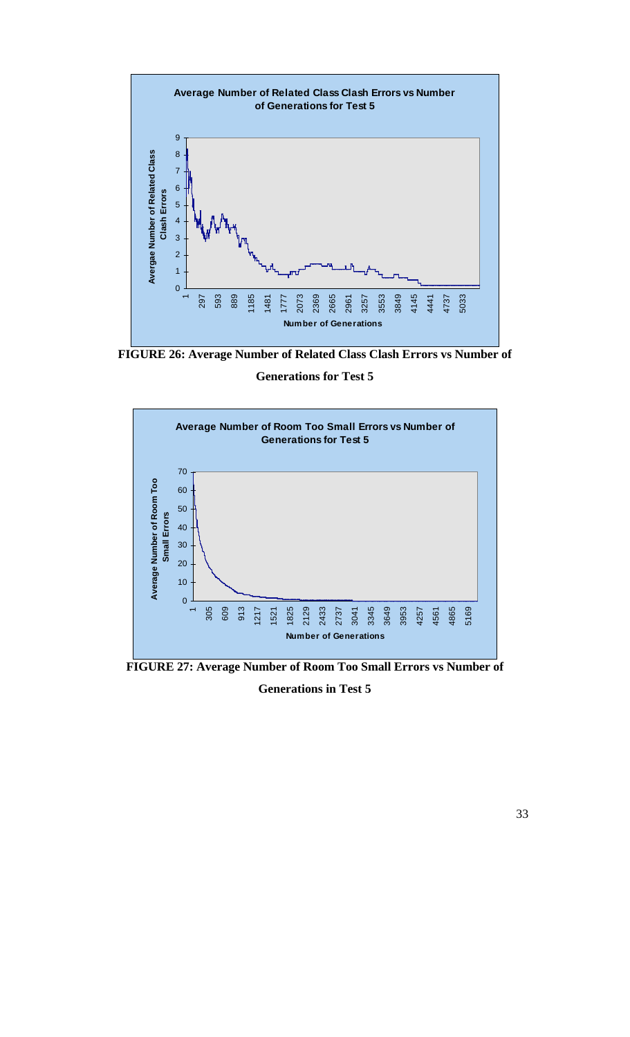FIGURE 26: Average Number of Related Class Clash Errors vs Number of Generations for Test 5

FIGURE 27: Average Number of Room Too Small Errors vs Number of Generations in Test 5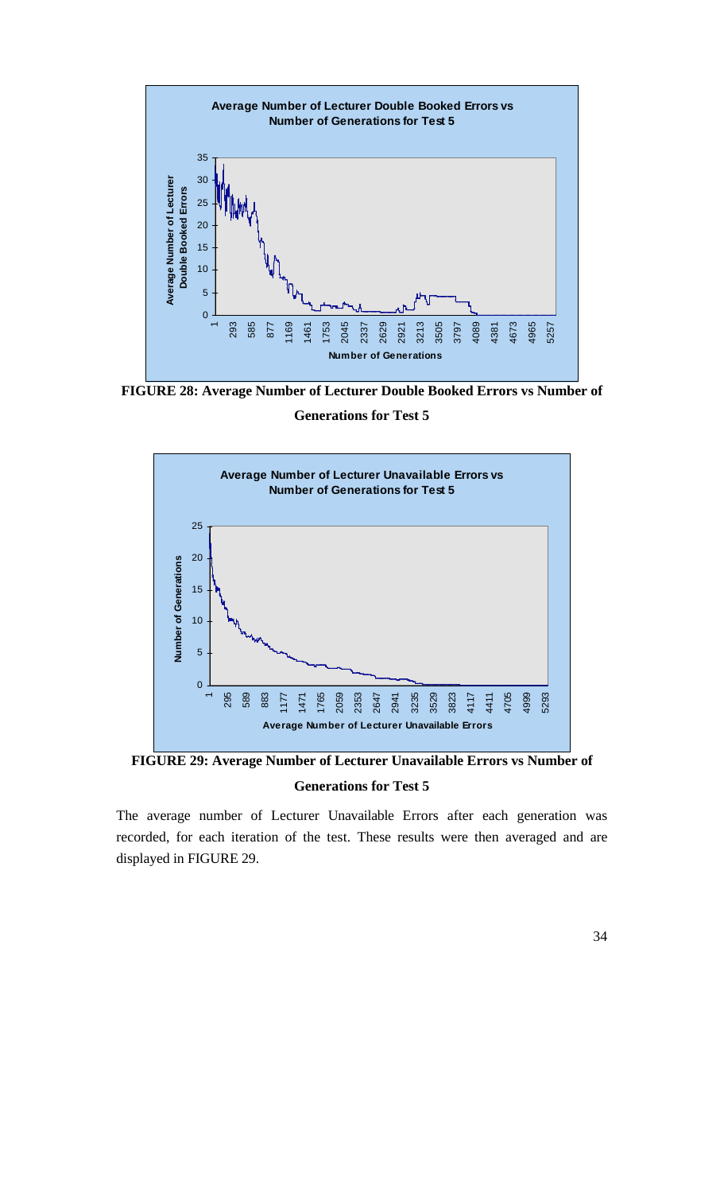FIGURE 28: Average Number of Lecturer Double Booked Errors vs Number of Generations for Test 5

FIGURE 29: Average Number of Lecturer Unavailable Errors vs Number of Generations for Test 5

The average number of Lecturer Unavailable Errors after each generation was recorded, for each iteration of the test. These results were then averaged and are displayed in FIGURE 29.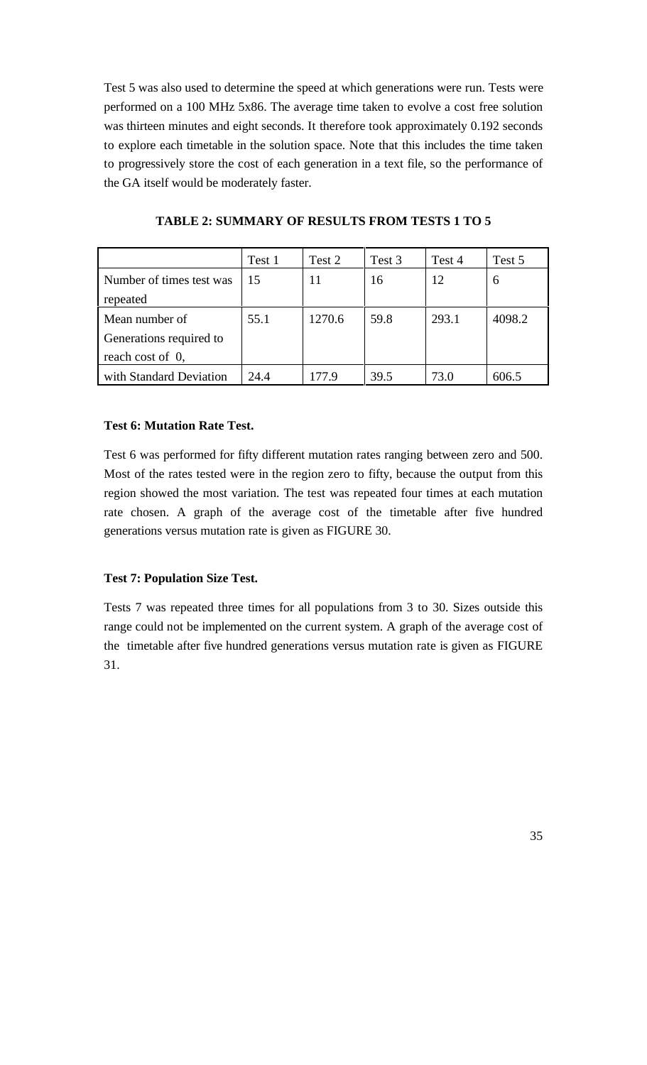Test 5 was also used to determine the speed at which generations were run. Tests were performed on a 100 MHz 5x86. The average time taken to evolve a cost free solution was thirteen minutes and eight seconds. It therefore took approximately 0.192 seconds to explore each timetable in the solution space. Note that this includes the time taken to progressively store the cost of each generation in a text file, so the performance of the GA itself would be moderately faster.

**TABLE 2: SUMMARY OF RESULTS FROM TESTS 1 TO 5**

| | Test 1 | Test 2 | Test 3 | Test 4 | Test 5 |
|---|---|---|---|---|---|
| Number of times test was repeated | 15 | 11 | 16 | 12 | 6 |
| Mean number of Generations required to reach cost of 0, | 55.1 | 1270.6 | 59.8 | 293.1 | 4098.2 |
| with Standard Deviation | 24.4 | 177.9 | 39.5 | 73.0 | 606.5 |

**Test 6: Mutation Rate Test.**

Test 6 was performed for fifty different mutation rates ranging between zero and 500. Most of the rates tested were in the region zero to fifty, because the output from this region showed the most variation. The test was repeated four times at each mutation rate chosen. A graph of the average cost of the timetable after five hundred generations versus mutation rate is given as FIGURE 30.

**Test 7: Population Size Test.**

Tests 7 was repeated three times for all populations from 3 to 30. Sizes outside this range could not be implemented on the current system. A graph of the average cost of the timetable after five hundred generations versus mutation rate is given as FIGURE 31.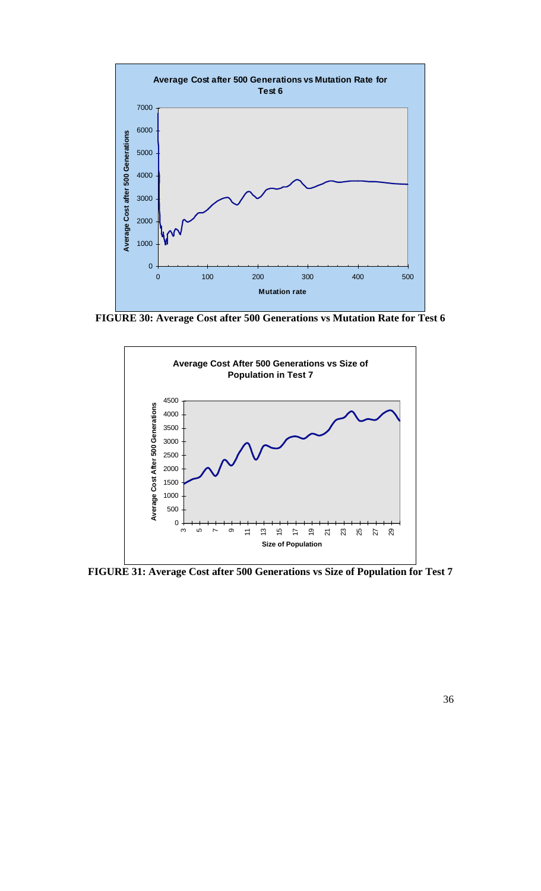FIGURE 30: Average Cost after 500 Generations vs Mutation Rate for Test 6

FIGURE 31: Average Cost after 500 Generations vs Size of Population for Test 7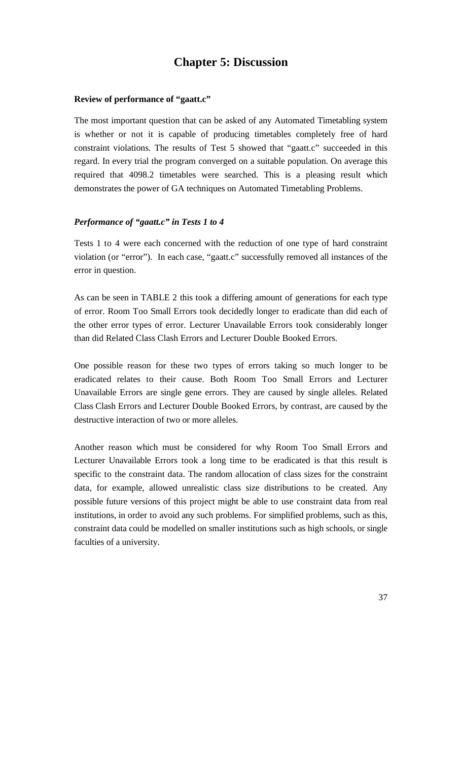# Chapter 5: Discussion

**Review of performance of "gaatt.c"**

The most important question that can be asked of any Automated Timetabling system is whether or not it is capable of producing timetables completely free of hard constraint violations. The results of Test 5 showed that "gaatt.c" succeeded in this regard. In every trial the program converged on a suitable population. On average this required that 4098.2 timetables were searched. This is a pleasing result which demonstrates the power of GA techniques on Automated Timetabling Problems.

***Performance of "gaatt.c" in Tests 1 to 4***

Tests 1 to 4 were each concerned with the reduction of one type of hard constraint violation (or "error"). In each case, "gaatt.c" successfully removed all instances of the error in question.

As can be seen in TABLE 2 this took a differing amount of generations for each type of error. Room Too Small Errors took decidedly longer to eradicate than did each of the other error types of error. Lecturer Unavailable Errors took considerably longer than did Related Class Clash Errors and Lecturer Double Booked Errors.

One possible reason for these two types of errors taking so much longer to be eradicated relates to their cause. Both Room Too Small Errors and Lecturer Unavailable Errors are single gene errors. They are caused by single alleles. Related Class Clash Errors and Lecturer Double Booked Errors, by contrast, are caused by the destructive interaction of two or more alleles.

Another reason which must be considered for why Room Too Small Errors and Lecturer Unavailable Errors took a long time to be eradicated is that this result is specific to the constraint data. The random allocation of class sizes for the constraint data, for example, allowed unrealistic class size distributions to be created. Any possible future versions of this project might be able to use constraint data from real institutions, in order to avoid any such problems. For simplified problems, such as this, constraint data could be modelled on smaller institutions such as high schools, or single faculties of a university.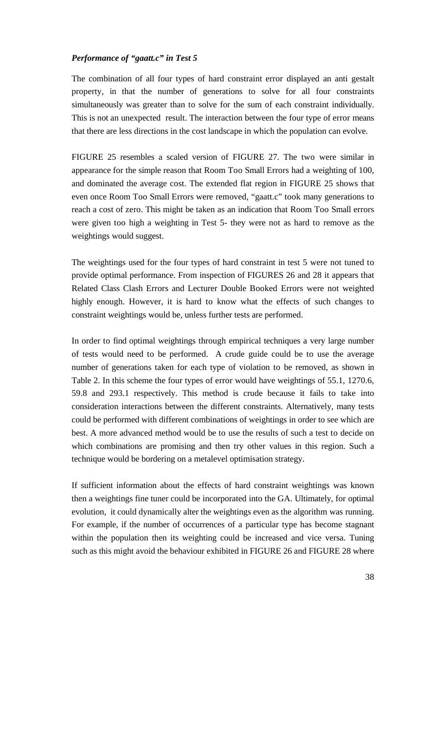***Performance of "gaatt.c" in Test 5***

The combination of all four types of hard constraint error displayed an anti gestalt property, in that the number of generations to solve for all four constraints simultaneously was greater than to solve for the sum of each constraint individually. This is not an unexpected result. The interaction between the four type of error means that there are less directions in the cost landscape in which the population can evolve.

FIGURE 25 resembles a scaled version of FIGURE 27. The two were similar in appearance for the simple reason that Room Too Small Errors had a weighting of 100, and dominated the average cost. The extended flat region in FIGURE 25 shows that even once Room Too Small Errors were removed, "gaatt.c" took many generations to reach a cost of zero. This might be taken as an indication that Room Too Small errors were given too high a weighting in Test 5- they were not as hard to remove as the weightings would suggest.

The weightings used for the four types of hard constraint in test 5 were not tuned to provide optimal performance. From inspection of FIGURES 26 and 28 it appears that Related Class Clash Errors and Lecturer Double Booked Errors were not weighted highly enough. However, it is hard to know what the effects of such changes to constraint weightings would be, unless further tests are performed.

In order to find optimal weightings through empirical techniques a very large number of tests would need to be performed. A crude guide could be to use the average number of generations taken for each type of violation to be removed, as shown in Table 2. In this scheme the four types of error would have weightings of 55.1, 1270.6, 59.8 and 293.1 respectively. This method is crude because it fails to take into consideration interactions between the different constraints. Alternatively, many tests could be performed with different combinations of weightings in order to see which are best. A more advanced method would be to use the results of such a test to decide on which combinations are promising and then try other values in this region. Such a technique would be bordering on a metalevel optimisation strategy.

If sufficient information about the effects of hard constraint weightings was known then a weightings fine tuner could be incorporated into the GA. Ultimately, for optimal evolution, it could dynamically alter the weightings even as the algorithm was running. For example, if the number of occurrences of a particular type has become stagnant within the population then its weighting could be increased and vice versa. Tuning such as this might avoid the behaviour exhibited in FIGURE 26 and FIGURE 28 where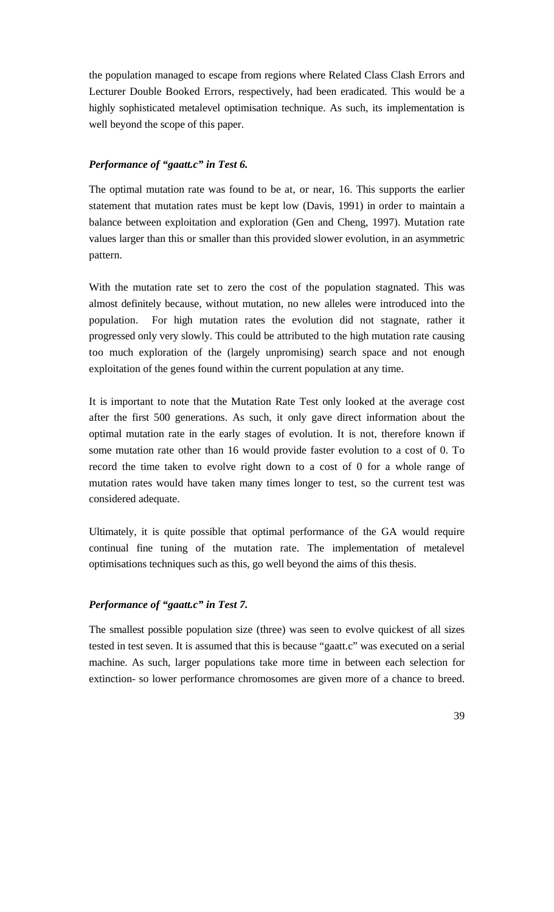the population managed to escape from regions where Related Class Clash Errors and Lecturer Double Booked Errors, respectively, had been eradicated. This would be a highly sophisticated metalevel optimisation technique. As such, its implementation is well beyond the scope of this paper.

### *Performance of "gaatt.c" in Test 6.*

The optimal mutation rate was found to be at, or near, 16. This supports the earlier statement that mutation rates must be kept low (Davis, 1991) in order to maintain a balance between exploitation and exploration (Gen and Cheng, 1997). Mutation rate values larger than this or smaller than this provided slower evolution, in an asymmetric pattern.

With the mutation rate set to zero the cost of the population stagnated. This was almost definitely because, without mutation, no new alleles were introduced into the population. For high mutation rates the evolution did not stagnate, rather it progressed only very slowly. This could be attributed to the high mutation rate causing too much exploration of the (largely unpromising) search space and not enough exploitation of the genes found within the current population at any time.

It is important to note that the Mutation Rate Test only looked at the average cost after the first 500 generations. As such, it only gave direct information about the optimal mutation rate in the early stages of evolution. It is not, therefore known if some mutation rate other than 16 would provide faster evolution to a cost of 0. To record the time taken to evolve right down to a cost of 0 for a whole range of mutation rates would have taken many times longer to test, so the current test was considered adequate.

Ultimately, it is quite possible that optimal performance of the GA would require continual fine tuning of the mutation rate. The implementation of metalevel optimisations techniques such as this, go well beyond the aims of this thesis.

### *Performance of "gaatt.c" in Test 7.*

The smallest possible population size (three) was seen to evolve quickest of all sizes tested in test seven. It is assumed that this is because "gaatt.c" was executed on a serial machine. As such, larger populations take more time in between each selection for extinction- so lower performance chromosomes are given more of a chance to breed.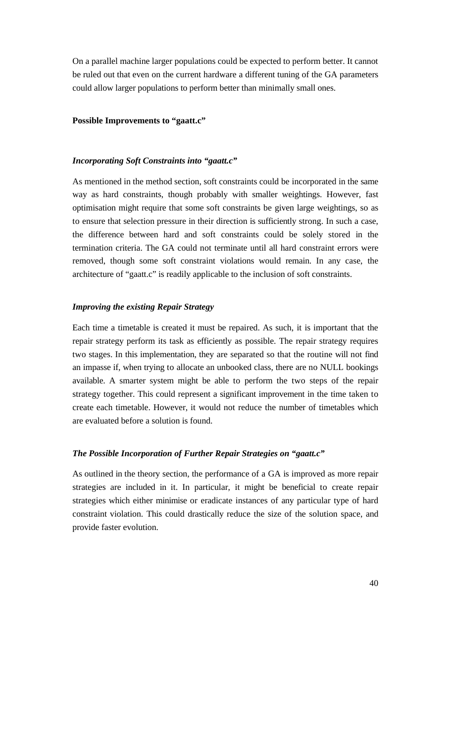On a parallel machine larger populations could be expected to perform better. It cannot be ruled out that even on the current hardware a different tuning of the GA parameters could allow larger populations to perform better than minimally small ones.

### Possible Improvements to "gaatt.c"

#### *Incorporating Soft Constraints into "gaatt.c"*

As mentioned in the method section, soft constraints could be incorporated in the same way as hard constraints, though probably with smaller weightings. However, fast optimisation might require that some soft constraints be given large weightings, so as to ensure that selection pressure in their direction is sufficiently strong. In such a case, the difference between hard and soft constraints could be solely stored in the termination criteria. The GA could not terminate until all hard constraint errors were removed, though some soft constraint violations would remain. In any case, the architecture of "gaatt.c" is readily applicable to the inclusion of soft constraints.

#### *Improving the existing Repair Strategy*

Each time a timetable is created it must be repaired. As such, it is important that the repair strategy perform its task as efficiently as possible. The repair strategy requires two stages. In this implementation, they are separated so that the routine will not find an impasse if, when trying to allocate an unbooked class, there are no NULL bookings available. A smarter system might be able to perform the two steps of the repair strategy together. This could represent a significant improvement in the time taken to create each timetable. However, it would not reduce the number of timetables which are evaluated before a solution is found.

#### *The Possible Incorporation of Further Repair Strategies on "gaatt.c"*

As outlined in the theory section, the performance of a GA is improved as more repair strategies are included in it. In particular, it might be beneficial to create repair strategies which either minimise or eradicate instances of any particular type of hard constraint violation. This could drastically reduce the size of the solution space, and provide faster evolution.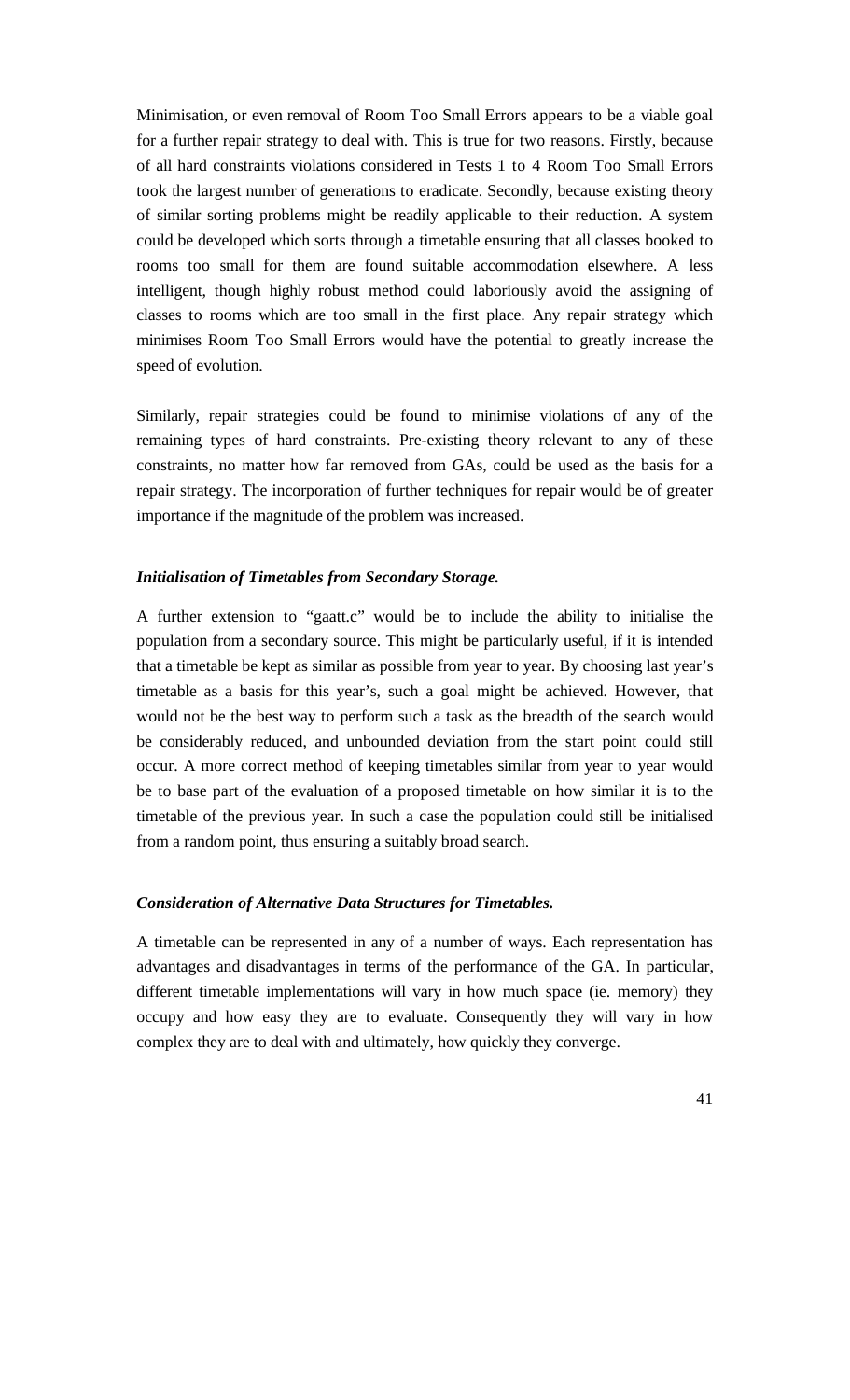Minimisation, or even removal of Room Too Small Errors appears to be a viable goal for a further repair strategy to deal with. This is true for two reasons. Firstly, because of all hard constraints violations considered in Tests 1 to 4 Room Too Small Errors took the largest number of generations to eradicate. Secondly, because existing theory of similar sorting problems might be readily applicable to their reduction. A system could be developed which sorts through a timetable ensuring that all classes booked to rooms too small for them are found suitable accommodation elsewhere. A less intelligent, though highly robust method could laboriously avoid the assigning of classes to rooms which are too small in the first place. Any repair strategy which minimises Room Too Small Errors would have the potential to greatly increase the speed of evolution.

Similarly, repair strategies could be found to minimise violations of any of the remaining types of hard constraints. Pre-existing theory relevant to any of these constraints, no matter how far removed from GAs, could be used as the basis for a repair strategy. The incorporation of further techniques for repair would be of greater importance if the magnitude of the problem was increased.

***Initialisation of Timetables from Secondary Storage.***

A further extension to "gaatt.c" would be to include the ability to initialise the population from a secondary source. This might be particularly useful, if it is intended that a timetable be kept as similar as possible from year to year. By choosing last year's timetable as a basis for this year's, such a goal might be achieved. However, that would not be the best way to perform such a task as the breadth of the search would be considerably reduced, and unbounded deviation from the start point could still occur. A more correct method of keeping timetables similar from year to year would be to base part of the evaluation of a proposed timetable on how similar it is to the timetable of the previous year. In such a case the population could still be initialised from a random point, thus ensuring a suitably broad search.

***Consideration of Alternative Data Structures for Timetables.***

A timetable can be represented in any of a number of ways. Each representation has advantages and disadvantages in terms of the performance of the GA. In particular, different timetable implementations will vary in how much space (ie. memory) they occupy and how easy they are to evaluate. Consequently they will vary in how complex they are to deal with and ultimately, how quickly they converge.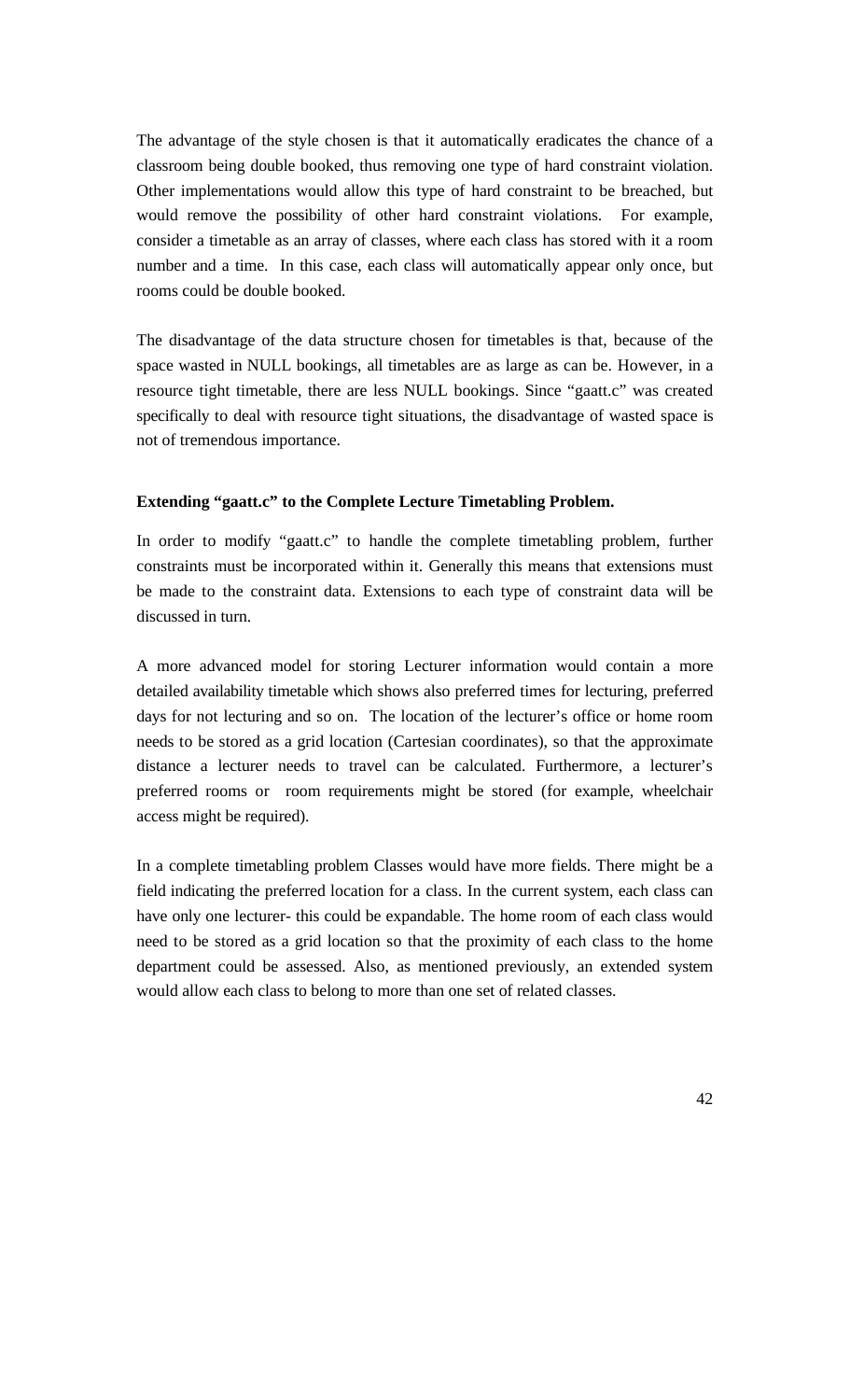The advantage of the style chosen is that it automatically eradicates the chance of a classroom being double booked, thus removing one type of hard constraint violation. Other implementations would allow this type of hard constraint to be breached, but would remove the possibility of other hard constraint violations. For example, consider a timetable as an array of classes, where each class has stored with it a room number and a time. In this case, each class will automatically appear only once, but rooms could be double booked.

The disadvantage of the data structure chosen for timetables is that, because of the space wasted in NULL bookings, all timetables are as large as can be. However, in a resource tight timetable, there are less NULL bookings. Since "gaatt.c" was created specifically to deal with resource tight situations, the disadvantage of wasted space is not of tremendous importance.

**Extending "gaatt.c" to the Complete Lecture Timetabling Problem.**

In order to modify "gaatt.c" to handle the complete timetabling problem, further constraints must be incorporated within it. Generally this means that extensions must be made to the constraint data. Extensions to each type of constraint data will be discussed in turn.

A more advanced model for storing Lecturer information would contain a more detailed availability timetable which shows also preferred times for lecturing, preferred days for not lecturing and so on. The location of the lecturer's office or home room needs to be stored as a grid location (Cartesian coordinates), so that the approximate distance a lecturer needs to travel can be calculated. Furthermore, a lecturer's preferred rooms or room requirements might be stored (for example, wheelchair access might be required).

In a complete timetabling problem Classes would have more fields. There might be a field indicating the preferred location for a class. In the current system, each class can have only one lecturer- this could be expandable. The home room of each class would need to be stored as a grid location so that the proximity of each class to the home department could be assessed. Also, as mentioned previously, an extended system would allow each class to belong to more than one set of related classes.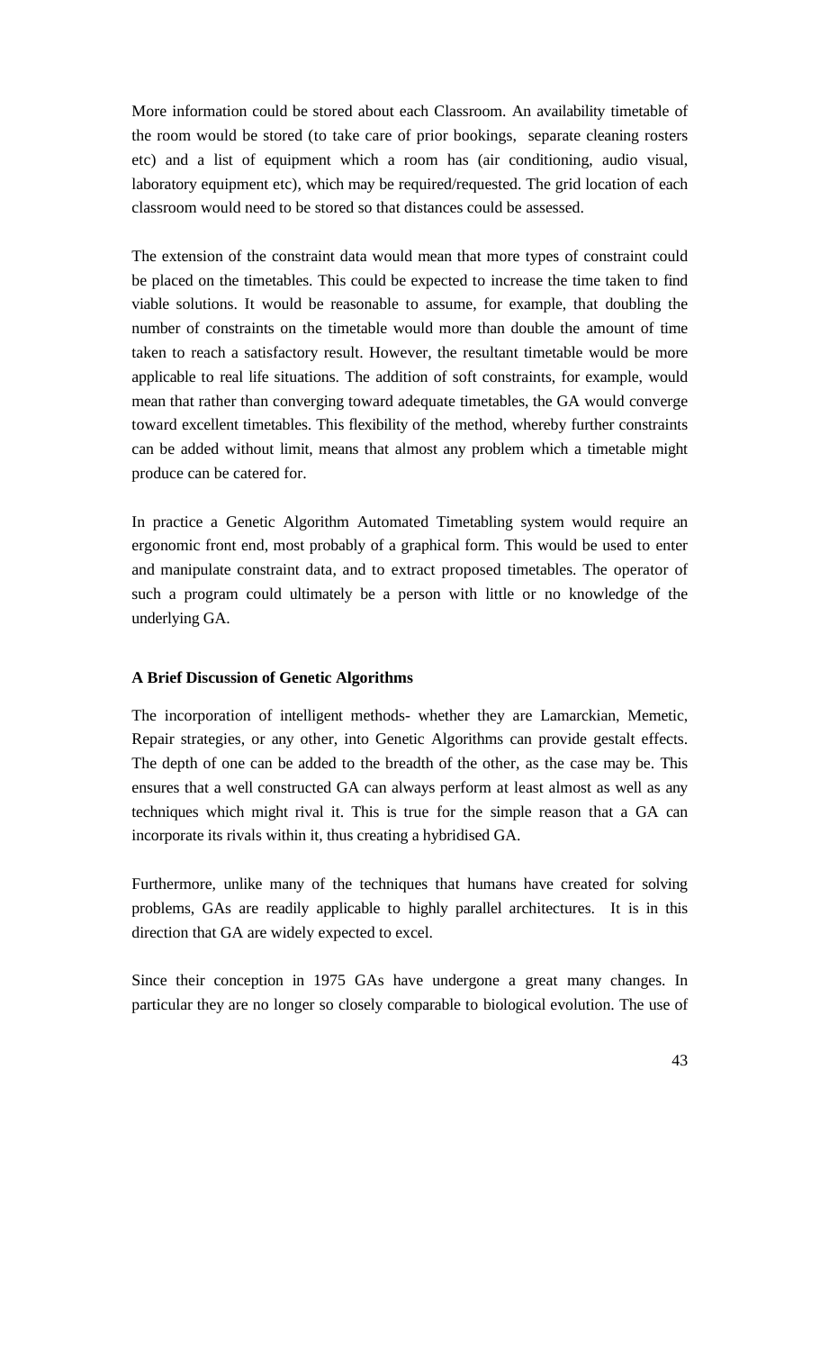More information could be stored about each Classroom. An availability timetable of the room would be stored (to take care of prior bookings,  separate cleaning rosters etc) and a list of equipment which a room has (air conditioning, audio visual, laboratory equipment etc), which may be required/requested. The grid location of each classroom would need to be stored so that distances could be assessed.

The extension of the constraint data would mean that more types of constraint could be placed on the timetables. This could be expected to increase the time taken to find viable solutions. It would be reasonable to assume, for example, that doubling the number of constraints on the timetable would more than double the amount of time taken to reach a satisfactory result. However, the resultant timetable would be more applicable to real life situations. The addition of soft constraints, for example, would mean that rather than converging toward adequate timetables, the GA would converge toward excellent timetables. This flexibility of the method, whereby further constraints can be added without limit, means that almost any problem which a timetable might produce can be catered for.

In practice a Genetic Algorithm Automated Timetabling system would require an ergonomic front end, most probably of a graphical form. This would be used to enter and manipulate constraint data, and to extract proposed timetables. The operator of such a program could ultimately be a person with little or no knowledge of the underlying GA.

**A Brief Discussion of Genetic Algorithms**

The incorporation of intelligent methods- whether they are Lamarckian, Memetic, Repair strategies, or any other, into Genetic Algorithms can provide gestalt effects. The depth of one can be added to the breadth of the other, as the case may be. This ensures that a well constructed GA can always perform at least almost as well as any techniques which might rival it. This is true for the simple reason that a GA can incorporate its rivals within it, thus creating a hybridised GA.

Furthermore, unlike many of the techniques that humans have created for solving problems, GAs are readily applicable to highly parallel architectures.  It is in this direction that GA are widely expected to excel.

Since their conception in 1975 GAs have undergone a great many changes. In particular they are no longer so closely comparable to biological evolution. The use of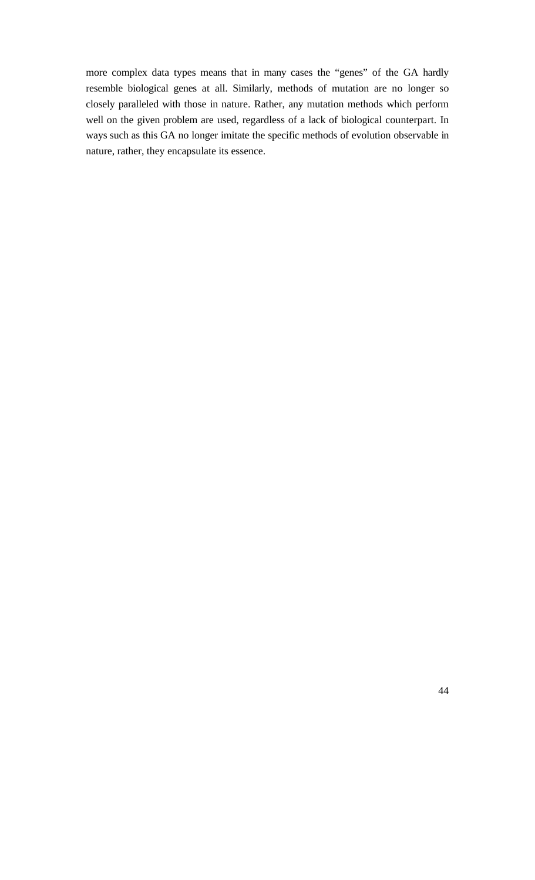more complex data types means that in many cases the “genes” of the GA hardly resemble biological genes at all. Similarly, methods of mutation are no longer so closely paralleled with those in nature. Rather, any mutation methods which perform well on the given problem are used, regardless of a lack of biological counterpart. In ways such as this GA no longer imitate the specific methods of evolution observable in nature, rather, they encapsulate its essence.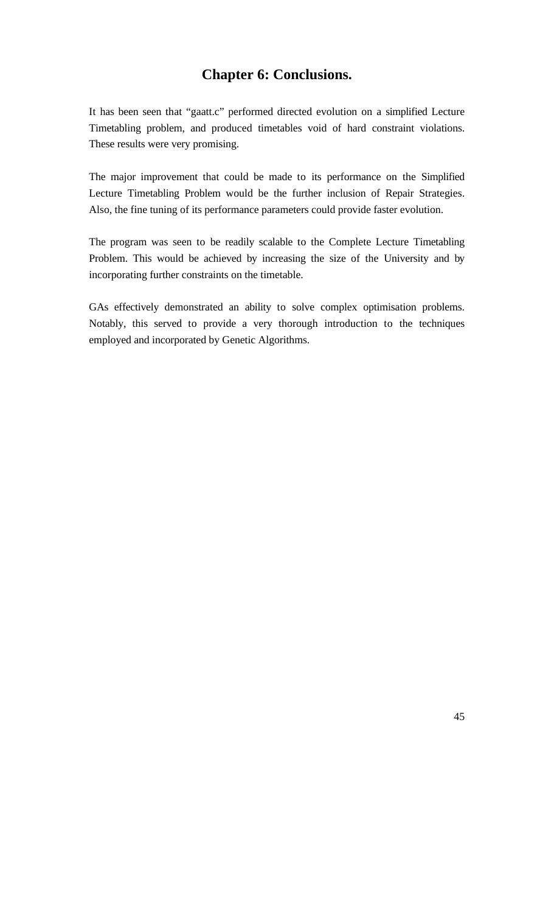# Chapter 6: Conclusions.

It has been seen that "gaatt.c" performed directed evolution on a simplified Lecture Timetabling problem, and produced timetables void of hard constraint violations. These results were very promising.

The major improvement that could be made to its performance on the Simplified Lecture Timetabling Problem would be the further inclusion of Repair Strategies. Also, the fine tuning of its performance parameters could provide faster evolution.

The program was seen to be readily scalable to the Complete Lecture Timetabling Problem. This would be achieved by increasing the size of the University and by incorporating further constraints on the timetable.

GAs effectively demonstrated an ability to solve complex optimisation problems. Notably, this served to provide a very thorough introduction to the techniques employed and incorporated by Genetic Algorithms.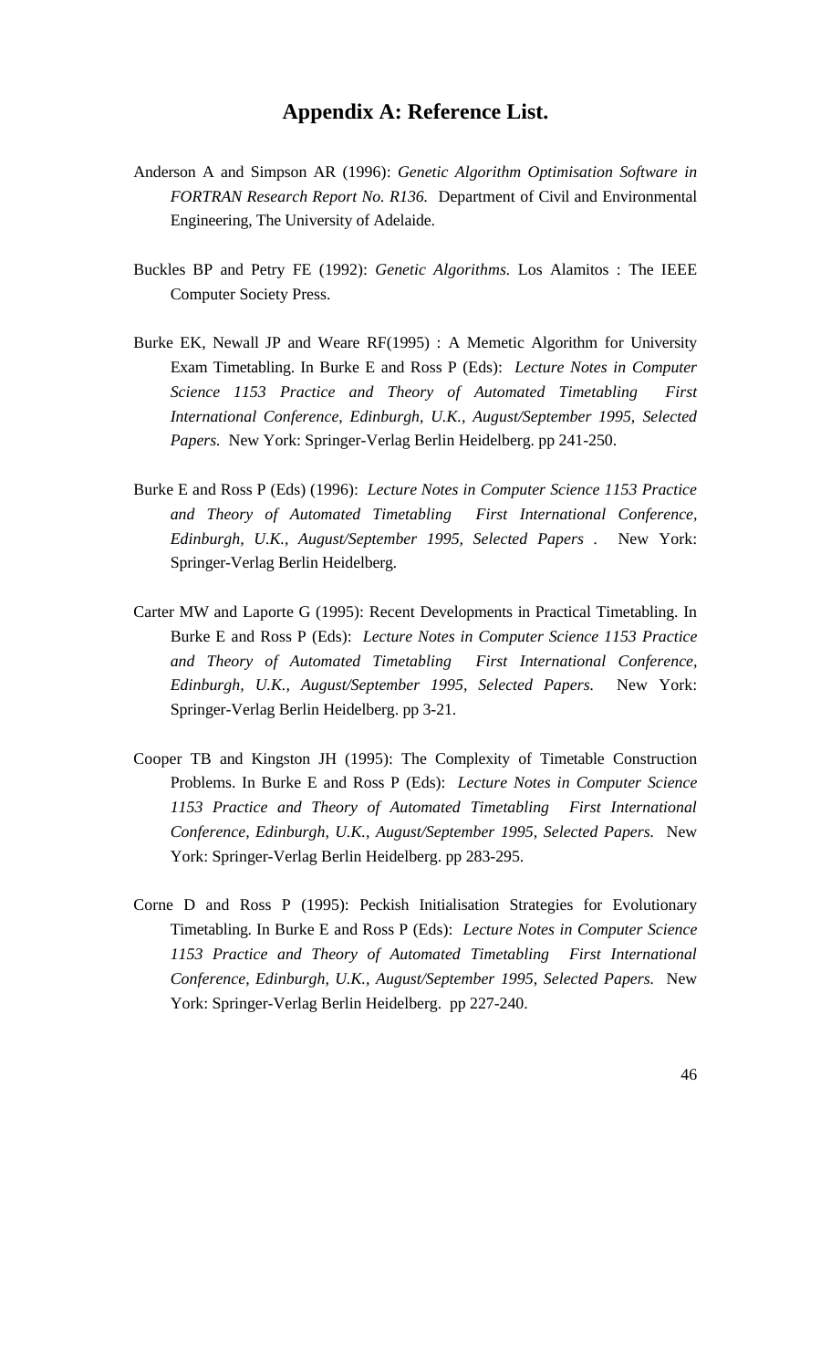# Appendix A: Reference List.

Anderson A and Simpson AR (1996): *Genetic Algorithm Optimisation Software in FORTRAN Research Report No. R136.* Department of Civil and Environmental Engineering, The University of Adelaide.

Buckles BP and Petry FE (1992): *Genetic Algorithms.* Los Alamitos : The IEEE Computer Society Press.

Burke EK, Newall JP and Weare RF(1995) : A Memetic Algorithm for University Exam Timetabling. In Burke E and Ross P (Eds): *Lecture Notes in Computer Science 1153 Practice and Theory of Automated Timetabling First International Conference, Edinburgh, U.K., August/September 1995, Selected Papers.* New York: Springer-Verlag Berlin Heidelberg. pp 241-250.

Burke E and Ross P (Eds) (1996): *Lecture Notes in Computer Science 1153 Practice and Theory of Automated Timetabling First International Conference, Edinburgh, U.K., August/September 1995, Selected Papers .* New York: Springer-Verlag Berlin Heidelberg.

Carter MW and Laporte G (1995): Recent Developments in Practical Timetabling. In Burke E and Ross P (Eds): *Lecture Notes in Computer Science 1153 Practice and Theory of Automated Timetabling First International Conference, Edinburgh, U.K., August/September 1995, Selected Papers.* New York: Springer-Verlag Berlin Heidelberg. pp 3-21.

Cooper TB and Kingston JH (1995): The Complexity of Timetable Construction Problems. In Burke E and Ross P (Eds): *Lecture Notes in Computer Science 1153 Practice and Theory of Automated Timetabling First International Conference, Edinburgh, U.K., August/September 1995, Selected Papers.* New York: Springer-Verlag Berlin Heidelberg. pp 283-295.

Corne D and Ross P (1995): Peckish Initialisation Strategies for Evolutionary Timetabling. In Burke E and Ross P (Eds): *Lecture Notes in Computer Science 1153 Practice and Theory of Automated Timetabling First International Conference, Edinburgh, U.K., August/September 1995, Selected Papers.* New York: Springer-Verlag Berlin Heidelberg. pp 227-240.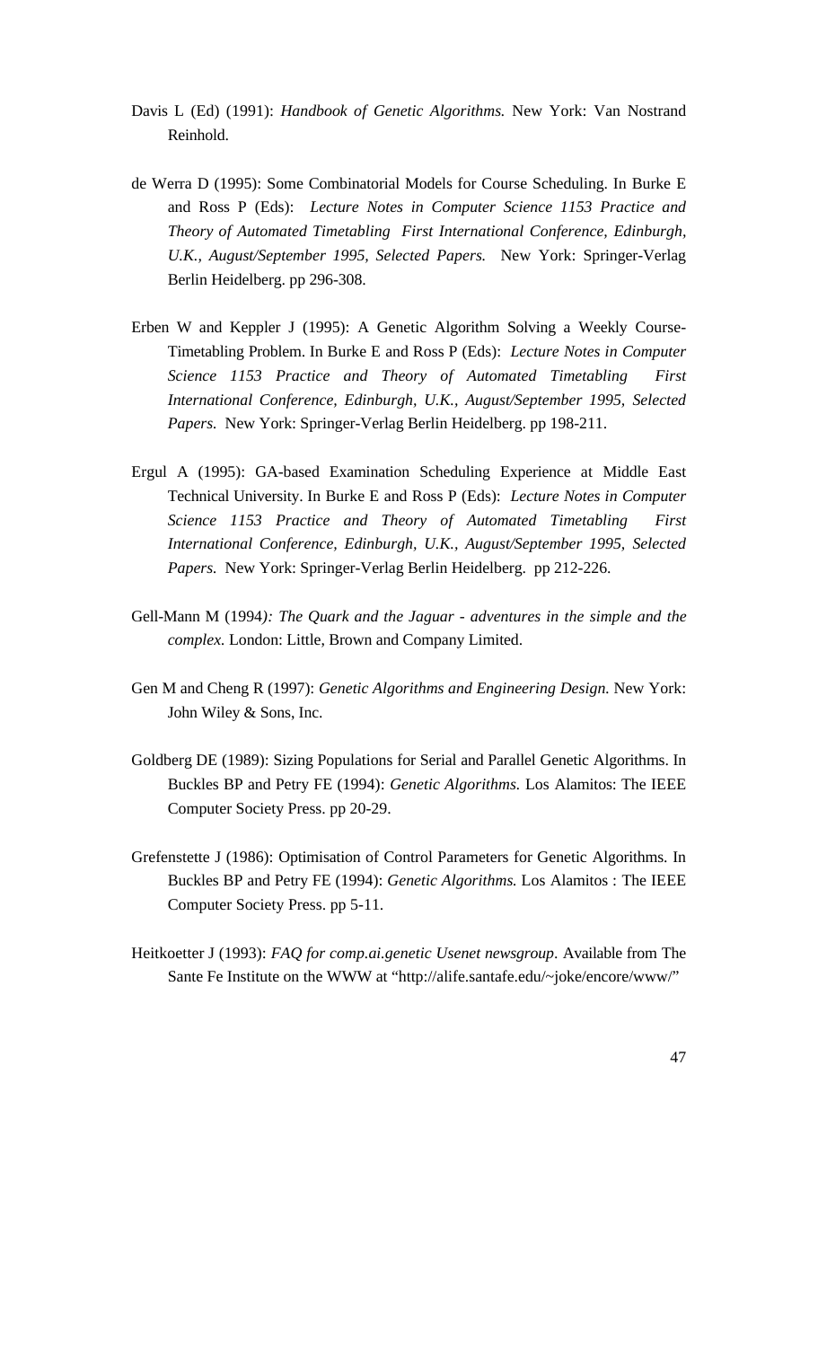Davis L (Ed) (1991): *Handbook of Genetic Algorithms.* New York: Van Nostrand Reinhold.

de Werra D (1995): Some Combinatorial Models for Course Scheduling. In Burke E and Ross P (Eds): *Lecture Notes in Computer Science 1153 Practice and Theory of Automated Timetabling First International Conference, Edinburgh, U.K., August/September 1995, Selected Papers.* New York: Springer-Verlag Berlin Heidelberg. pp 296-308.

Erben W and Keppler J (1995): A Genetic Algorithm Solving a Weekly Course-Timetabling Problem. In Burke E and Ross P (Eds): *Lecture Notes in Computer Science 1153 Practice and Theory of Automated Timetabling First International Conference, Edinburgh, U.K., August/September 1995, Selected Papers.* New York: Springer-Verlag Berlin Heidelberg. pp 198-211.

Ergul A (1995): GA-based Examination Scheduling Experience at Middle East Technical University. In Burke E and Ross P (Eds): *Lecture Notes in Computer Science 1153 Practice and Theory of Automated Timetabling First International Conference, Edinburgh, U.K., August/September 1995, Selected Papers.* New York: Springer-Verlag Berlin Heidelberg. pp 212-226.

Gell-Mann M (1994*): The Quark and the Jaguar - adventures in the simple and the complex.* London: Little, Brown and Company Limited.

Gen M and Cheng R (1997): *Genetic Algorithms and Engineering Design.* New York: John Wiley & Sons, Inc.

Goldberg DE (1989): Sizing Populations for Serial and Parallel Genetic Algorithms. In Buckles BP and Petry FE (1994): *Genetic Algorithms.* Los Alamitos: The IEEE Computer Society Press. pp 20-29.

Grefenstette J (1986): Optimisation of Control Parameters for Genetic Algorithms. In Buckles BP and Petry FE (1994): *Genetic Algorithms.* Los Alamitos : The IEEE Computer Society Press. pp 5-11.

Heitkoetter J (1993): *FAQ for comp.ai.genetic Usenet newsgroup*. Available from The Sante Fe Institute on the WWW at "http://alife.santafe.edu/~joke/encore/www/"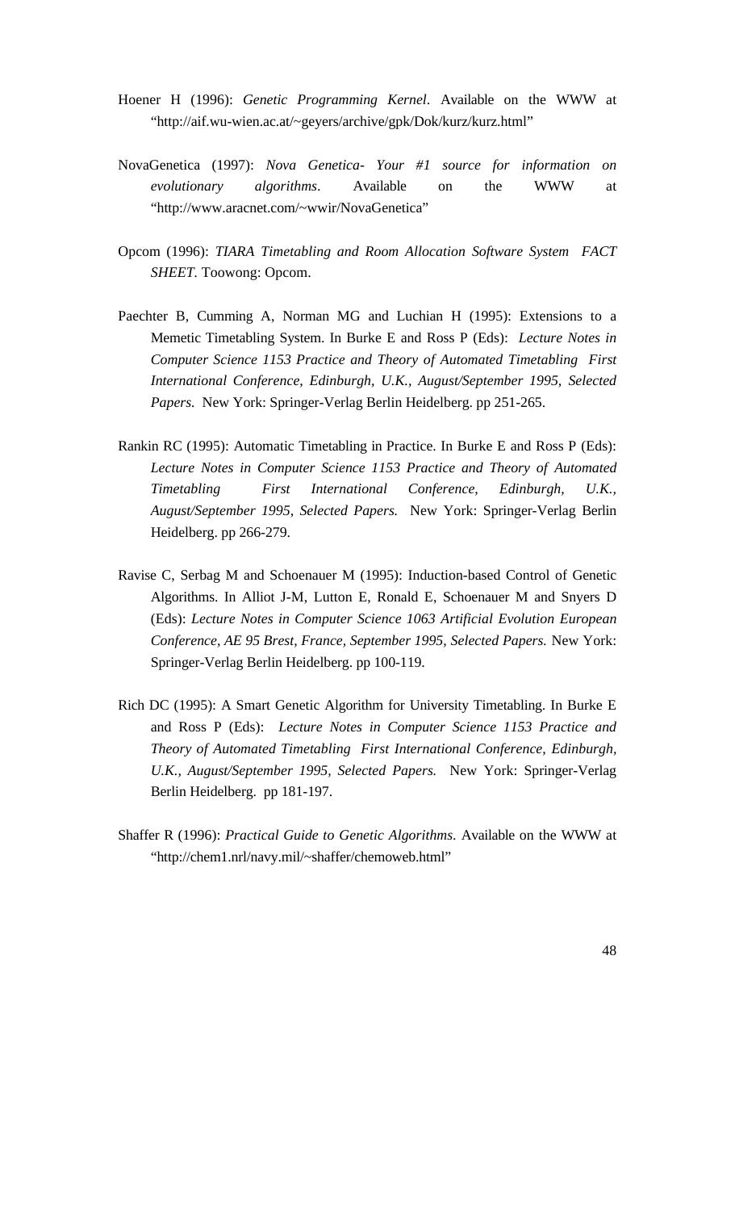Hoener H (1996): *Genetic Programming Kernel*. Available on the WWW at "http://aif.wu-wien.ac.at/~geyers/archive/gpk/Dok/kurz/kurz.html"

NovaGenetica (1997): *Nova Genetica- Your #1 source for information on evolutionary algorithms*. Available on the WWW at "http://www.aracnet.com/~wwir/NovaGenetica"

Opcom (1996): *TIARA Timetabling and Room Allocation Software System FACT SHEET*. Toowong: Opcom.

Paechter B, Cumming A, Norman MG and Luchian H (1995): Extensions to a Memetic Timetabling System. In Burke E and Ross P (Eds): *Lecture Notes in Computer Science 1153 Practice and Theory of Automated Timetabling First International Conference, Edinburgh, U.K., August/September 1995, Selected Papers.* New York: Springer-Verlag Berlin Heidelberg. pp 251-265.

Rankin RC (1995): Automatic Timetabling in Practice. In Burke E and Ross P (Eds): *Lecture Notes in Computer Science 1153 Practice and Theory of Automated Timetabling First International Conference, Edinburgh, U.K., August/September 1995, Selected Papers.* New York: Springer-Verlag Berlin Heidelberg. pp 266-279.

Ravise C, Serbag M and Schoenauer M (1995): Induction-based Control of Genetic Algorithms. In Alliot J-M, Lutton E, Ronald E, Schoenauer M and Snyers D (Eds): *Lecture Notes in Computer Science 1063 Artificial Evolution European Conference, AE 95 Brest, France, September 1995, Selected Papers.* New York: Springer-Verlag Berlin Heidelberg. pp 100-119.

Rich DC (1995): A Smart Genetic Algorithm for University Timetabling. In Burke E and Ross P (Eds): *Lecture Notes in Computer Science 1153 Practice and Theory of Automated Timetabling First International Conference, Edinburgh, U.K., August/September 1995, Selected Papers.* New York: Springer-Verlag Berlin Heidelberg. pp 181-197.

Shaffer R (1996): *Practical Guide to Genetic Algorithms*. Available on the WWW at "http://chem1.nrl/navy.mil/~shaffer/chemoweb.html"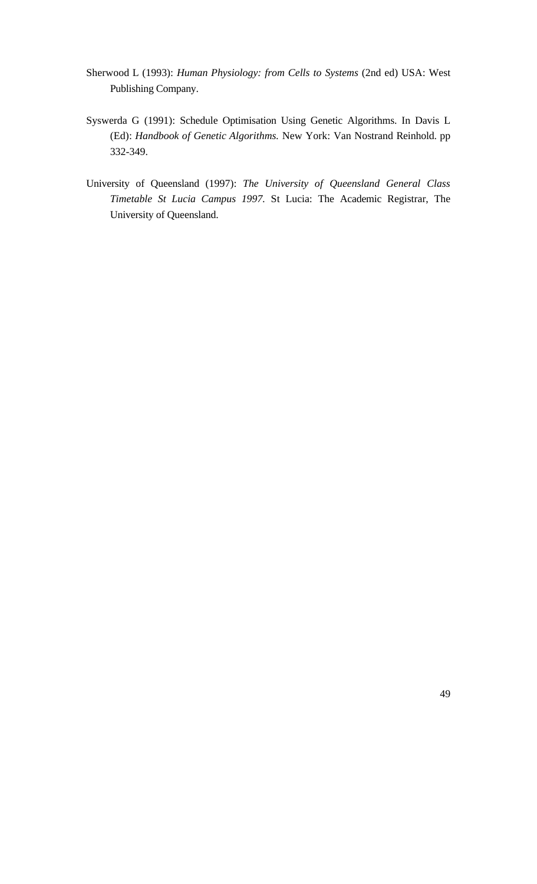Sherwood L (1993): *Human Physiology: from Cells to Systems* (2nd ed) USA: West Publishing Company.

Syswerda G (1991): Schedule Optimisation Using Genetic Algorithms. In Davis L (Ed): *Handbook of Genetic Algorithms.* New York: Van Nostrand Reinhold. pp 332-349.

University of Queensland (1997): *The University of Queensland General Class Timetable St Lucia Campus 1997.* St Lucia: The Academic Registrar, The University of Queensland.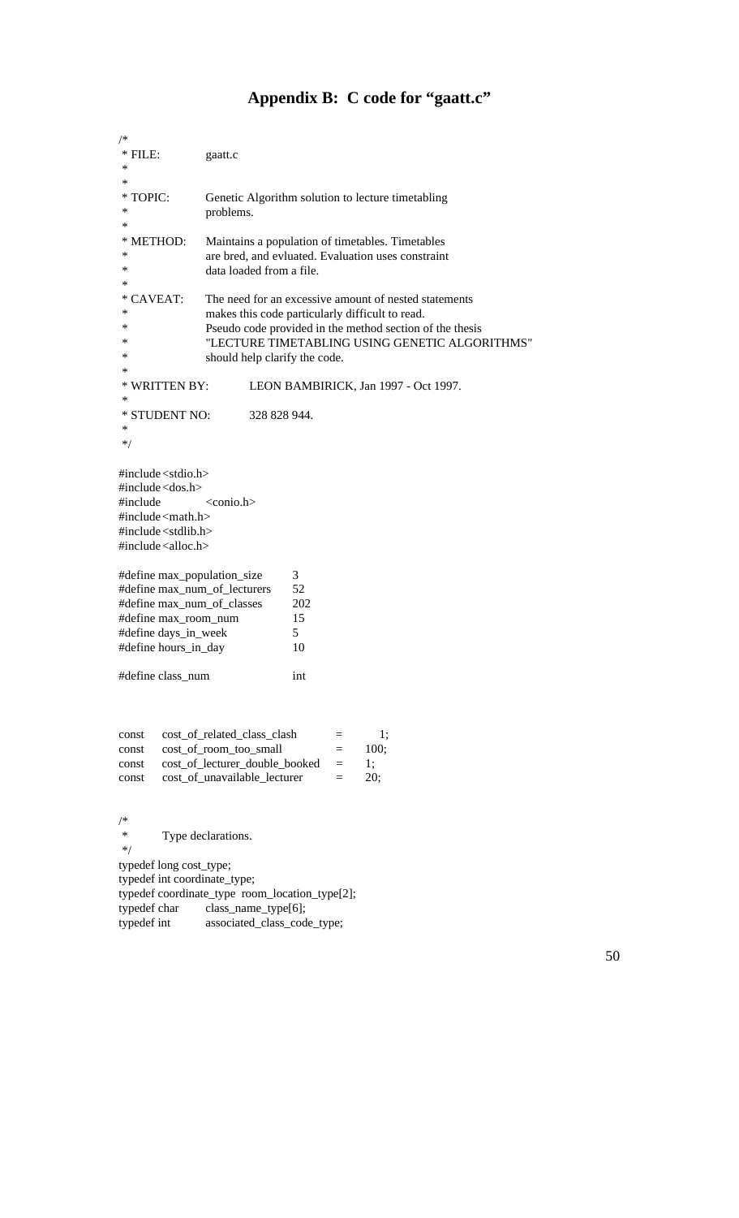# Appendix B: C code for "gaatt.c"

```c
/*
 * FILE:         gaatt.c
 *
 *
 * TOPIC:        Genetic Algorithm solution to lecture timetabling
 *               problems.
 *
 * METHOD:       Maintains a population of timetables. Timetables
 *               are bred, and evluated. Evaluation uses constraint
 *               data loaded from a file.
 *
 * CAVEAT:       The need for an excessive amount of nested statements
 *               makes this code particularly difficult to read.
 *               Pseudo code provided in the method section of the thesis
 *               "LECTURE TIMETABLING USING GENETIC ALGORITHMS"
 *               should help clarify the code.
 *
 * WRITTEN BY:        LEON BAMBIRICK, Jan 1997 - Oct 1997.
 *
 * STUDENT NO:        328 828 944.
 *
 */

#include<stdio.h>
#include<dos.h>
#include        <conio.h>
#include<math.h>
#include<stdlib.h>
#include<alloc.h>

#define max_population_size       3
#define max_num_of_lecturers      52
#define max_num_of_classes        202
#define max_room_num              15
#define days_in_week              5
#define hours_in_day              10

#define class_num                 int



const    cost_of_related_class_clash        =    1;
const    cost_of_room_too_small             =    100;
const    cost_of_lecturer_double_booked     =    1;
const    cost_of_unavailable_lecturer       =    20;


/*
 *       Type declarations.
 */
typedef long cost_type;
typedef int coordinate_type;
typedef coordinate_type  room_location_type[2];
typedef char      class_name_type[6];
typedef int       associated_class_code_type;
```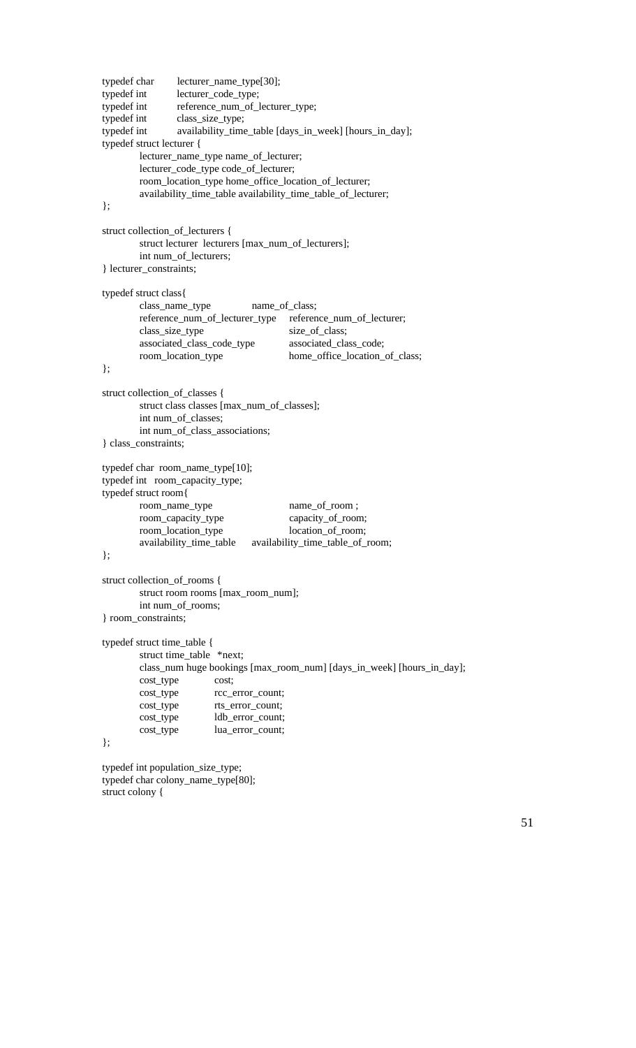```c
typedef char        lecturer_name_type[30];
typedef int         lecturer_code_type;
typedef int         reference_num_of_lecturer_type;
typedef int         class_size_type;
typedef int         availability_time_table [days_in_week] [hours_in_day];
typedef struct lecturer {
        lecturer_name_type name_of_lecturer;
        lecturer_code_type code_of_lecturer;
        room_location_type home_office_location_of_lecturer;
        availability_time_table availability_time_table_of_lecturer;
};

struct collection_of_lecturers {
        struct lecturer  lecturers [max_num_of_lecturers];
        int num_of_lecturers;
} lecturer_constraints;

typedef struct class{
        class_name_type             name_of_class;
        reference_num_of_lecturer_type    reference_num_of_lecturer;
        class_size_type                   size_of_class;
        associated_class_code_type        associated_class_code;
        room_location_type                home_office_location_of_class;
};

struct collection_of_classes {
        struct class classes [max_num_of_classes];
        int num_of_classes;
        int num_of_class_associations;
} class_constraints;

typedef char  room_name_type[10];
typedef int   room_capacity_type;
typedef struct room{
        room_name_type              name_of_room ;
        room_capacity_type          capacity_of_room;
        room_location_type          location_of_room;
        availability_time_table     availability_time_table_of_room;
};

struct collection_of_rooms {
        struct room rooms [max_room_num];
        int num_of_rooms;
} room_constraints;

typedef struct time_table {
        struct time_table   *next;
        class_num huge bookings [max_room_num] [days_in_week] [hours_in_day];
        cost_type       cost;
        cost_type       rcc_error_count;
        cost_type       rts_error_count;
        cost_type       ldb_error_count;
        cost_type       lua_error_count;
};

typedef int population_size_type;
typedef char colony_name_type[80];
struct colony {
```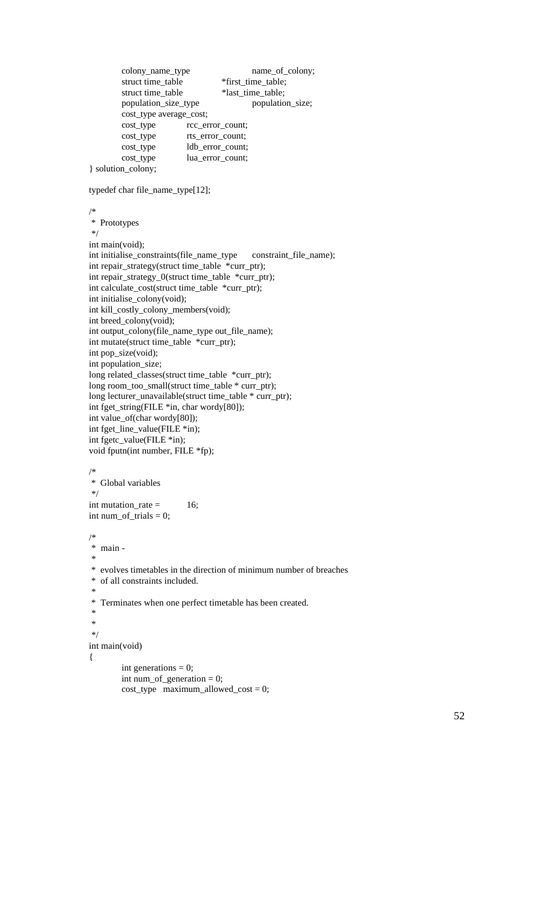```c
	colony_name_type			name_of_colony;
	struct time_table		*first_time_table;
	struct time_table		*last_time_table;
	population_size_type			population_size;
	cost_type average_cost;
	cost_type		rcc_error_count;
	cost_type		rts_error_count;
	cost_type		ldb_error_count;
	cost_type		lua_error_count;
} solution_colony;

typedef char file_name_type[12];

/*
 * Prototypes
 */
int main(void);
int initialise_constraints(file_name_type	constraint_file_name);
int repair_strategy(struct time_table  *curr_ptr);
int repair_strategy_0(struct time_table  *curr_ptr);
int calculate_cost(struct time_table  *curr_ptr);
int initialise_colony(void);
int kill_costly_colony_members(void);
int breed_colony(void);
int output_colony(file_name_type out_file_name);
int mutate(struct time_table  *curr_ptr);
int pop_size(void);
int population_size;
long related_classes(struct time_table  *curr_ptr);
long room_too_small(struct time_table * curr_ptr);
long lecturer_unavailable(struct time_table * curr_ptr);
int fget_string(FILE *in, char wordy[80]);
int value_of(char wordy[80]);
int fget_line_value(FILE *in);
int fgetc_value(FILE *in);
void fputn(int number, FILE *fp);

/*
 * Global variables
 */
int mutation_rate =		16;
int num_of_trials = 0;

/*
 * main -
 *
 * evolves timetables in the direction of minimum number of breaches
 * of all constraints included.
 *
 * Terminates when one perfect timetable has been created.
 *
 *
 */
int main(void)
{
	int generations = 0;
	int num_of_generation = 0;
	cost_type	maximum_allowed_cost = 0;
```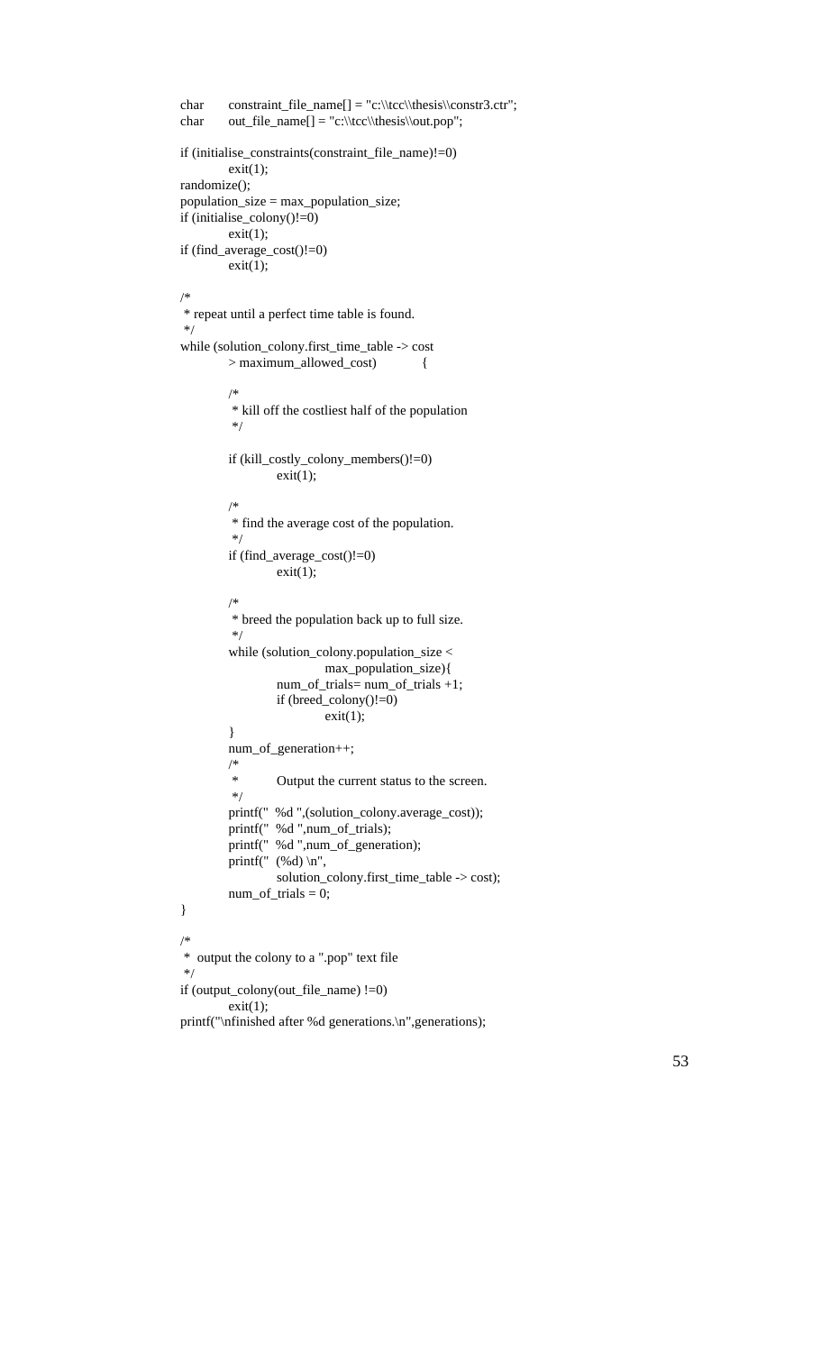```
char      constraint_file_name[] = "c:\\tcc\\thesis\\constr3.ctr";
char      out_file_name[] = "c:\\tcc\\thesis\\out.pop";

if (initialise_constraints(constraint_file_name)!=0)
          exit(1);
randomize();
population_size = max_population_size;
if (initialise_colony()!=0)
          exit(1);
if (find_average_cost()!=0)
          exit(1);

/*
 * repeat until a perfect time table is found.
 */
while (solution_colony.first_time_table -> cost
          > maximum_allowed_cost)          {

          /*
           * kill off the costliest half of the population
           */

          if (kill_costly_colony_members()!=0)
                    exit(1);

          /*
           * find the average cost of the population.
           */
          if (find_average_cost()!=0)
                    exit(1);

          /*
           * breed the population back up to full size.
           */
          while (solution_colony.population_size <
                              max_population_size){
                    num_of_trials= num_of_trials +1;
                    if (breed_colony()!=0)
                              exit(1);
          }
          num_of_generation++;
          /*
           *        Output the current status to the screen.
           */
          printf("  %d ",(solution_colony.average_cost));
          printf("  %d ",num_of_trials);
          printf("  %d ",num_of_generation);
          printf("  (%d) \n",
                    solution_colony.first_time_table -> cost);
          num_of_trials = 0;
}

/*
 *  output the colony to a ".pop" text file
 */
if (output_colony(out_file_name) !=0)
          exit(1);
printf("\nfinished after %d generations.\n",generations);
```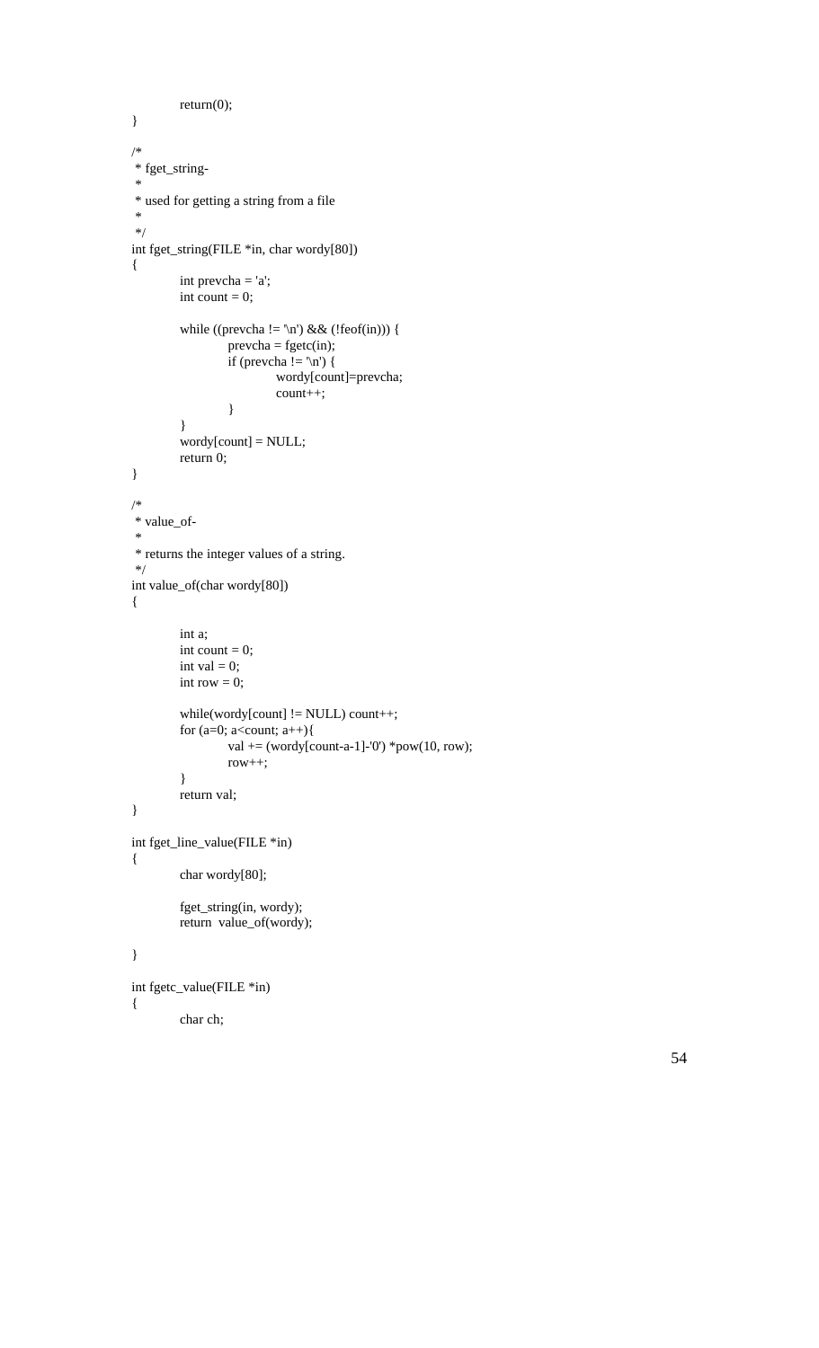```
        return(0);
}

/*
 * fget_string-
 *
 * used for getting a string from a file
 *
 */
int fget_string(FILE *in, char wordy[80])
{
        int prevcha = 'a';
        int count = 0;

        while ((prevcha != '\n') && (!feof(in))) {
                prevcha = fgetc(in);
                if (prevcha != '\n') {
                        wordy[count]=prevcha;
                        count++;
                }
        }
        wordy[count] = NULL;
        return 0;
}

/*
 * value_of-
 *
 * returns the integer values of a string.
 */
int value_of(char wordy[80])
{

        int a;
        int count = 0;
        int val = 0;
        int row = 0;

        while(wordy[count] != NULL) count++;
        for (a=0; a<count; a++){
                val += (wordy[count-a-1]-'0') *pow(10, row);
                row++;
        }
        return val;
}

int fget_line_value(FILE *in)
{
        char wordy[80];

        fget_string(in, wordy);
        return  value_of(wordy);

}

int fgetc_value(FILE *in)
{
        char ch;
```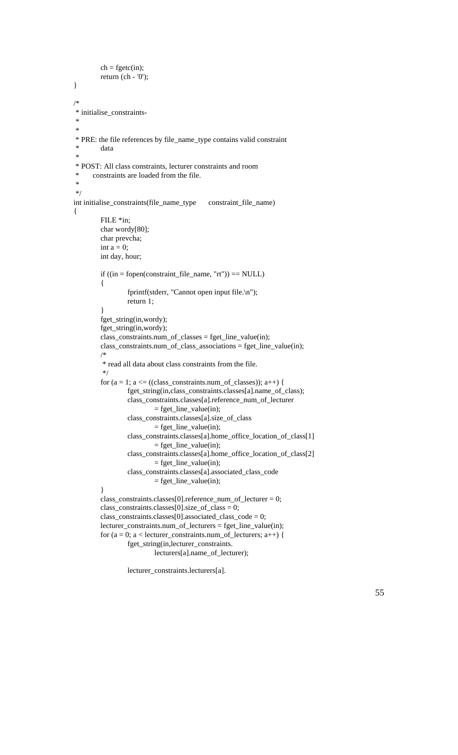```c
	ch = fgetc(in);
	return (ch - '0');
}

/*
 * initialise_constraints-
 *
 *
 * PRE: the file references by file_name_type contains valid constraint
 *        data
 *
 * POST: All class constraints, lecturer constraints and room
 *      constraints are loaded from the file.
 *
 */
int initialise_constraints(file_name_type      constraint_file_name)
{
	FILE *in;
	char wordy[80];
	char prevcha;
	int a = 0;
	int day, hour;

	if ((in = fopen(constraint_file_name, "rt")) == NULL)
	{
		fprintf(stderr, "Cannot open input file.\n");
		return 1;
	}
	fget_string(in,wordy);
	fget_string(in,wordy);
	class_constraints.num_of_classes = fget_line_value(in);
	class_constraints.num_of_class_associations = fget_line_value(in);
	/*
	 * read all data about class constraints from the file.
	 */
	for (a = 1; a <= ((class_constraints.num_of_classes)); a++) {
		fget_string(in,class_constraints.classes[a].name_of_class);
		class_constraints.classes[a].reference_num_of_lecturer
			= fget_line_value(in);
		class_constraints.classes[a].size_of_class
			= fget_line_value(in);
		class_constraints.classes[a].home_office_location_of_class[1]
			= fget_line_value(in);
		class_constraints.classes[a].home_office_location_of_class[2]
			= fget_line_value(in);
		class_constraints.classes[a].associated_class_code
			= fget_line_value(in);
	}
	class_constraints.classes[0].reference_num_of_lecturer = 0;
	class_constraints.classes[0].size_of_class = 0;
	class_constraints.classes[0].associated_class_code = 0;
	lecturer_constraints.num_of_lecturers = fget_line_value(in);
	for (a = 0; a < lecturer_constraints.num_of_lecturers; a++) {
		fget_string(in,lecturer_constraints.
			lecturers[a].name_of_lecturer);

		lecturer_constraints.lecturers[a].
```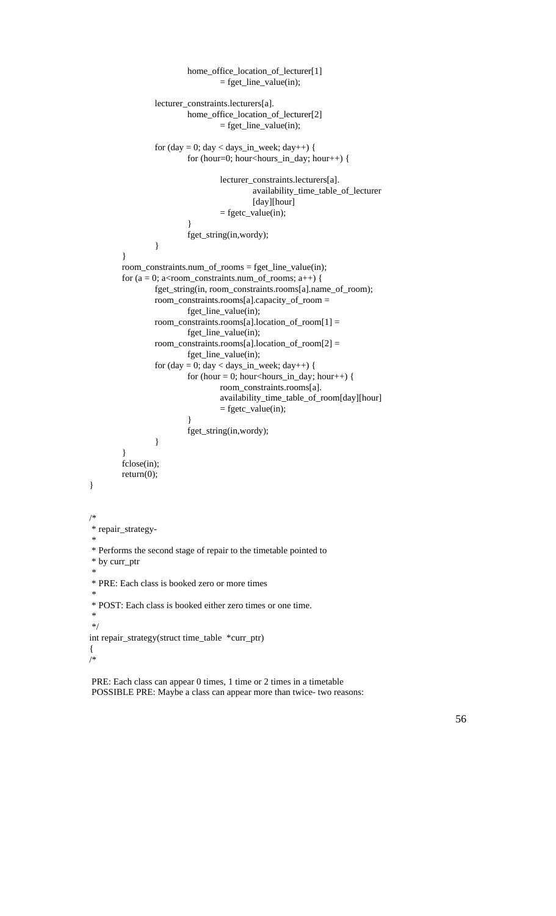```
                        home_office_location_of_lecturer[1]
                                = fget_line_value(in);

                lecturer_constraints.lecturers[a].
                        home_office_location_of_lecturer[2]
                                = fget_line_value(in);

                for (day = 0; day < days_in_week; day++) {
                        for (hour=0; hour<hours_in_day; hour++) {

                                lecturer_constraints.lecturers[a].
                                        availability_time_table_of_lecturer
                                        [day][hour]
                                = fgetc_value(in);
                        }
                        fget_string(in,wordy);
                }
        }
        room_constraints.num_of_rooms = fget_line_value(in);
        for (a = 0; a<room_constraints.num_of_rooms; a++) {
                fget_string(in, room_constraints.rooms[a].name_of_room);
                room_constraints.rooms[a].capacity_of_room =
                        fget_line_value(in);
                room_constraints.rooms[a].location_of_room[1] =
                        fget_line_value(in);
                room_constraints.rooms[a].location_of_room[2] =
                        fget_line_value(in);
                for (day = 0; day < days_in_week; day++) {
                        for (hour = 0; hour<hours_in_day; hour++) {
                                room_constraints.rooms[a].
                                availability_time_table_of_room[day][hour]
                                = fgetc_value(in);
                        }
                        fget_string(in,wordy);
                }
        }
        fclose(in);
        return(0);
}


/*
 * repair_strategy-
 *
 * Performs the second stage of repair to the timetable pointed to
 * by curr_ptr
 *
 * PRE: Each class is booked zero or more times
 *
 * POST: Each class is booked either zero times or one time.
 *
 */
int repair_strategy(struct time_table  *curr_ptr)
{
/*

 PRE: Each class can appear 0 times, 1 time or 2 times in a timetable
 POSSIBLE PRE: Maybe a class can appear more than twice- two reasons:
```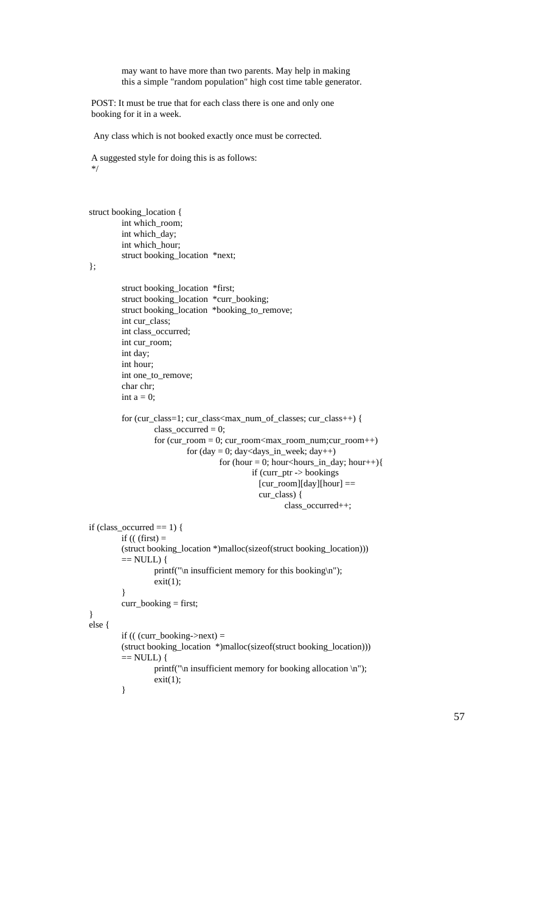may want to have more than two parents. May help in making
this a simple "random population" high cost time table generator.

POST: It must be true that for each class there is one and only one
booking for it in a week.

Any class which is not booked exactly once must be corrected.

A suggested style for doing this is as follows:
*/

```
struct booking_location {
        int which_room;
        int which_day;
        int which_hour;
        struct booking_location  *next;
};

        struct booking_location  *first;
        struct booking_location  *curr_booking;
        struct booking_location  *booking_to_remove;
        int cur_class;
        int class_occurred;
        int cur_room;
        int day;
        int hour;
        int one_to_remove;
        char chr;
        int a = 0;

        for (cur_class=1; cur_class<max_num_of_classes; cur_class++) {
                class_occurred = 0;
                for (cur_room = 0; cur_room<max_room_num;cur_room++)
                        for (day = 0; day<days_in_week; day++)
                                for (hour = 0; hour<hours_in_day; hour++){
                                        if (curr_ptr -> bookings
                                          [cur_room][day][hour] ==
                                          cur_class) {
                                                class_occurred++;

if (class_occurred == 1) {
        if (( (first) =
        (struct booking_location *)malloc(sizeof(struct booking_location)))
        == NULL) {
                printf("\n insufficient memory for this booking\n");
                exit(1);
        }
        curr_booking = first;
}
else {
        if (( (curr_booking->next) =
        (struct booking_location  *)malloc(sizeof(struct booking_location)))
        == NULL) {
                printf("\n insufficient memory for booking allocation \n");
                exit(1);
        }
```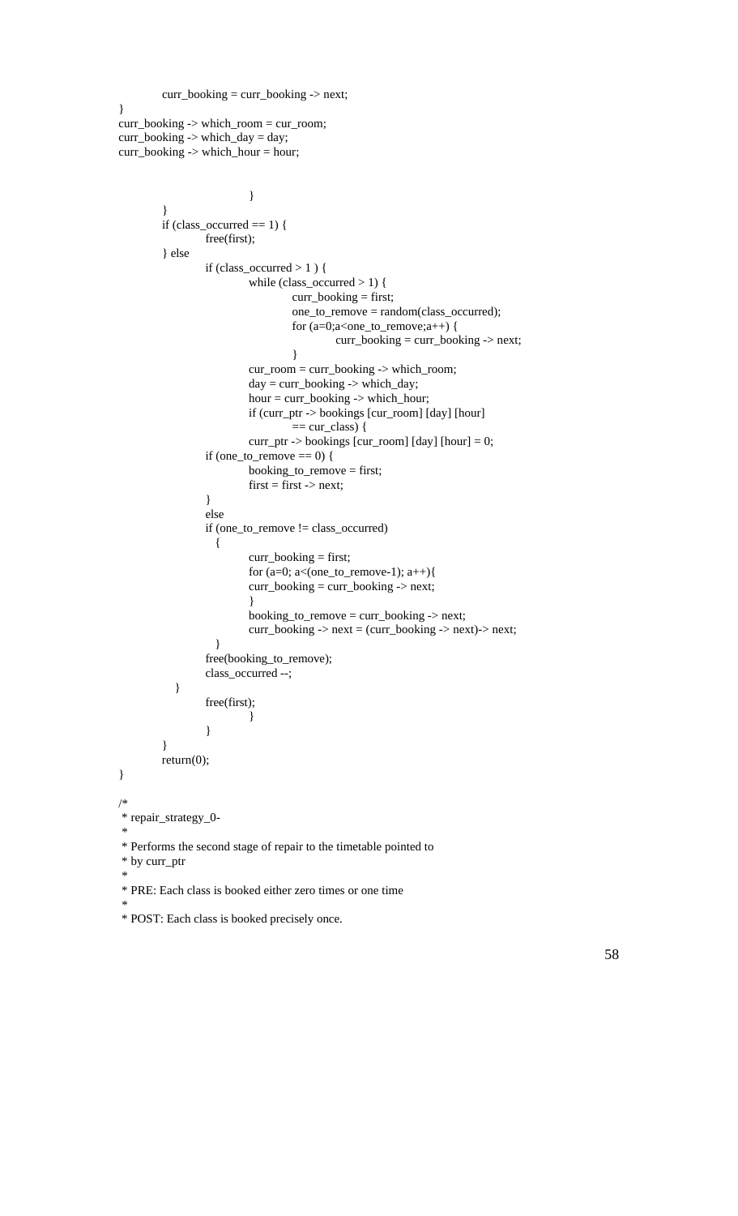```
            curr_booking = curr_booking -> next;
}
curr_booking -> which_room = cur_room;
curr_booking -> which_day = day;
curr_booking -> which_hour = hour;


                                    }
            }
            if (class_occurred == 1) {
                        free(first);
            } else
                        if (class_occurred > 1 ) {
                                    while (class_occurred > 1) {
                                                curr_booking = first;
                                                one_to_remove = random(class_occurred);
                                                for (a=0;a<one_to_remove;a++) {
                                                            curr_booking = curr_booking -> next;
                                                }
                                    cur_room = curr_booking -> which_room;
                                    day = curr_booking -> which_day;
                                    hour = curr_booking -> which_hour;
                                    if (curr_ptr -> bookings [cur_room] [day] [hour]
                                                == cur_class) {
                                    curr_ptr -> bookings [cur_room] [day] [hour] = 0;
                        if (one_to_remove == 0) {
                                    booking_to_remove = first;
                                    first = first -> next;
                        }
                        else
                        if (one_to_remove != class_occurred)
                           {
                                    curr_booking = first;
                                    for (a=0; a<(one_to_remove-1); a++){
                                    curr_booking = curr_booking -> next;
                                    }
                                    booking_to_remove = curr_booking -> next;
                                    curr_booking -> next = (curr_booking -> next)-> next;
                           }
                        free(booking_to_remove);
                        class_occurred --;
               }
                        free(first);
                                    }
                        }
            }
            return(0);
}

/*
 * repair_strategy_0-
 *
 * Performs the second stage of repair to the timetable pointed to
 * by curr_ptr
 *
 * PRE: Each class is booked either zero times or one time
 *
 * POST: Each class is booked precisely once.
```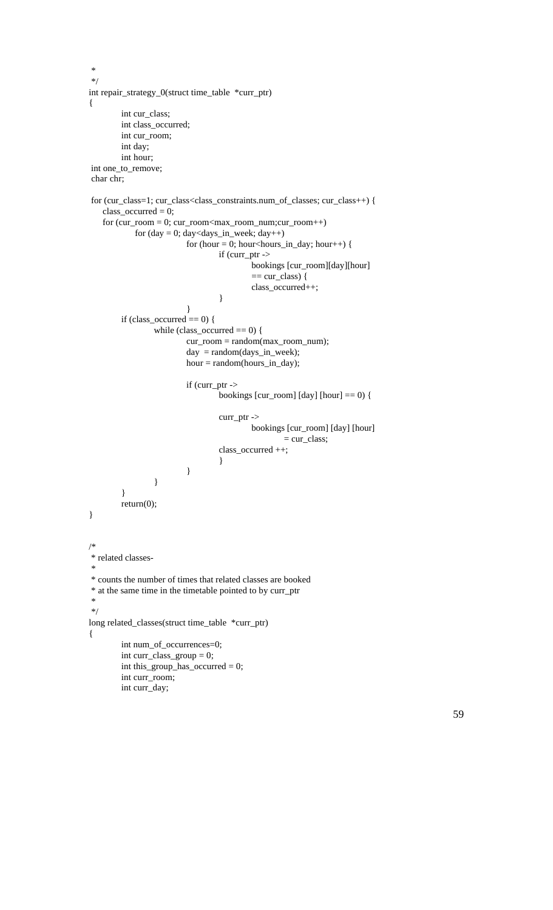```
 *
 */
int repair_strategy_0(struct time_table  *curr_ptr)
{
        int cur_class;
        int class_occurred;
        int cur_room;
        int day;
        int hour;
 int one_to_remove;
 char chr;

 for (cur_class=1; cur_class<class_constraints.num_of_classes; cur_class++) {
     class_occurred = 0;
     for (cur_room = 0; cur_room<max_room_num;cur_room++)
             for (day = 0; day<days_in_week; day++)
                     for (hour = 0; hour<hours_in_day; hour++) {
                             if (curr_ptr ->
                                     bookings [cur_room][day][hour]
                                     == cur_class) {
                                     class_occurred++;
                             }
                     }
        if (class_occurred == 0) {
                while (class_occurred == 0) {
                        cur_room = random(max_room_num);
                        day  = random(days_in_week);
                        hour = random(hours_in_day);

                        if (curr_ptr ->
                                bookings [cur_room] [day] [hour] == 0) {

                                curr_ptr ->
                                        bookings [cur_room] [day] [hour]
                                                = cur_class;
                                class_occurred ++;
                                }
                        }
                }
        }
        return(0);
}


/*
 * related classes-
 *
 * counts the number of times that related classes are booked
 * at the same time in the timetable pointed to by curr_ptr
 *
 */
long related_classes(struct time_table  *curr_ptr)
{
        int num_of_occurrences=0;
        int curr_class_group = 0;
        int this_group_has_occurred = 0;
        int curr_room;
        int curr_day;
```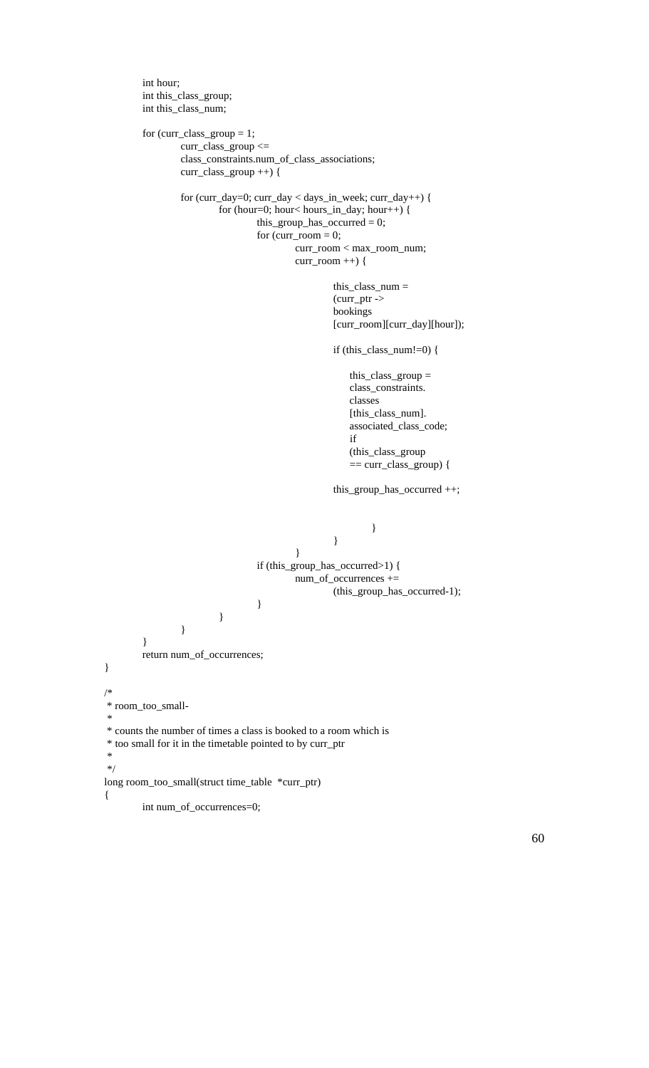```
	int hour;
	int this_class_group;
	int this_class_num;

	for (curr_class_group = 1;
		curr_class_group <=
		class_constraints.num_of_class_associations;
		curr_class_group ++) {

		for (curr_day=0; curr_day < days_in_week; curr_day++) {
			for (hour=0; hour< hours_in_day; hour++) {
				this_group_has_occurred = 0;
				for (curr_room = 0;
					curr_room < max_room_num;
					curr_room ++) {

						this_class_num =
						(curr_ptr ->
						bookings
						[curr_room][curr_day][hour]);

						if (this_class_num!=0) {

						    this_class_group =
						    class_constraints.
						    classes
						    [this_class_num].
						    associated_class_code;
						    if
						    (this_class_group
						    == curr_class_group) {

						this_group_has_occurred ++;


							}
						}
					}
				if (this_group_has_occurred>1) {
					num_of_occurrences +=
						(this_group_has_occurred-1);
				}
			}
		}
	}
	return num_of_occurrences;
}

/*
 * room_too_small-
 *
 * counts the number of times a class is booked to a room which is
 * too small for it in the timetable pointed to by curr_ptr
 *
 */
long room_too_small(struct time_table  *curr_ptr)
{
	int num_of_occurrences=0;
```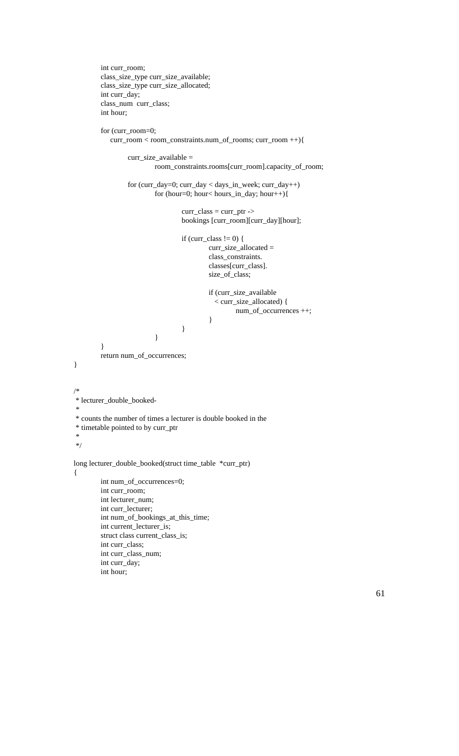```
	int curr_room;
	class_size_type curr_size_available;
	class_size_type curr_size_allocated;
	int curr_day;
	class_num  curr_class;
	int hour;

	for (curr_room=0;
	    curr_room < room_constraints.num_of_rooms; curr_room ++){

		curr_size_available =
			room_constraints.rooms[curr_room].capacity_of_room;

		for (curr_day=0; curr_day < days_in_week; curr_day++)
			for (hour=0; hour< hours_in_day; hour++){

				curr_class = curr_ptr ->
				bookings [curr_room][curr_day][hour];

				if (curr_class != 0) {
					curr_size_allocated =
					class_constraints.
					classes[curr_class].
					size_of_class;

					if (curr_size_available
					  < curr_size_allocated) {
						num_of_occurrences ++;
					}
				}
			}
	}
	return num_of_occurrences;
}


/*
 * lecturer_double_booked-
 *
 * counts the number of times a lecturer is double booked in the
 * timetable pointed to by curr_ptr
 *
 */

long lecturer_double_booked(struct time_table  *curr_ptr)
{
	int num_of_occurrences=0;
	int curr_room;
	int lecturer_num;
	int curr_lecturer;
	int num_of_bookings_at_this_time;
	int current_lecturer_is;
	struct class current_class_is;
	int curr_class;
	int curr_class_num;
	int curr_day;
	int hour;
```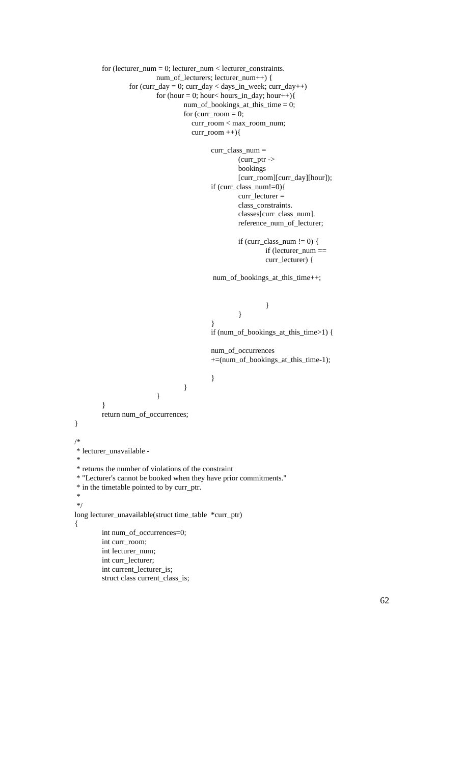```
	for (lecturer_num = 0; lecturer_num < lecturer_constraints.
				num_of_lecturers; lecturer_num++) {
		for (curr_day = 0; curr_day < days_in_week; curr_day++)
			for (hour = 0; hour< hours_in_day; hour++){
				num_of_bookings_at_this_time = 0;
				for (curr_room = 0;
				    curr_room < max_room_num;
				    curr_room ++){

					curr_class_num =
						(curr_ptr ->
						bookings
						[curr_room][curr_day][hour]);
					if (curr_class_num!=0){
						curr_lecturer =
						class_constraints.
						classes[curr_class_num].
						reference_num_of_lecturer;

						if (curr_class_num != 0) {
							if (lecturer_num ==
							curr_lecturer) {

					 num_of_bookings_at_this_time++;


							}
						}
					}
					if (num_of_bookings_at_this_time>1) {

					num_of_occurrences
					+=(num_of_bookings_at_this_time-1);

					}
				}
			}
	}
	return num_of_occurrences;
}

/*
 * lecturer_unavailable -
 *
 * returns the number of violations of the constraint
 * "Lecturer's cannot be booked when they have prior commitments."
 * in the timetable pointed to by curr_ptr.
 *
 */
long lecturer_unavailable(struct time_table  *curr_ptr)
{
	int num_of_occurrences=0;
	int curr_room;
	int lecturer_num;
	int curr_lecturer;
	int current_lecturer_is;
	struct class current_class_is;
```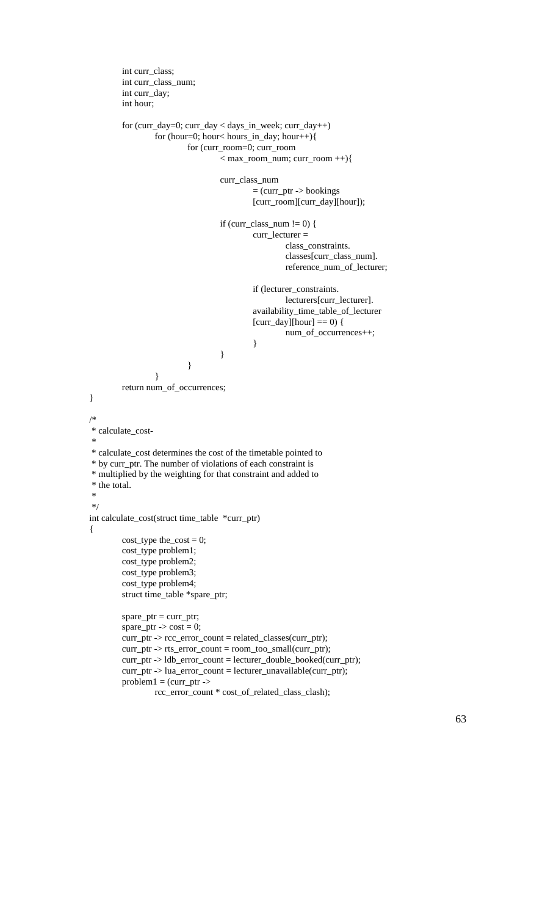```
	int curr_class;
	int curr_class_num;
	int curr_day;
	int hour;

	for (curr_day=0; curr_day < days_in_week; curr_day++)
		for (hour=0; hour< hours_in_day; hour++){
			for (curr_room=0; curr_room
				< max_room_num; curr_room ++){

				curr_class_num
					= (curr_ptr -> bookings
					[curr_room][curr_day][hour]);

				if (curr_class_num != 0) {
					curr_lecturer =
						class_constraints.
						classes[curr_class_num].
						reference_num_of_lecturer;

					if (lecturer_constraints.
						lecturers[curr_lecturer].
					availability_time_table_of_lecturer
					[curr_day][hour] == 0) {
						num_of_occurrences++;
					}
				}
			}
		}
	return num_of_occurrences;
}

/*
 * calculate_cost-
 *
 * calculate_cost determines the cost of the timetable pointed to
 * by curr_ptr. The number of violations of each constraint is
 * multiplied by the weighting for that constraint and added to
 * the total.
 *
 */
int calculate_cost(struct time_table  *curr_ptr)
{
	cost_type the_cost = 0;
	cost_type problem1;
	cost_type problem2;
	cost_type problem3;
	cost_type problem4;
	struct time_table *spare_ptr;

	spare_ptr = curr_ptr;
	spare_ptr -> cost = 0;
	curr_ptr -> rcc_error_count = related_classes(curr_ptr);
	curr_ptr -> rts_error_count = room_too_small(curr_ptr);
	curr_ptr -> ldb_error_count = lecturer_double_booked(curr_ptr);
	curr_ptr -> lua_error_count = lecturer_unavailable(curr_ptr);
	problem1 = (curr_ptr ->
		rcc_error_count * cost_of_related_class_clash);
```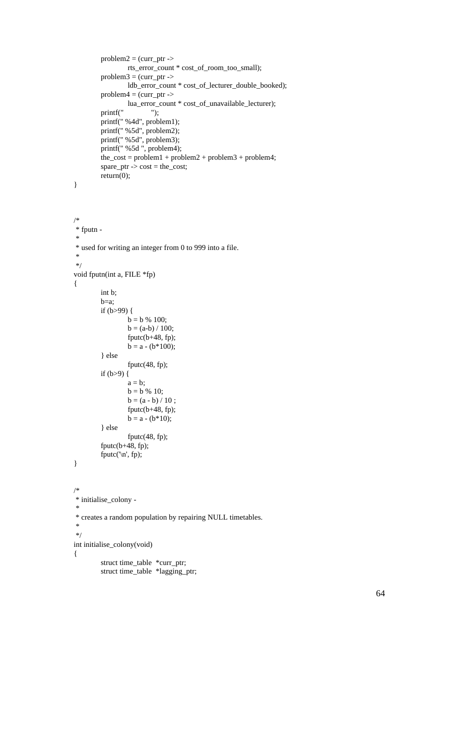```c
	problem2 = (curr_ptr ->
			rts_error_count * cost_of_room_too_small);
	problem3 = (curr_ptr ->
			ldb_error_count * cost_of_lecturer_double_booked);
	problem4 = (curr_ptr ->
			lua_error_count * cost_of_unavailable_lecturer);
	printf("            ");
	printf(" %4d", problem1);
	printf(" %5d", problem2);
	printf(" %5d", problem3);
	printf(" %5d ", problem4);
	the_cost = problem1 + problem2 + problem3 + problem4;
	spare_ptr -> cost = the_cost;
	return(0);
}



/*
 * fputn -
 *
 * used for writing an integer from 0 to 999 into a file.
 *
 */
void fputn(int a, FILE *fp)
{
	int b;
	b=a;
	if (b>99) {
		b = b % 100;
		b = (a-b) / 100;
		fputc(b+48, fp);
		b = a - (b*100);
	} else
		fputc(48, fp);
	if (b>9) {
		a = b;
		b = b % 10;
		b = (a - b) / 10 ;
		fputc(b+48, fp);
		b = a - (b*10);
	} else
		fputc(48, fp);
	fputc(b+48, fp);
	fputc('\n', fp);
}


/*
 * initialise_colony -
 *
 * creates a random population by repairing NULL timetables.
 *
 */
int initialise_colony(void)
{
	struct time_table  *curr_ptr;
	struct time_table  *lagging_ptr;
```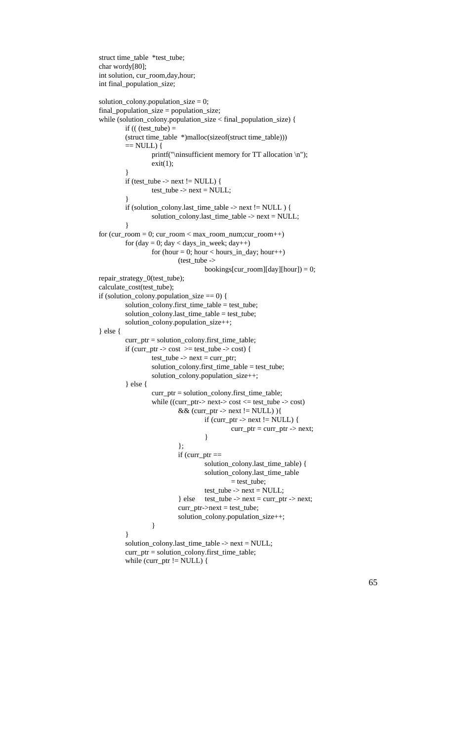```
struct time_table  *test_tube;
char wordy[80];
int solution, cur_room,day,hour;
int final_population_size;

solution_colony.population_size = 0;
final_population_size = population_size;
while (solution_colony.population_size < final_population_size) {
            if (( (test_tube) =
            (struct time_table  *)malloc(sizeof(struct time_table)))
            == NULL) {
                        printf("\ninsufficient memory for TT allocation \n");
                        exit(1);
            }
            if (test_tube -> next != NULL) {
                        test_tube -> next = NULL;
            }
            if (solution_colony.last_time_table -> next != NULL ) {
                        solution_colony.last_time_table -> next = NULL;
            }
for (cur_room = 0; cur_room < max_room_num;cur_room++)
            for (day = 0; day < days_in_week; day++)
                        for (hour = 0; hour < hours_in_day; hour++)
                                    (test_tube ->
                                                bookings[cur_room][day][hour]) = 0;
repair_strategy_0(test_tube);
calculate_cost(test_tube);
if (solution_colony.population_size == 0) {
            solution_colony.first_time_table = test_tube;
            solution_colony.last_time_table = test_tube;
            solution_colony.population_size++;
} else {
            curr_ptr = solution_colony.first_time_table;
            if (curr_ptr -> cost  >= test_tube -> cost) {
                        test_tube -> next = curr_ptr;
                        solution_colony.first_time_table = test_tube;
                        solution_colony.population_size++;
            } else {
                        curr_ptr = solution_colony.first_time_table;
                        while ((curr_ptr-> next-> cost <= test_tube -> cost)
                                    && (curr_ptr -> next != NULL) ){
                                                if (curr_ptr -> next != NULL) {
                                                            curr_ptr = curr_ptr -> next;
                                                }
                                    };
                                    if (curr_ptr ==
                                                solution_colony.last_time_table) {
                                                solution_colony.last_time_table
                                                            = test_tube;
                                                test_tube -> next = NULL;
                                    } else     test_tube -> next = curr_ptr -> next;
                                    curr_ptr->next = test_tube;
                                    solution_colony.population_size++;
                        }
            }
            solution_colony.last_time_table -> next = NULL;
            curr_ptr = solution_colony.first_time_table;
            while (curr_ptr != NULL) {
```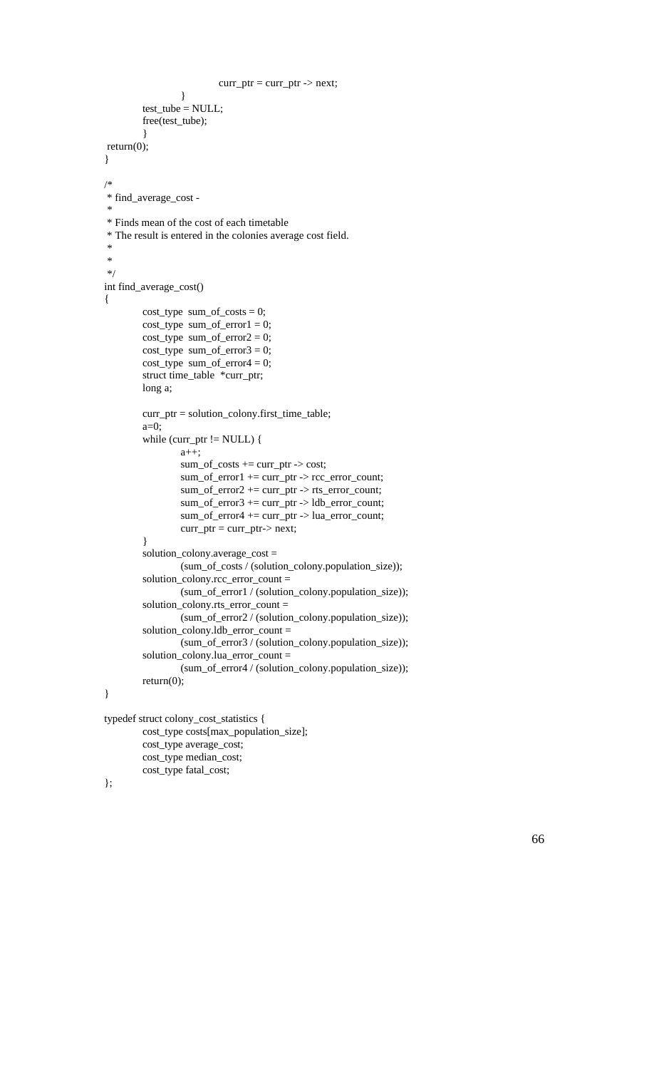```c
                                curr_ptr = curr_ptr -> next;
                        }
            test_tube = NULL;
            free(test_tube);
            }
 return(0);
}

/*
 * find_average_cost -
 *
 * Finds mean of the cost of each timetable
 * The result is entered in the colonies average cost field.
 *
 *
 */
int find_average_cost()
{
            cost_type  sum_of_costs = 0;
            cost_type  sum_of_error1 = 0;
            cost_type  sum_of_error2 = 0;
            cost_type  sum_of_error3 = 0;
            cost_type  sum_of_error4 = 0;
            struct time_table  *curr_ptr;
            long a;

            curr_ptr = solution_colony.first_time_table;
            a=0;
            while (curr_ptr != NULL) {
                        a++;
                        sum_of_costs += curr_ptr -> cost;
                        sum_of_error1 += curr_ptr -> rcc_error_count;
                        sum_of_error2 += curr_ptr -> rts_error_count;
                        sum_of_error3 += curr_ptr -> ldb_error_count;
                        sum_of_error4 += curr_ptr -> lua_error_count;
                        curr_ptr = curr_ptr-> next;
            }
            solution_colony.average_cost =
                        (sum_of_costs / (solution_colony.population_size));
            solution_colony.rcc_error_count =
                        (sum_of_error1 / (solution_colony.population_size));
            solution_colony.rts_error_count =
                        (sum_of_error2 / (solution_colony.population_size));
            solution_colony.ldb_error_count =
                        (sum_of_error3 / (solution_colony.population_size));
            solution_colony.lua_error_count =
                        (sum_of_error4 / (solution_colony.population_size));
            return(0);
}

typedef struct colony_cost_statistics {
            cost_type costs[max_population_size];
            cost_type average_cost;
            cost_type median_cost;
            cost_type fatal_cost;
};
```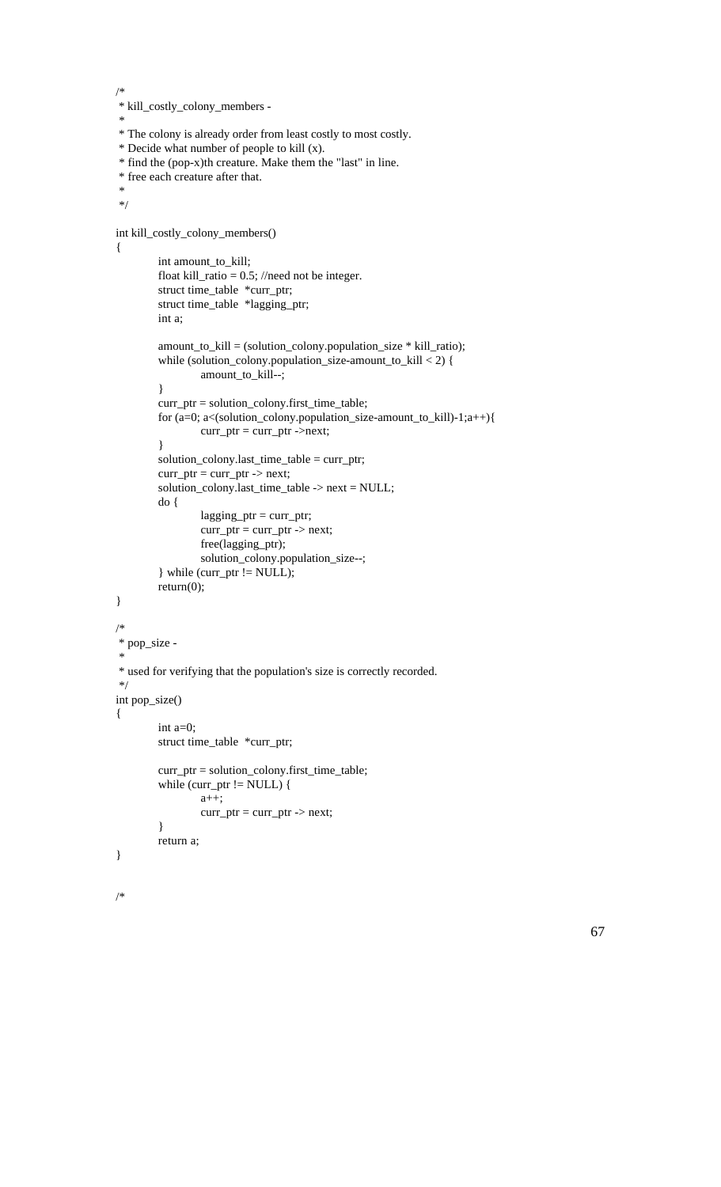```c
/*
 * kill_costly_colony_members -
 *
 * The colony is already order from least costly to most costly.
 * Decide what number of people to kill (x).
 * find the (pop-x)th creature. Make them the "last" in line.
 * free each creature after that.
 *
 */

int kill_costly_colony_members()
{
	int amount_to_kill;
	float kill_ratio = 0.5; //need not be integer.
	struct time_table  *curr_ptr;
	struct time_table  *lagging_ptr;
	int a;

	amount_to_kill = (solution_colony.population_size * kill_ratio);
	while (solution_colony.population_size-amount_to_kill < 2) {
		amount_to_kill--;
	}
	curr_ptr = solution_colony.first_time_table;
	for (a=0; a<(solution_colony.population_size-amount_to_kill)-1;a++){
		curr_ptr = curr_ptr ->next;
	}
	solution_colony.last_time_table = curr_ptr;
	curr_ptr = curr_ptr -> next;
	solution_colony.last_time_table -> next = NULL;
	do {
		lagging_ptr = curr_ptr;
		curr_ptr = curr_ptr -> next;
		free(lagging_ptr);
		solution_colony.population_size--;
	} while (curr_ptr != NULL);
	return(0);
}

/*
 * pop_size -
 *
 * used for verifying that the population's size is correctly recorded.
 */
int pop_size()
{
	int a=0;
	struct time_table  *curr_ptr;

	curr_ptr = solution_colony.first_time_table;
	while (curr_ptr != NULL) {
		a++;
		curr_ptr = curr_ptr -> next;
	}
	return a;
}


/*
```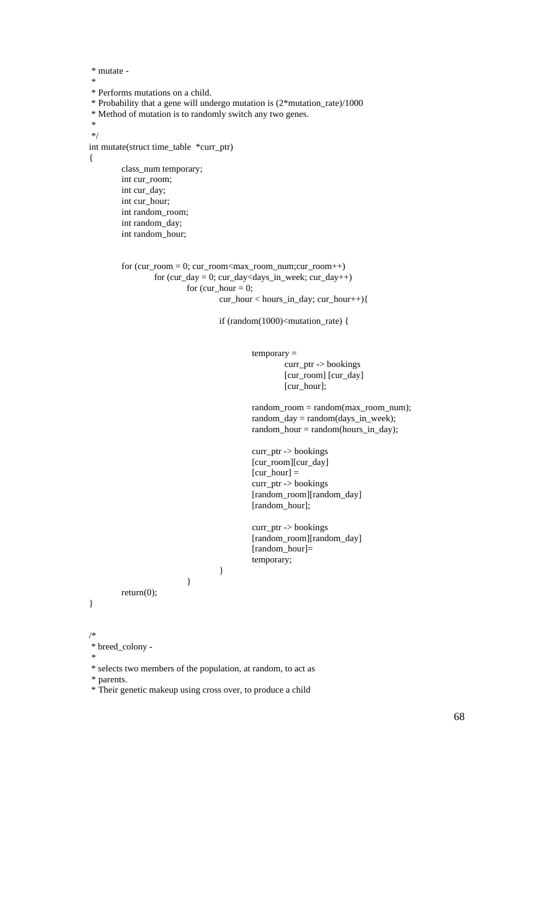```
 * mutate -
 *
 * Performs mutations on a child.
 * Probability that a gene will undergo mutation is (2*mutation_rate)/1000
 * Method of mutation is to randomly switch any two genes.
 *
 */
int mutate(struct time_table  *curr_ptr)
{
        class_num temporary;
        int cur_room;
        int cur_day;
        int cur_hour;
        int random_room;
        int random_day;
        int random_hour;


        for (cur_room = 0; cur_room<max_room_num;cur_room++)
                for (cur_day = 0; cur_day<days_in_week; cur_day++)
                        for (cur_hour = 0;
                                cur_hour < hours_in_day; cur_hour++){

                                if (random(1000)<mutation_rate) {


                                        temporary =
                                                curr_ptr -> bookings
                                                [cur_room] [cur_day]
                                                [cur_hour];

                                        random_room = random(max_room_num);
                                        random_day = random(days_in_week);
                                        random_hour = random(hours_in_day);

                                        curr_ptr -> bookings
                                        [cur_room][cur_day]
                                        [cur_hour] =
                                        curr_ptr -> bookings
                                        [random_room][random_day]
                                        [random_hour];

                                        curr_ptr -> bookings
                                        [random_room][random_day]
                                        [random_hour]=
                                        temporary;
                                }
                        }
        return(0);
}


/*
 * breed_colony -
 *
 * selects two members of the population, at random, to act as
 * parents.
 * Their genetic makeup using cross over, to produce a child
```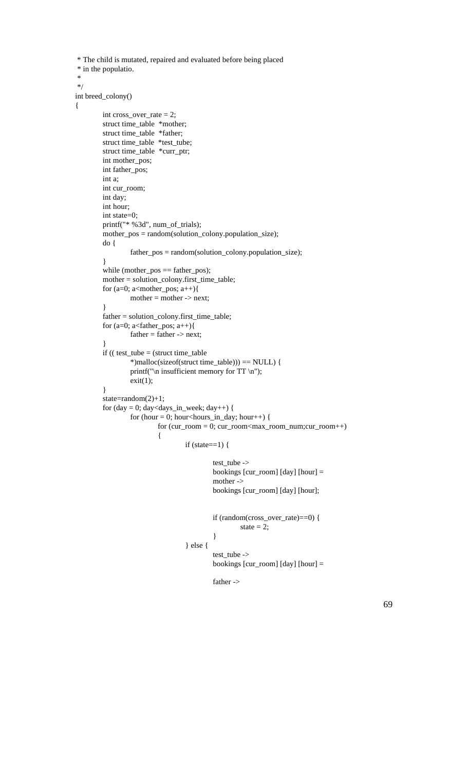```
 * The child is mutated, repaired and evaluated before being placed
 * in the populatio.
 *
 */
int breed_colony()
{
        int cross_over_rate = 2;
        struct time_table  *mother;
        struct time_table  *father;
        struct time_table  *test_tube;
        struct time_table  *curr_ptr;
        int mother_pos;
        int father_pos;
        int a;
        int cur_room;
        int day;
        int hour;
        int state=0;
        printf("* %3d", num_of_trials);
        mother_pos = random(solution_colony.population_size);
        do {
                father_pos = random(solution_colony.population_size);
        }
        while (mother_pos == father_pos);
        mother = solution_colony.first_time_table;
        for (a=0; a<mother_pos; a++){
                mother = mother -> next;
        }
        father = solution_colony.first_time_table;
        for (a=0; a<father_pos; a++){
                father = father -> next;
        }
        if (( test_tube = (struct time_table
                *)malloc(sizeof(struct time_table))) == NULL) {
                printf("\n insufficient memory for TT \n");
                exit(1);
        }
        state=random(2)+1;
        for (day = 0; day<days_in_week; day++) {
                for (hour = 0; hour<hours_in_day; hour++) {
                        for (cur_room = 0; cur_room<max_room_num;cur_room++)
                        {
                                if (state==1) {

                                        test_tube ->
                                        bookings [cur_room] [day] [hour] =
                                        mother ->
                                        bookings [cur_room] [day] [hour];


                                        if (random(cross_over_rate)==0) {
                                                state = 2;
                                        }
                                } else {
                                        test_tube ->
                                        bookings [cur_room] [day] [hour] =

                                        father ->
```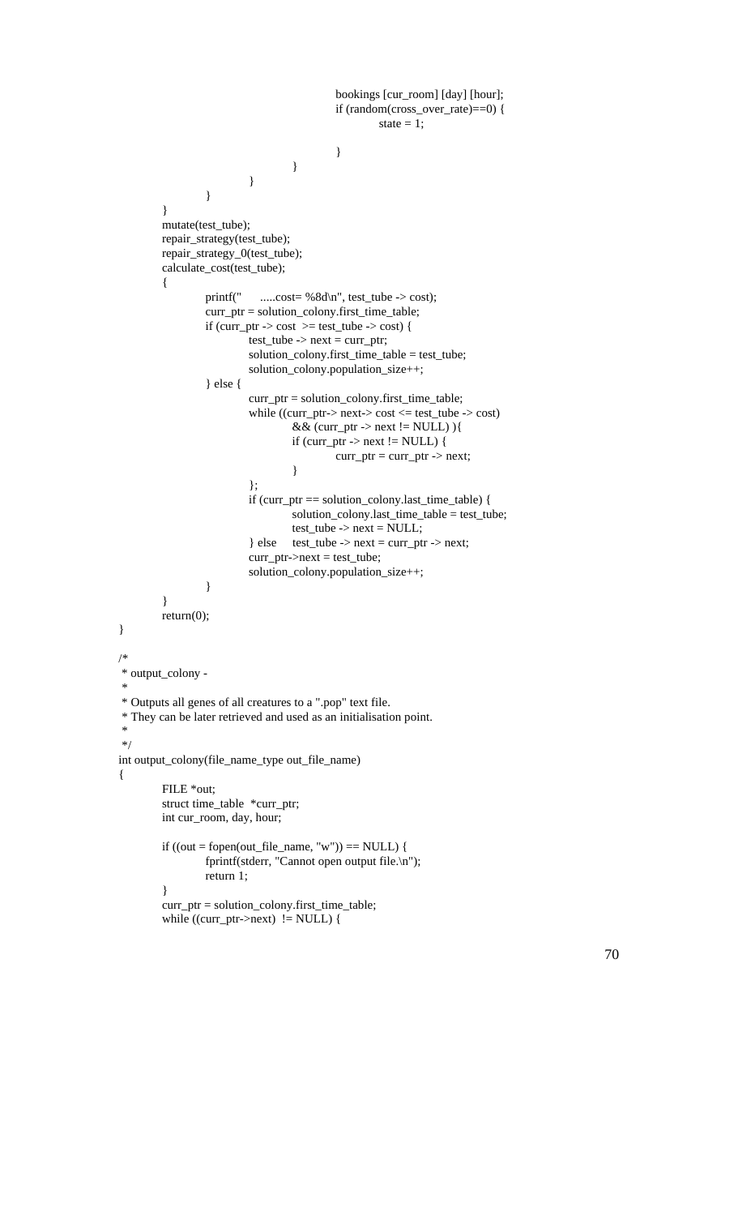```c
                                        bookings [cur_room] [day] [hour];
                                        if (random(cross_over_rate)==0) {
                                                state = 1;

                                        }
                                }
                        }
                }
        }
        mutate(test_tube);
        repair_strategy(test_tube);
        repair_strategy_0(test_tube);
        calculate_cost(test_tube);
        {
                printf("      .....cost= %8d\n", test_tube -> cost);
                curr_ptr = solution_colony.first_time_table;
                if (curr_ptr -> cost  >= test_tube -> cost) {
                        test_tube -> next = curr_ptr;
                        solution_colony.first_time_table = test_tube;
                        solution_colony.population_size++;
                } else {
                        curr_ptr = solution_colony.first_time_table;
                        while ((curr_ptr-> next-> cost <= test_tube -> cost)
                                && (curr_ptr -> next != NULL) ){
                                if (curr_ptr -> next != NULL) {
                                        curr_ptr = curr_ptr -> next;
                                }
                        };
                        if (curr_ptr == solution_colony.last_time_table) {
                                solution_colony.last_time_table = test_tube;
                                test_tube -> next = NULL;
                        } else     test_tube -> next = curr_ptr -> next;
                        curr_ptr->next = test_tube;
                        solution_colony.population_size++;
                }
        }
        return(0);
}

/*
 * output_colony -
 *
 * Outputs all genes of all creatures to a ".pop" text file.
 * They can be later retrieved and used as an initialisation point.
 *
 */
int output_colony(file_name_type out_file_name)
{
        FILE *out;
        struct time_table  *curr_ptr;
        int cur_room, day, hour;

        if ((out = fopen(out_file_name, "w")) == NULL) {
                fprintf(stderr, "Cannot open output file.\n");
                return 1;
        }
        curr_ptr = solution_colony.first_time_table;
        while ((curr_ptr->next)  != NULL) {
```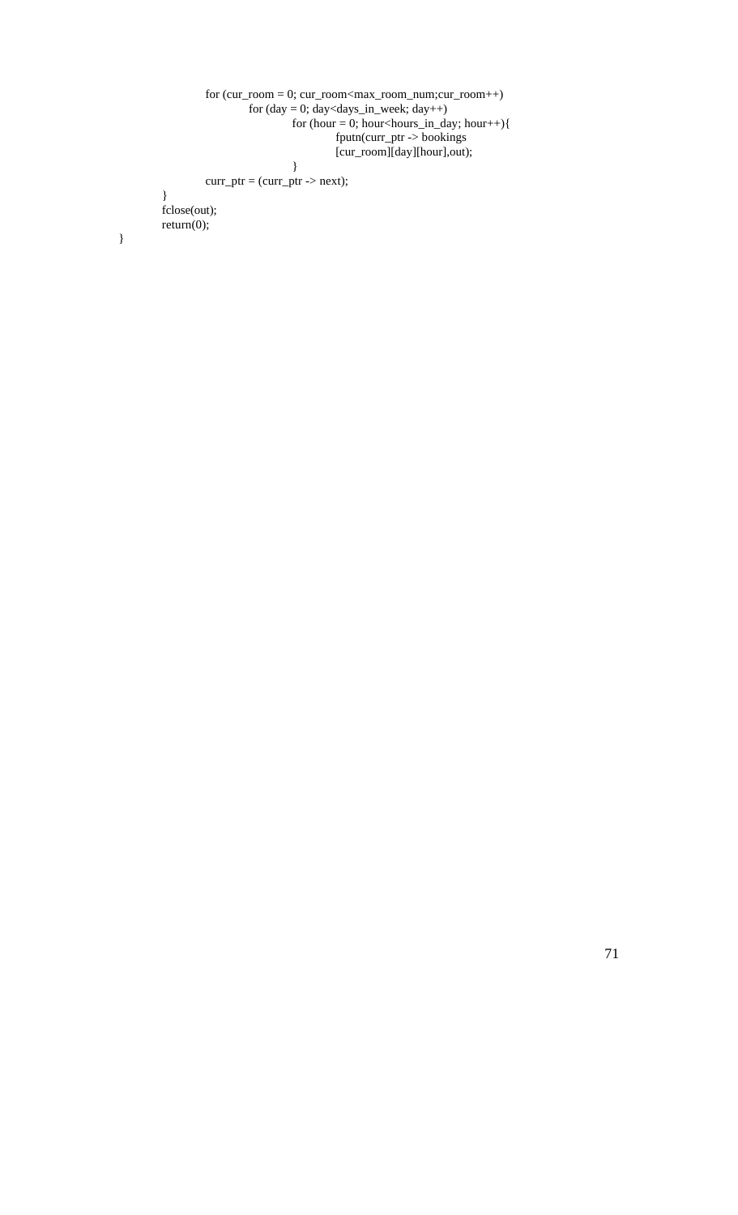```
            for (cur_room = 0; cur_room<max_room_num;cur_room++)
                for (day = 0; day<days_in_week; day++)
                    for (hour = 0; hour<hours_in_day; hour++){
                        fputn(curr_ptr -> bookings
                        [cur_room][day][hour],out);
                    }
            curr_ptr = (curr_ptr -> next);
        }
        fclose(out);
        return(0);
}
```